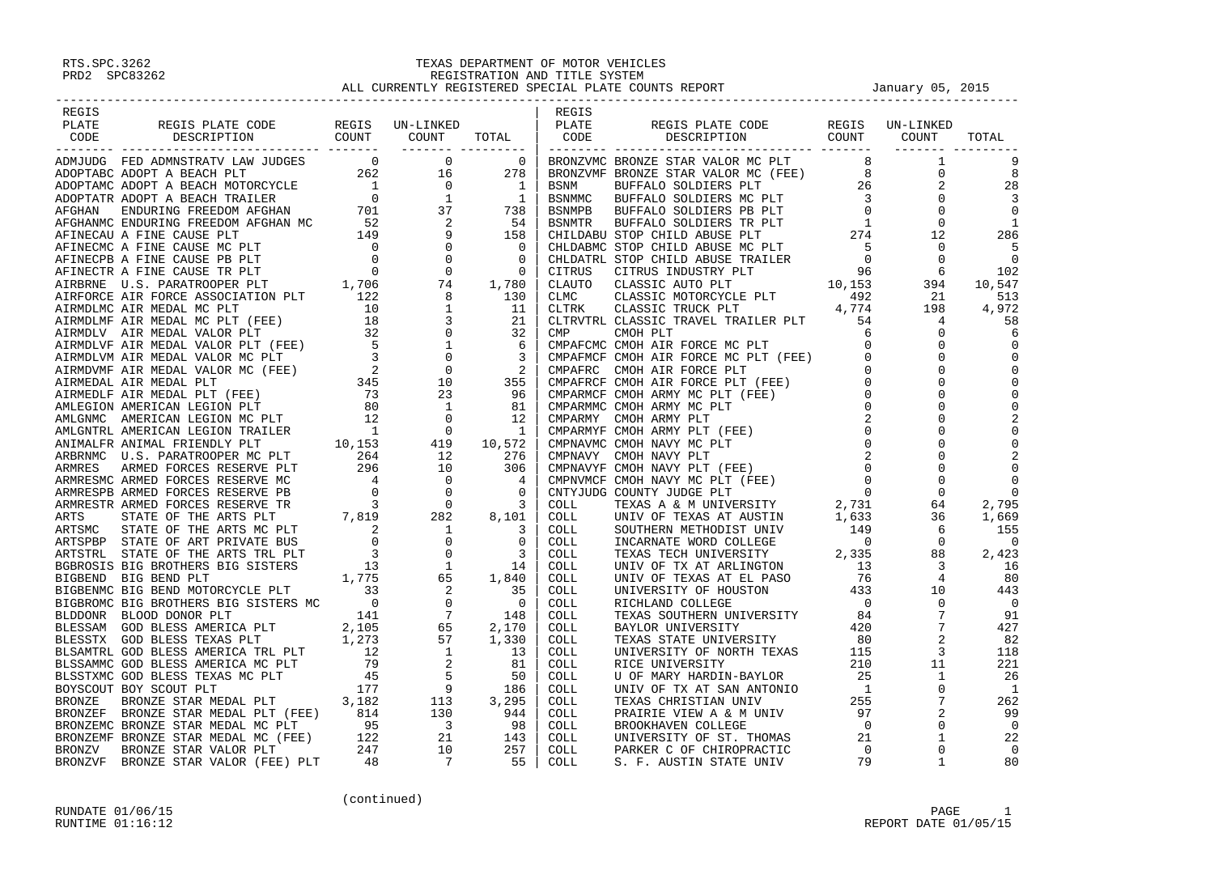# TEXAS DEPARTMENT OF MOTOR VEHICLES
## REGISTRATION AND TITLE SYSTEM
## ALL CURRENTLY REGISTERED SPECIAL PLATE COUNTS REPORT

RTS.SPC.3262
PRD2 SPC83262

January 05, 2015

| REGIS PLATE CODE | REGIS PLATE CODE DESCRIPTION | REGIS COUNT | UN-LINKED COUNT | TOTAL |
|---|---|---|---|---|
| ADMJUDG | FED ADMNSTRATV LAW JUDGES | 0 | 0 | 0 |
| ADOPTABC | ADOPT A BEACH PLT | 262 | 16 | 278 |
| ADOPTAMC | ADOPT A BEACH MOTORCYCLE | 1 | 0 | 1 |
| ADOPTATR | ADOPT A BEACH TRAILER | 0 | 1 | 1 |
| AFGHAN | ENDURING FREEDOM AFGHAN | 701 | 37 | 738 |
| AFGHANMC | ENDURING FREEDOM AFGHAN MC | 52 | 2 | 54 |
| AFINECAU | A FINE CAUSE PLT | 149 | 9 | 158 |
| AFINECMC | A FINE CAUSE MC PLT | 0 | 0 | 0 |
| AFINECPB | A FINE CAUSE PB PLT | 0 | 0 | 0 |
| AFINECTR | A FINE CAUSE TR PLT | 0 | 0 | 0 |
| AIRBRNE | U.S. PARATROOPER PLT | 1,706 | 74 | 1,780 |
| AIRFORCE | AIR FORCE ASSOCIATION PLT | 122 | 8 | 130 |
| AIRMDLMC | AIR MEDAL MC PLT | 10 | 1 | 11 |
| AIRMDLMF | AIR MEDAL MC PLT (FEE) | 18 | 3 | 21 |
| AIRMDLV | AIR MEDAL VALOR PLT | 32 | 0 | 32 |
| AIRMDLVF | AIR MEDAL VALOR PLT (FEE) | 5 | 1 | 6 |
| AIRMDLVM | AIR MEDAL VALOR MC PLT | 3 | 0 | 3 |
| AIRMDVMF | AIR MEDAL VALOR MC (FEE) | 2 | 0 | 2 |
| AIRMEDAL | AIR MEDAL PLT | 345 | 10 | 355 |
| AIRMEDLF | AIR MEDAL PLT (FEE) | 73 | 23 | 96 |
| AMLEGION | AMERICAN LEGION PLT | 80 | 1 | 81 |
| AMLGNMC | AMERICAN LEGION MC PLT | 12 | 0 | 12 |
| AMLGNTRL | AMERICAN LEGION TRAILER | 1 | 0 | 1 |
| ANIMALFR | ANIMAL FRIENDLY PLT | 10,153 | 419 | 10,572 |
| ARBRNMC | U.S. PARATROOPER MC PLT | 264 | 12 | 276 |
| ARMRES | ARMED FORCES RESERVE PLT | 296 | 10 | 306 |
| ARMRESMC | ARMED FORCES RESERVE MC | 4 | 0 | 4 |
| ARMRESPB | ARMED FORCES RESERVE PB | 0 | 0 | 0 |
| ARMRESTR | ARMED FORCES RESERVE TR | 3 | 0 | 3 |
| ARTS | STATE OF THE ARTS PLT | 7,819 | 282 | 8,101 |
| ARTSMC | STATE OF THE ARTS MC PLT | 2 | 1 | 3 |
| ARTSPBP | STATE OF ART PRIVATE BUS | 0 | 0 | 0 |
| ARTSTRL | STATE OF THE ARTS TRL PLT | 3 | 0 | 3 |
| BGBROSIS | BIG BROTHERS BIG SISTERS | 13 | 1 | 14 |
| BIGBEND | BIG BEND PLT | 1,775 | 65 | 1,840 |
| BIGBENMC | BIG BEND MOTORCYCLE PLT | 33 | 2 | 35 |
| BIGBROMC | BIG BROTHERS BIG SISTERS MC | 0 | 0 | 0 |
| BLDDONR | BLOOD DONOR PLT | 141 | 7 | 148 |
| BLESSAM | GOD BLESS AMERICA PLT | 2,105 | 65 | 2,170 |
| BLESSTX | GOD BLESS TEXAS PLT | 1,273 | 57 | 1,330 |
| BLSAMTRL | GOD BLESS AMERICA TRL PLT | 12 | 1 | 13 |
| BLSSAMMC | GOD BLESS AMERICA MC PLT | 79 | 2 | 81 |
| BLSSTXMC | GOD BLESS TEXAS MC PLT | 45 | 5 | 50 |
| BOYSCOUT | BOY SCOUT PLT | 177 | 9 | 186 |
| BRONZE | BRONZE STAR MEDAL PLT | 3,182 | 113 | 3,295 |
| BRONZEF | BRONZE STAR MEDAL PLT (FEE) | 814 | 130 | 944 |
| BRONZEMC | BRONZE STAR MEDAL MC PLT | 95 | 3 | 98 |
| BRONZEMF | BRONZE STAR MEDAL MC (FEE) | 122 | 21 | 143 |
| BRONZV | BRONZE STAR VALOR PLT | 247 | 10 | 257 |
| BRONZVF | BRONZE STAR VALOR (FEE) PLT | 48 | 7 | 55 |
| BRONZVMC | BRONZE STAR VALOR MC PLT | 8 | 1 | 9 |
| BRONZVMF | BRONZE STAR VALOR MC (FEE) | 8 | 0 | 8 |
| BSNM | BUFFALO SOLDIERS PLT | 26 | 2 | 28 |
| BSNMMC | BUFFALO SOLDIERS MC PLT | 3 | 0 | 3 |
| BSNMPB | BUFFALO SOLDIERS PB PLT | 0 | 0 | 0 |
| BSNMTR | BUFFALO SOLDIERS TR PLT | 1 | 0 | 1 |
| CHILDABU | STOP CHILD ABUSE PLT | 274 | 12 | 286 |
| CHLDABMC | STOP CHILD ABUSE MC PLT | 5 | 0 | 5 |
| CHLDATRL | STOP CHILD ABUSE TRAILER | 0 | 0 | 0 |
| CITRUS | CITRUS INDUSTRY PLT | 96 | 6 | 102 |
| CLAUTO | CLASSIC AUTO PLT | 10,153 | 394 | 10,547 |
| CLMC | CLASSIC MOTORCYCLE PLT | 492 | 21 | 513 |
| CLTRK | CLASSIC TRUCK PLT | 4,774 | 198 | 4,972 |
| CLTRVTRL | CLASSIC TRAVEL TRAILER PLT | 54 | 4 | 58 |
| CMP | CMOH PLT | 6 | 0 | 6 |
| CMPAFCMC | CMOH AIR FORCE MC PLT | 0 | 0 | 0 |
| CMPAFMCF | CMOH AIR FORCE MC PLT (FEE) | 0 | 0 | 0 |
| CMPAFRC | CMOH AIR FORCE PLT | 0 | 0 | 0 |
| CMPAFRCF | CMOH AIR FORCE PLT (FEE) | 0 | 0 | 0 |
| CMPARMCF | CMOH ARMY MC PLT (FEE) | 0 | 0 | 0 |
| CMPARMMC | CMOH ARMY MC PLT | 0 | 0 | 0 |
| CMPARMY | CMOH ARMY PLT | 2 | 0 | 2 |
| CMPARMYF | CMOH ARMY PLT (FEE) | 0 | 0 | 0 |
| CMPNAVMC | CMOH NAVY MC PLT | 0 | 0 | 0 |
| CMPNAVY | CMOH NAVY PLT | 2 | 0 | 2 |
| CMPNAVYF | CMOH NAVY PLT (FEE) | 0 | 0 | 0 |
| CMPNVMCF | CMOH NAVY MC PLT (FEE) | 0 | 0 | 0 |
| CNTYJUDG | COUNTY JUDGE PLT | 0 | 0 | 0 |
| COLL | TEXAS A & M UNIVERSITY | 2,731 | 64 | 2,795 |
| COLL | UNIV OF TEXAS AT AUSTIN | 1,633 | 36 | 1,669 |
| COLL | SOUTHERN METHODIST UNIV | 149 | 6 | 155 |
| COLL | INCARNATE WORD COLLEGE | 0 | 0 | 0 |
| COLL | TEXAS TECH UNIVERSITY | 2,335 | 88 | 2,423 |
| COLL | UNIV OF TX AT ARLINGTON | 13 | 3 | 16 |
| COLL | UNIV OF TEXAS AT EL PASO | 76 | 4 | 80 |
| COLL | UNIVERSITY OF HOUSTON | 433 | 10 | 443 |
| COLL | RICHLAND COLLEGE | 0 | 0 | 0 |
| COLL | TEXAS SOUTHERN UNIVERSITY | 84 | 7 | 91 |
| COLL | BAYLOR UNIVERSITY | 420 | 7 | 427 |
| COLL | TEXAS STATE UNIVERSITY | 80 | 2 | 82 |
| COLL | UNIVERSITY OF NORTH TEXAS | 115 | 3 | 118 |
| COLL | RICE UNIVERSITY | 210 | 11 | 221 |
| COLL | U OF MARY HARDIN-BAYLOR | 25 | 1 | 26 |
| COLL | UNIV OF TX AT SAN ANTONIO | 1 | 0 | 1 |
| COLL | TEXAS CHRISTIAN UNIV | 255 | 7 | 262 |
| COLL | PRAIRIE VIEW A & M UNIV | 97 | 2 | 99 |
| COLL | BROOKHAVEN COLLEGE | 0 | 0 | 0 |
| COLL | UNIVERSITY OF ST. THOMAS | 21 | 1 | 22 |
| COLL | PARKER C OF CHIROPRACTIC | 0 | 0 | 0 |
| COLL | S. F. AUSTIN STATE UNIV | 79 | 1 | 80 |

(continued)

RUNDATE 01/06/15
RUNTIME 01:16:12
REPORT DATE 01/05/15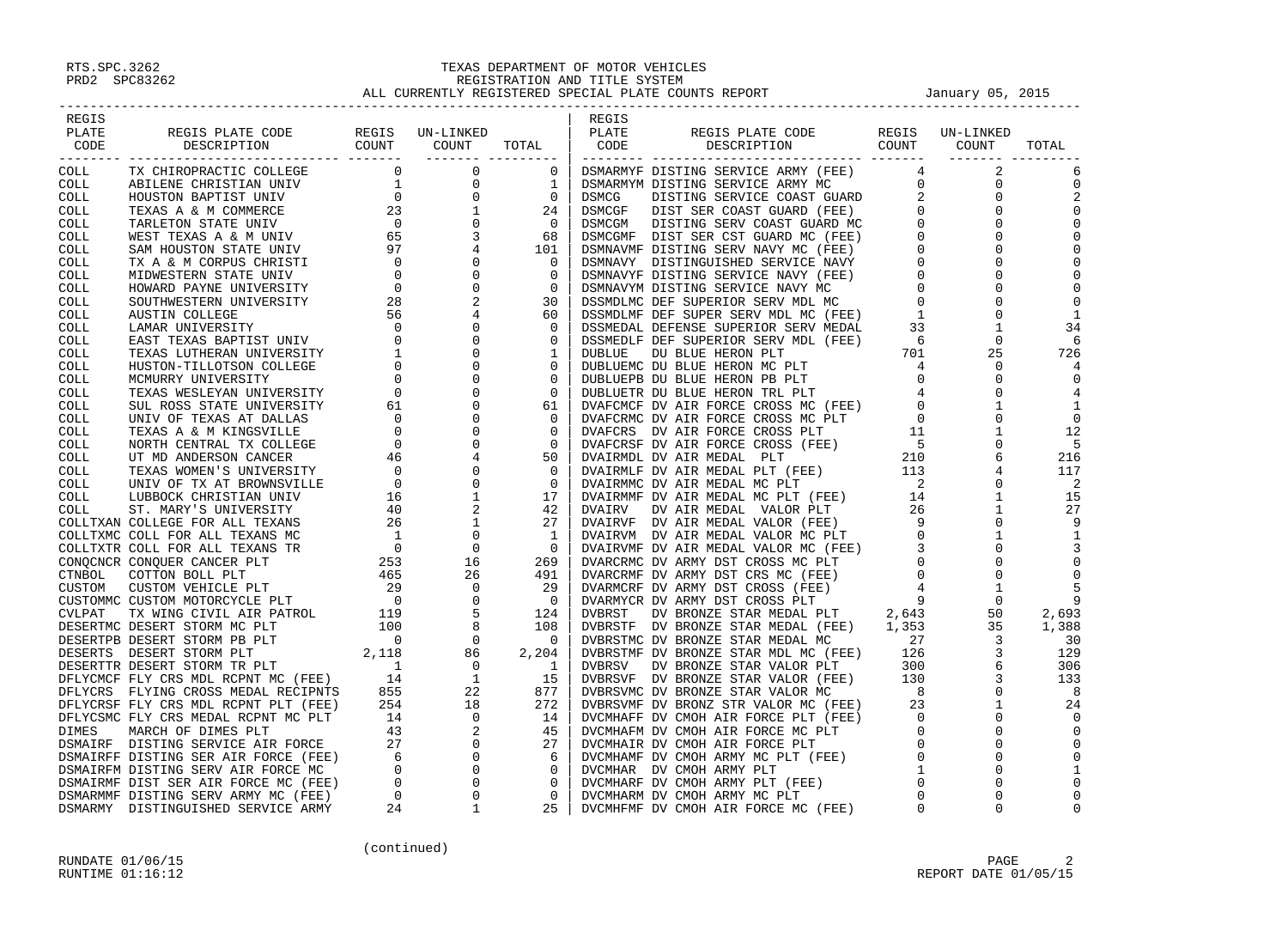RTS.SPC.3262
PRD2 SPC83262

TEXAS DEPARTMENT OF MOTOR VEHICLES
REGISTRATION AND TITLE SYSTEM
ALL CURRENTLY REGISTERED SPECIAL PLATE COUNTS REPORT January 05, 2015

| REGIS PLATE CODE | REGIS PLATE CODE DESCRIPTION | REGIS COUNT | UN-LINKED COUNT | TOTAL | REGIS PLATE CODE | REGIS PLATE CODE DESCRIPTION | REGIS COUNT | UN-LINKED COUNT | TOTAL |
|---|---|---|---|---|---|---|---|---|---|
| COLL | TX CHIROPRACTIC COLLEGE | 0 | 0 | 0 | DSMARMYF | DISTING SERVICE ARMY (FEE) | 4 | 2 | 6 |
| COLL | ABILENE CHRISTIAN UNIV | 1 | 0 | 1 | DSMARMYM | DISTING SERVICE ARMY MC | 0 | 0 | 0 |
| COLL | HOUSTON BAPTIST UNIV | 0 | 0 | 0 | DSMCG | DISTING SERVICE COAST GUARD | 2 | 0 | 2 |
| COLL | TEXAS A & M COMMERCE | 23 | 1 | 24 | DSMCGF | DIST SER COAST GUARD (FEE) | 0 | 0 | 0 |
| COLL | TARLETON STATE UNIV | 0 | 0 | 0 | DSMCGM | DISTING SERV COAST GUARD MC | 0 | 0 | 0 |
| COLL | WEST TEXAS A & M UNIV | 65 | 3 | 68 | DSMCGMF | DIST SER CST GUARD MC (FEE) | 0 | 0 | 0 |
| COLL | SAM HOUSTON STATE UNIV | 97 | 4 | 101 | DSMNAVMF | DISTING SERV NAVY MC (FEE) | 0 | 0 | 0 |
| COLL | TX A & M CORPUS CHRISTI | 0 | 0 | 0 | DSMNAVY | DISTINGUISHED SERVICE NAVY | 0 | 0 | 0 |
| COLL | MIDWESTERN STATE UNIV | 0 | 0 | 0 | DSMNAVYF | DISTING SERVICE NAVY (FEE) | 0 | 0 | 0 |
| COLL | HOWARD PAYNE UNIVERSITY | 0 | 0 | 0 | DSMNAVYM | DISTING SERVICE NAVY MC | 0 | 0 | 0 |
| COLL | SOUTHWESTERN UNIVERSITY | 28 | 2 | 30 | DSSMDLMC | DEF SUPERIOR SERV MDL MC | 0 | 0 | 0 |
| COLL | AUSTIN COLLEGE | 56 | 4 | 60 | DSSMDLMF | DEF SUPER SERV MDL MC (FEE) | 1 | 0 | 1 |
| COLL | LAMAR UNIVERSITY | 0 | 0 | 0 | DSSMEDAL | DEFENSE SUPERIOR SERV MEDAL | 33 | 1 | 34 |
| COLL | EAST TEXAS BAPTIST UNIV | 0 | 0 | 0 | DSSMEDLF | DEF SUPERIOR SERV MDL (FEE) | 6 | 0 | 6 |
| COLL | TEXAS LUTHERAN UNIVERSITY | 1 | 0 | 1 | DUBLUE | DU BLUE HERON PLT | 701 | 25 | 726 |
| COLL | HUSTON-TILLOTSON COLLEGE | 0 | 0 | 0 | DUBLUEMC | DU BLUE HERON MC PLT | 4 | 0 | 4 |
| COLL | MCMURRY UNIVERSITY | 0 | 0 | 0 | DUBLUEPB | DU BLUE HERON PB PLT | 0 | 0 | 0 |
| COLL | TEXAS WESLEYAN UNIVERSITY | 0 | 0 | 0 | DUBLUETR | DU BLUE HERON TRL PLT | 4 | 0 | 4 |
| COLL | SUL ROSS STATE UNIVERSITY | 61 | 0 | 61 | DVAFCMCF | DV AIR FORCE CROSS MC (FEE) | 0 | 1 | 1 |
| COLL | UNIV OF TEXAS AT DALLAS | 0 | 0 | 0 | DVAFCRMC | DV AIR FORCE CROSS MC PLT | 0 | 0 | 0 |
| COLL | TEXAS A & M KINGSVILLE | 0 | 0 | 0 | DVAFCRS | DV AIR FORCE CROSS PLT | 11 | 1 | 12 |
| COLL | NORTH CENTRAL TX COLLEGE | 0 | 0 | 0 | DVAFCRSF | DV AIR FORCE CROSS (FEE) | 5 | 0 | 5 |
| COLL | UT MD ANDERSON CANCER | 46 | 4 | 50 | DVAIRMDL | DV AIR MEDAL PLT | 210 | 6 | 216 |
| COLL | TEXAS WOMEN'S UNIVERSITY | 0 | 0 | 0 | DVAIRMLF | DV AIR MEDAL PLT (FEE) | 113 | 4 | 117 |
| COLL | UNIV OF TX AT BROWNSVILLE | 0 | 0 | 0 | DVAIRMMC | DV AIR MEDAL MC PLT | 2 | 0 | 2 |
| COLL | LUBBOCK CHRISTIAN UNIV | 16 | 1 | 17 | DVAIRMMF | DV AIR MEDAL MC PLT (FEE) | 14 | 1 | 15 |
| COLL | ST. MARY'S UNIVERSITY | 40 | 2 | 42 | DVAIRV | DV AIR MEDAL VALOR PLT | 26 | 1 | 27 |
| COLLTXAN | COLLEGE FOR ALL TEXANS | 26 | 1 | 27 | DVAIRVF | DV AIR MEDAL VALOR (FEE) | 9 | 0 | 9 |
| COLLTXMC | COLL FOR ALL TEXANS MC | 1 | 0 | 1 | DVAIRVM | DV AIR MEDAL VALOR MC PLT | 0 | 1 | 1 |
| COLLTXTR | COLL FOR ALL TEXANS TR | 0 | 0 | 0 | DVAIRVMF | DV AIR MEDAL VALOR MC (FEE) | 3 | 0 | 3 |
| CONQCNCR | CONQUER CANCER PLT | 253 | 16 | 269 | DVARCRMC | DV ARMY DST CROSS MC PLT | 0 | 0 | 0 |
| CTNBOL | COTTON BOLL PLT | 465 | 26 | 491 | DVARCRMF | DV ARMY DST CRS MC (FEE) | 0 | 0 | 0 |
| CUSTOM | CUSTOM VEHICLE PLT | 29 | 0 | 29 | DVARMCRF | DV ARMY DST CROSS (FEE) | 4 | 1 | 5 |
| CUSTOMMC | CUSTOM MOTORCYCLE PLT | 0 | 0 | 0 | DVARMYCR | DV ARMY DST CROSS PLT | 9 | 0 | 9 |
| CVLPAT | TX WING CIVIL AIR PATROL | 119 | 5 | 124 | DVBRST | DV BRONZE STAR MEDAL PLT | 2,643 | 50 | 2,693 |
| DESERTMC | DESERT STORM MC PLT | 100 | 8 | 108 | DVBRSTF | DV BRONZE STAR MEDAL (FEE) | 1,353 | 35 | 1,388 |
| DESERTPB | DESERT STORM PB PLT | 0 | 0 | 0 | DVBRSTMC | DV BRONZE STAR MEDAL MC | 27 | 3 | 30 |
| DESERTS | DESERT STORM PLT | 2,118 | 86 | 2,204 | DVBRSTMF | DV BRONZE STAR MDL MC (FEE) | 126 | 3 | 129 |
| DESERTTR | DESERT STORM TR PLT | 1 | 0 | 1 | DVBRSV | DV BRONZE STAR VALOR PLT | 300 | 6 | 306 |
| DFLYCMCF | FLY CRS MDL RCPNT MC (FEE) | 14 | 1 | 15 | DVBRSVF | DV BRONZE STAR VALOR (FEE) | 130 | 3 | 133 |
| DFLYCRS | FLYING CROSS MEDAL RECIPNTS | 855 | 22 | 877 | DVBRSVMC | DV BRONZE STAR VALOR MC | 8 | 0 | 8 |
| DFLYCRSF | FLY CRS MDL RCPNT PLT (FEE) | 254 | 18 | 272 | DVBRSVMF | DV BRONZ STR VALOR MC (FEE) | 23 | 1 | 24 |
| DFLYCSMC | FLY CRS MEDAL RCPNT MC PLT | 14 | 0 | 14 | DVCMHAFF | DV CMOH AIR FORCE PLT (FEE) | 0 | 0 | 0 |
| DIMES | MARCH OF DIMES PLT | 43 | 2 | 45 | DVCMHAFM | DV CMOH AIR FORCE MC PLT | 0 | 0 | 0 |
| DSMAIRF | DISTING SERVICE AIR FORCE | 27 | 0 | 27 | DVCMHAIR | DV CMOH AIR FORCE PLT | 0 | 0 | 0 |
| DSMAIRFF | DISTING SER AIR FORCE (FEE) | 6 | 0 | 6 | DVCMHAMF | DV CMOH ARMY MC PLT (FEE) | 0 | 0 | 0 |
| DSMAIRFM | DISTING SERV AIR FORCE MC | 0 | 0 | 0 | DVCMHAR | DV CMOH ARMY PLT | 1 | 0 | 1 |
| DSMAIRMF | DIST SER AIR FORCE MC (FEE) | 0 | 0 | 0 | DVCMHARF | DV CMOH ARMY PLT (FEE) | 0 | 0 | 0 |
| DSMARMMF | DISTING SERV ARMY MC (FEE) | 0 | 0 | 0 | DVCMHARM | DV CMOH ARMY MC PLT | 0 | 0 | 0 |
| DSMARMY | DISTINGUISHED SERVICE ARMY | 24 | 1 | 25 | DVCMHFMF | DV CMOH AIR FORCE MC (FEE) | 0 | 0 | 0 |

(continued)

RUNDATE 01/06/15
RUNTIME 01:16:12

REPORT DATE 01/05/15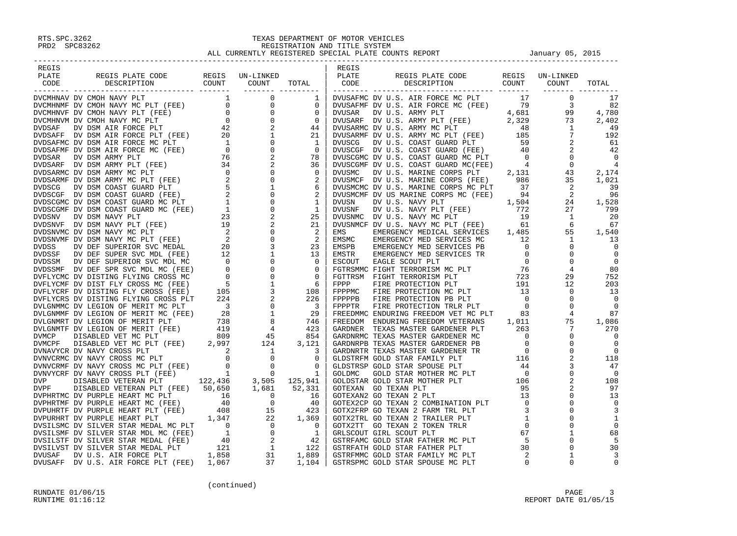RTS.SPC.3262
PRD2 SPC83262

# TEXAS DEPARTMENT OF MOTOR VEHICLES
## REGISTRATION AND TITLE SYSTEM
## ALL CURRENTLY REGISTERED SPECIAL PLATE COUNTS REPORT

January 05, 2015

| REGIS PLATE CODE | REGIS PLATE CODE DESCRIPTION | REGIS COUNT | UN-LINKED COUNT | TOTAL |
|---|---|---|---|---|
| DVCMHNAV | DV CMOH NAVY PLT | 1 | 0 | 1 |
| DVCMHNMF | DV CMOH NAVY MC PLT (FEE) | 0 | 0 | 0 |
| DVCMHNVF | DV CMOH NAVY PLT (FEE) | 0 | 0 | 0 |
| DVCMHNVM | DV CMOH NAVY MC PLT | 0 | 0 | 0 |
| DVDSAF | DV DSM AIR FORCE PLT | 42 | 2 | 44 |
| DVDSAFF | DV DSM AIR FORCE PLT (FEE) | 20 | 1 | 21 |
| DVDSAFMC | DV DSM AIR FORCE MC PLT | 1 | 0 | 1 |
| DVDSAFMF | DV DSM AIR FORCE MC (FEE) | 0 | 0 | 0 |
| DVDSAR | DV DSM ARMY PLT | 76 | 2 | 78 |
| DVDSARF | DV DSM ARMY PLT (FEE) | 34 | 2 | 36 |
| DVDSARMC | DV DSM ARMY MC PLT | 0 | 0 | 0 |
| DVDSARMF | DV DSM ARMY MC PLT (FEE) | 2 | 0 | 2 |
| DVDSCG | DV DSM COAST GUARD PLT | 5 | 1 | 6 |
| DVDSCGF | DV DSM COAST GUARD (FEE) | 2 | 0 | 2 |
| DVDSCGMC | DV DSM COAST GUARD MC PLT | 1 | 0 | 1 |
| DVDSCGMF | DV DSM COAST GUARD MC (FEE) | 1 | 0 | 1 |
| DVDSNV | DV DSM NAVY PLT | 23 | 2 | 25 |
| DVDSNVF | DV DSM NAVY PLT (FEE) | 19 | 2 | 21 |
| DVDSNVMC | DV DSM NAVY MC PLT | 2 | 0 | 2 |
| DVDSNVMF | DV DSM NAVY MC PLT (FEE) | 2 | 0 | 2 |
| DVDSS | DV DEF SUPERIOR SVC MEDAL | 20 | 3 | 23 |
| DVDSSF | DV DEF SUPER SVC MDL (FEE) | 12 | 1 | 13 |
| DVDSSM | DV DEF SUPERIOR SVC MDL MC | 0 | 0 | 0 |
| DVDSSMF | DV DEF SPR SVC MDL MC (FEE) | 0 | 0 | 0 |
| DVFLYCMC | DV DISTING FLYING CROSS MC | 0 | 0 | 0 |
| DVFLYCMF | DV DIST FLY CROSS MC (FEE) | 5 | 1 | 6 |
| DVFLYCRF | DV DISTING FLY CROSS (FEE) | 105 | 3 | 108 |
| DVFLYCRS | DV DISTING FLYING CROSS PLT | 224 | 2 | 226 |
| DVLGNMMC | DV LEGION OF MERIT MC PLT | 3 | 0 | 3 |
| DVLGNMMF | DV LEGION OF MERIT MC (FEE) | 28 | 1 | 29 |
| DVLGNMRT | DV LEGION OF MERIT PLT | 738 | 8 | 746 |
| DVLGNMTF | DV LEGION OF MERIT (FEE) | 419 | 4 | 423 |
| DVMCP | DISABLED VET MC PLT | 809 | 45 | 854 |
| DVMCPF | DISABLED VET MC PLT (FEE) | 2,997 | 124 | 3,121 |
| DVNAVYCR | DV NAVY CROSS PLT | 2 | 1 | 3 |
| DVNVCRMC | DV NAVY CROSS MC PLT | 0 | 0 | 0 |
| DVNVCRMF | DV NAVY CROSS MC PLT (FEE) | 0 | 0 | 0 |
| DVNVYCRF | DV NAVY CROSS PLT (FEE) | 1 | 0 | 1 |
| DVP | DISABLED VETERAN PLT | 122,436 | 3,505 | 125,941 |
| DVPF | DISABLED VETERAN PLT (FEE) | 50,650 | 1,681 | 52,331 |
| DVPHRTMC | DV PURPLE HEART MC PLT | 16 | 0 | 16 |
| DVPHRTMF | DV PURPLE HEART MC (FEE) | 40 | 0 | 40 |
| DVPUHRTF | DV PURPLE HEART PLT (FEE) | 408 | 15 | 423 |
| DVPURHRT | DV PURPLE HEART PLT | 1,347 | 22 | 1,369 |
| DVSILSMC | DV SILVER STAR MEDAL MC PLT | 0 | 0 | 0 |
| DVSILSMF | DV SILVER STAR MDL MC (FEE) | 1 | 0 | 1 |
| DVSILSTF | DV SILVER STAR MEDAL (FEE) | 40 | 2 | 42 |
| DVSILVST | DV SILVER STAR MEDAL PLT | 121 | 1 | 122 |
| DVUSAF | DV U.S. AIR FORCE PLT | 1,858 | 31 | 1,889 |
| DVUSAFF | DV U.S. AIR FORCE PLT (FEE) | 1,067 | 37 | 1,104 |
| DVUSAFMC | DV U.S. AIR FORCE MC PLT | 17 | 0 | 17 |
| DVUSAFMF | DV U.S. AIR FORCE MC (FEE) | 79 | 3 | 82 |
| DVUSAR | DV U.S. ARMY PLT | 4,681 | 99 | 4,780 |
| DVUSARF | DV U.S. ARMY PLT (FEE) | 2,329 | 73 | 2,402 |
| DVUSARMC | DV U.S. ARMY MC PLT | 48 | 1 | 49 |
| DVUSARMF | DV U.S. ARMY MC PLT (FEE) | 185 | 7 | 192 |
| DVUSCG | DV U.S. COAST GUARD PLT | 59 | 2 | 61 |
| DVUSCGF | DV U.S. COAST GUARD (FEE) | 40 | 2 | 42 |
| DVUSCGMC | DV U.S. COAST GUARD MC PLT | 0 | 0 | 0 |
| DVUSCGMF | DV U.S. COAST GUARD MC(FEE) | 4 | 0 | 4 |
| DVUSMC | DV U.S. MARINE CORPS PLT | 2,131 | 43 | 2,174 |
| DVUSMCF | DV U.S. MARINE CORPS (FEE) | 986 | 35 | 1,021 |
| DVUSMCMC | DV U.S. MARINE CORPS MC PLT | 37 | 2 | 39 |
| DVUSMCMF | DV US MARINE CORPS MC (FEE) | 94 | 2 | 96 |
| DVUSN | DV U.S. NAVY PLT | 1,504 | 24 | 1,528 |
| DVUSNF | DV U.S. NAVY PLT (FEE) | 772 | 27 | 799 |
| DVUSNMC | DV U.S. NAVY MC PLT | 19 | 1 | 20 |
| DVUSNMCF | DV U.S. NAVY MC PLT (FEE) | 61 | 6 | 67 |
| EMS | EMERGENCY MEDICAL SERVICES | 1,485 | 55 | 1,540 |
| EMSMC | EMERGENCY MED SERVICES MC | 12 | 1 | 13 |
| EMSPB | EMERGENCY MED SERVICES PB | 0 | 0 | 0 |
| EMSTR | EMERGENCY MED SERVICES TR | 0 | 0 | 0 |
| ESCOUT | EAGLE SCOUT PLT | 0 | 0 | 0 |
| FGTRSMMC | FIGHT TERRORISM MC PLT | 76 | 4 | 80 |
| FGTTRSM | FIGHT TERRORISM PLT | 723 | 29 | 752 |
| FPPP | FIRE PROTECTION PLT | 191 | 12 | 203 |
| FPPPMC | FIRE PROTECTION MC PLT | 13 | 0 | 13 |
| FPPPPB | FIRE PROTECTION PB PLT | 0 | 0 | 0 |
| FPPPTR | FIRE PROTECTION TRLR PLT | 0 | 0 | 0 |
| FREEDMMC | ENDURING FREEDOM VET MC PLT | 83 | 4 | 87 |
| FREEDOM | ENDURING FREEDOM VETERANS | 1,011 | 75 | 1,086 |
| GARDNER | TEXAS MASTER GARDENER PLT | 263 | 7 | 270 |
| GARDNRMC | TEXAS MASTER GARDENER MC | 0 | 0 | 0 |
| GARDNRPB | TEXAS MASTER GARDENER PB | 0 | 0 | 0 |
| GARDNRTR | TEXAS MASTER GARDENER TR | 0 | 0 | 0 |
| GLDSTRFM | GOLD STAR FAMILY PLT | 116 | 2 | 118 |
| GLDSTRSP | GOLD STAR SPOUSE PLT | 44 | 3 | 47 |
| GOLDMC | GOLD STAR MOTHER MC PLT | 0 | 0 | 0 |
| GOLDSTAR | GOLD STAR MOTHER PLT | 106 | 2 | 108 |
| GOTEXAN | GO TEXAN PLT | 95 | 2 | 97 |
| GOTEXAN2 | GO TEXAN 2 PLT | 13 | 0 | 13 |
| GOTEX2CP | GO TEXAN 2 COMBINATION PLT | 0 | 0 | 0 |
| GOTX2FRP | GO TEXAN 2 FARM TRL PLT | 3 | 0 | 3 |
| GOTX2TRL | GO TEXAN 2 TRAILER PLT | 1 | 0 | 1 |
| GOTX2TT | GO TEXAN 2 TOKEN TRLR | 0 | 0 | 0 |
| GRLSCOUT | GIRL SCOUT PLT | 67 | 1 | 68 |
| GSTRFAMC | GOLD STAR FATHER MC PLT | 5 | 0 | 5 |
| GSTRFATH | GOLD STAR FATHER PLT | 30 | 0 | 30 |
| GSTRFMMC | GOLD STAR FAMILY MC PLT | 2 | 1 | 3 |
| GSTRSPMC | GOLD STAR SPOUSE MC PLT | 0 | 0 | 0 |

(continued)

RUNDATE 01/06/15
RUNTIME 01:16:12

REPORT DATE 01/05/15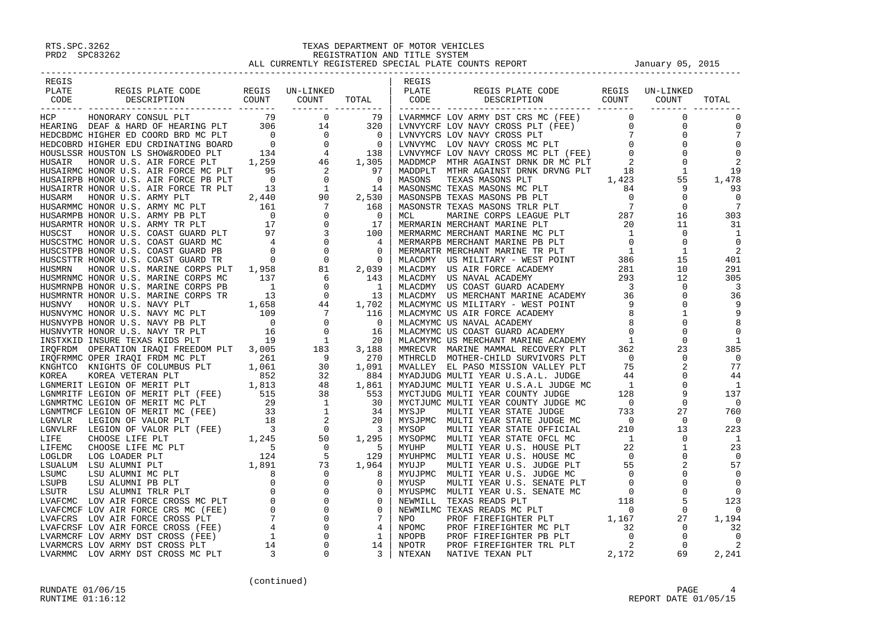RTS.SPC.3262
PRD2 SPC83262

TEXAS DEPARTMENT OF MOTOR VEHICLES
REGISTRATION AND TITLE SYSTEM
ALL CURRENTLY REGISTERED SPECIAL PLATE COUNTS REPORT — January 05, 2015

| REGIS PLATE CODE | REGIS PLATE CODE DESCRIPTION | REGIS COUNT | UN-LINKED COUNT | TOTAL |
|---|---|---|---|---|
| HCP | HONORARY CONSUL PLT | 79 | 0 | 79 |
| HEARING | DEAF & HARD OF HEARING PLT | 306 | 14 | 320 |
| HEDCBDMC | HIGHER ED COORD BRD MC PLT | 0 | 0 | 0 |
| HEDCOBRD | HIGHER EDU CRDINATING BOARD | 0 | 0 | 0 |
| HOUSLSSR | HOUSTON LS SHOW&RODEO PLT | 134 | 4 | 138 |
| HUSAIR | HONOR U.S. AIR FORCE PLT | 1,259 | 46 | 1,305 |
| HUSAIRMC | HONOR U.S. AIR FORCE MC PLT | 95 | 2 | 97 |
| HUSAIRPB | HONOR U.S. AIR FORCE PB PLT | 0 | 0 | 0 |
| HUSAIRTR | HONOR U.S. AIR FORCE TR PLT | 13 | 1 | 14 |
| HUSARM | HONOR U.S. ARMY PLT | 2,440 | 90 | 2,530 |
| HUSARMMC | HONOR U.S. ARMY MC PLT | 161 | 7 | 168 |
| HUSARMPB | HONOR U.S. ARMY PB PLT | 0 | 0 | 0 |
| HUSARMTR | HONOR U.S. ARMY TR PLT | 17 | 0 | 17 |
| HUSCST | HONOR U.S. COAST GUARD PLT | 97 | 3 | 100 |
| HUSCSTMC | HONOR U.S. COAST GUARD MC | 4 | 0 | 4 |
| HUSCSTPB | HONOR U.S. COAST GUARD PB | 0 | 0 | 0 |
| HUSCSTTR | HONOR U.S. COAST GUARD TR | 0 | 0 | 0 |
| HUSMRN | HONOR U.S. MARINE CORPS PLT | 1,958 | 81 | 2,039 |
| HUSMRNMC | HONOR U.S. MARINE CORPS MC | 137 | 6 | 143 |
| HUSMRNPB | HONOR U.S. MARINE CORPS PB | 1 | 0 | 1 |
| HUSMRNTR | HONOR U.S. MARINE CORPS TR | 13 | 0 | 13 |
| HUSNVY | HONOR U.S. NAVY PLT | 1,658 | 44 | 1,702 |
| HUSNVYMC | HONOR U.S. NAVY MC PLT | 109 | 7 | 116 |
| HUSNVYPB | HONOR U.S. NAVY PB PLT | 0 | 0 | 0 |
| HUSNVYTR | HONOR U.S. NAVY TR PLT | 16 | 0 | 16 |
| INSTXKID | INSURE TEXAS KIDS PLT | 19 | 1 | 20 |
| IRQFRDM | OPERATION IRAQI FREEDOM PLT | 3,005 | 183 | 3,188 |
| IRQFRMMC | OPER IRAQI FRDM MC PLT | 261 | 9 | 270 |
| KNGHTCO | KNIGHTS OF COLUMBUS PLT | 1,061 | 30 | 1,091 |
| KOREA | KOREA VETERAN PLT | 852 | 32 | 884 |
| LGNMERIT | LEGION OF MERIT PLT | 1,813 | 48 | 1,861 |
| LGNMRITF | LEGION OF MERIT PLT (FEE) | 515 | 38 | 553 |
| LGNMRTMC | LEGION OF MERIT MC PLT | 29 | 1 | 30 |
| LGNMTMCF | LEGION OF MERIT MC (FEE) | 33 | 1 | 34 |
| LGNVLR | LEGION OF VALOR PLT | 18 | 2 | 20 |
| LGNVLRF | LEGION OF VALOR PLT (FEE) | 3 | 0 | 3 |
| LIFE | CHOOSE LIFE PLT | 1,245 | 50 | 1,295 |
| LIFEMC | CHOOSE LIFE MC PLT | 5 | 0 | 5 |
| LOGLDR | LOG LOADER PLT | 124 | 5 | 129 |
| LSUALUM | LSU ALUMNI PLT | 1,891 | 73 | 1,964 |
| LSUMC | LSU ALUMNI MC PLT | 8 | 0 | 8 |
| LSUPB | LSU ALUMNI PB PLT | 0 | 0 | 0 |
| LSUTR | LSU ALUMNI TRLR PLT | 0 | 0 | 0 |
| LVAFCMC | LOV AIR FORCE CROSS MC PLT | 0 | 0 | 0 |
| LVAFCMCF | LOV AIR FORCE CRS MC (FEE) | 0 | 0 | 0 |
| LVAFCRS | LOV AIR FORCE CROSS PLT | 7 | 0 | 7 |
| LVAFCRSF | LOV AIR FORCE CROSS (FEE) | 4 | 0 | 4 |
| LVARMCRF | LOV ARMY DST CROSS (FEE) | 1 | 0 | 1 |
| LVARMCRS | LOV ARMY DST CROSS PLT | 14 | 0 | 14 |
| LVARMMC | LOV ARMY DST CROSS MC PLT | 3 | 0 | 3 |
| LVARMMCF | LOV ARMY DST CRS MC (FEE) | 0 | 0 | 0 |
| LVNVYCRF | LOV NAVY CROSS PLT (FEE) | 0 | 0 | 0 |
| LVNVYCRS | LOV NAVY CROSS PLT | 7 | 0 | 7 |
| LVNVYMC | LOV NAVY CROSS MC PLT | 0 | 0 | 0 |
| LVNVYMCF | LOV NAVY CROSS MC PLT (FEE) | 0 | 0 | 0 |
| MADDMCP | MTHR AGAINST DRNK DR MC PLT | 2 | 0 | 2 |
| MADDPLT | MTHR AGAINST DRNK DRVNG PLT | 18 | 1 | 19 |
| MASONS | TEXAS MASONS PLT | 1,423 | 55 | 1,478 |
| MASONSMC | TEXAS MASONS MC PLT | 84 | 9 | 93 |
| MASONSPB | TEXAS MASONS PB PLT | 0 | 0 | 0 |
| MASONSTR | TEXAS MASONS TRLR PLT | 7 | 0 | 7 |
| MCL | MARINE CORPS LEAGUE PLT | 287 | 16 | 303 |
| MERMARIN | MERCHANT MARINE PLT | 20 | 11 | 31 |
| MERMARMC | MERCHANT MARINE MC PLT | 1 | 0 | 1 |
| MERMARPB | MERCHANT MARINE PB PLT | 0 | 0 | 0 |
| MERMARTR | MERCHANT MARINE TR PLT | 1 | 1 | 2 |
| MLACDMY | US MILITARY - WEST POINT | 386 | 15 | 401 |
| MLACDMY | US AIR FORCE ACADEMY | 281 | 10 | 291 |
| MLACDMY | US NAVAL ACADEMY | 293 | 12 | 305 |
| MLACDMY | US COAST GUARD ACADEMY | 3 | 0 | 3 |
| MLACDMY | US MERCHANT MARINE ACADEMY | 36 | 0 | 36 |
| MLACMYMC | US MILITARY - WEST POINT | 9 | 0 | 9 |
| MLACMYMC | US AIR FORCE ACADEMY | 8 | 1 | 9 |
| MLACMYMC | US NAVAL ACADEMY | 8 | 0 | 8 |
| MLACMYMC | US COAST GUARD ACADEMY | 0 | 0 | 0 |
| MLACMYMC | US MERCHANT MARINE ACADEMY | 1 | 0 | 1 |
| MMRECVR | MARINE MAMMAL RECOVERY PLT | 362 | 23 | 385 |
| MTHRCLD | MOTHER-CHILD SURVIVORS PLT | 0 | 0 | 0 |
| MVALLEY | EL PASO MISSION VALLEY PLT | 75 | 2 | 77 |
| MYADJUDG | MULTI YEAR U.S.A.L. JUDGE | 44 | 0 | 44 |
| MYADJUMC | MULTI YEAR U.S.A.L JUDGE MC | 1 | 0 | 1 |
| MYCTJUDG | MULTI YEAR COUNTY JUDGE | 128 | 9 | 137 |
| MYCTJUMC | MULTI YEAR COUNTY JUDGE MC | 0 | 0 | 0 |
| MYSJP | MULTI YEAR STATE JUDGE | 733 | 27 | 760 |
| MYSJPMC | MULTI YEAR STATE JUDGE MC | 0 | 0 | 0 |
| MYSOP | MULTI YEAR STATE OFFICIAL | 210 | 13 | 223 |
| MYSOPMC | MULTI YEAR STATE OFCL MC | 1 | 0 | 1 |
| MYUHP | MULTI YEAR U.S. HOUSE PLT | 22 | 1 | 23 |
| MYUHPMC | MULTI YEAR U.S. HOUSE MC | 0 | 0 | 0 |
| MYUJP | MULTI YEAR U.S. JUDGE PLT | 55 | 2 | 57 |
| MYUJPMC | MULTI YEAR U.S. JUDGE MC | 0 | 0 | 0 |
| MYUSP | MULTI YEAR U.S. SENATE PLT | 0 | 0 | 0 |
| MYUSPMC | MULTI YEAR U.S. SENATE MC | 0 | 0 | 0 |
| NEWMILL | TEXAS READS PLT | 118 | 5 | 123 |
| NEWMILMC | TEXAS READS MC PLT | 0 | 0 | 0 |
| NPO | PROF FIREFIGHTER PLT | 1,167 | 27 | 1,194 |
| NPOMC | PROF FIREFIGHTER MC PLT | 32 | 0 | 32 |
| NPOPB | PROF FIREFIGHTER PB PLT | 0 | 0 | 0 |
| NPOTR | PROF FIREFIGHTER TRL PLT | 2 | 0 | 2 |
| NTEXAN | NATIVE TEXAN PLT | 2,172 | 69 | 2,241 |

(continued)

RUNDATE 01/06/15
RUNTIME 01:16:12

REPORT DATE 01/05/15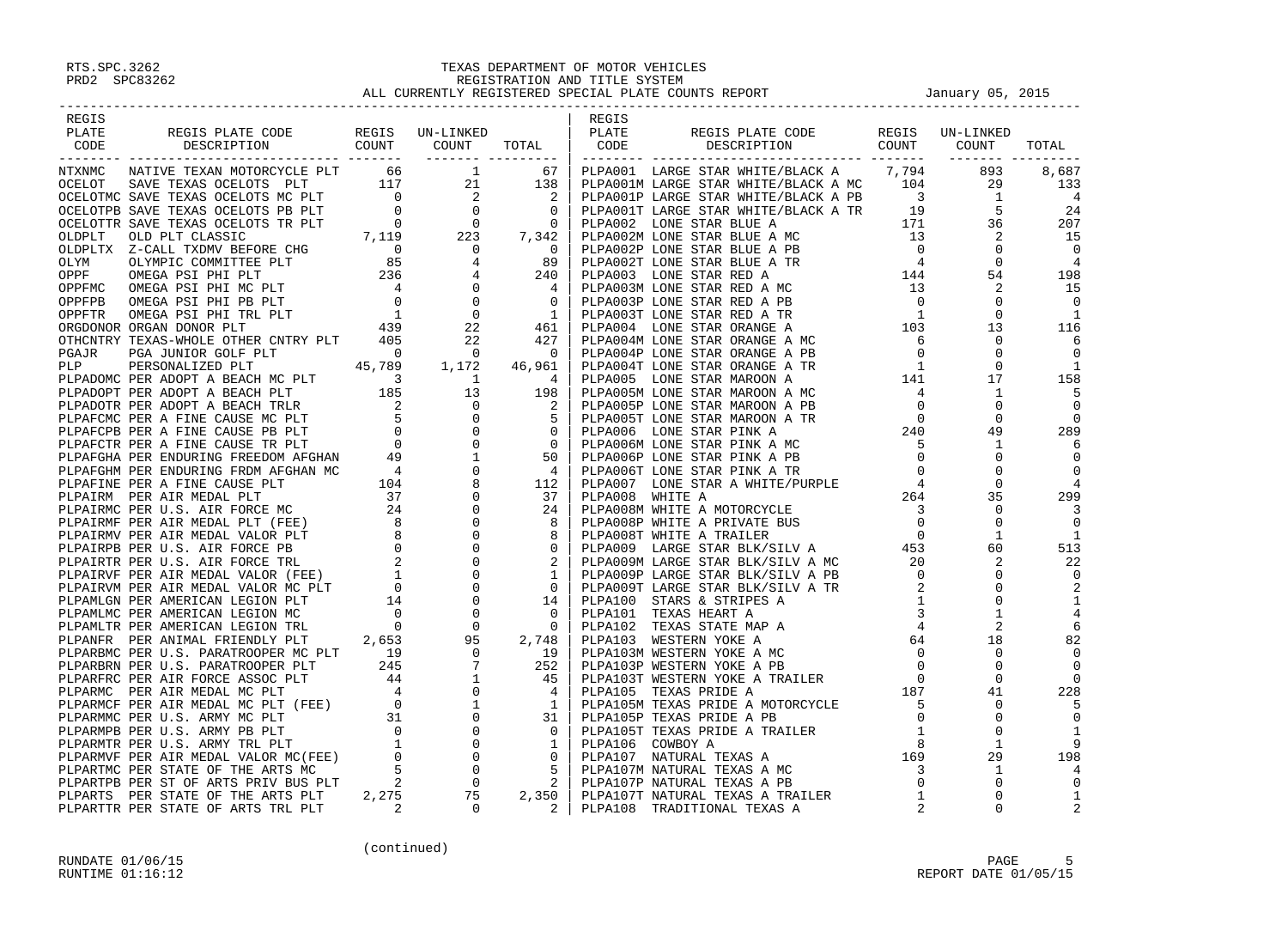RTS.SPC.3262
PRD2 SPC83262

TEXAS DEPARTMENT OF MOTOR VEHICLES
REGISTRATION AND TITLE SYSTEM
ALL CURRENTLY REGISTERED SPECIAL PLATE COUNTS REPORT January 05, 2015

| REGIS PLATE CODE | REGIS PLATE CODE DESCRIPTION | REGIS COUNT | UN-LINKED COUNT | TOTAL |
|---|---|---|---|---|
| NTXNMC | NATIVE TEXAN MOTORCYCLE PLT | 66 | 1 | 67 |
| OCELOT | SAVE TEXAS OCELOTS PLT | 117 | 21 | 138 |
| OCELOTMC | SAVE TEXAS OCELOTS MC PLT | 0 | 2 | 2 |
| OCELOTPB | SAVE TEXAS OCELOTS PB PLT | 0 | 0 | 0 |
| OCELOTTR | SAVE TEXAS OCELOTS TR PLT | 0 | 0 | 0 |
| OLDPLT | OLD PLT CLASSIC | 7,119 | 223 | 7,342 |
| OLDPLTX | Z-CALL TXDMV BEFORE CHG | 0 | 0 | 0 |
| OLYM | OLYMPIC COMMITTEE PLT | 85 | 4 | 89 |
| OPPF | OMEGA PSI PHI PLT | 236 | 4 | 240 |
| OPPFMC | OMEGA PSI PHI MC PLT | 4 | 0 | 4 |
| OPPFPB | OMEGA PSI PHI PB PLT | 0 | 0 | 0 |
| OPPFTR | OMEGA PSI PHI TRL PLT | 1 | 0 | 1 |
| ORGDONOR | ORGAN DONOR PLT | 439 | 22 | 461 |
| OTHCNTRY | TEXAS-WHOLE OTHER CNTRY PLT | 405 | 22 | 427 |
| PGAJR | PGA JUNIOR GOLF PLT | 0 | 0 | 0 |
| PLP | PERSONALIZED PLT | 45,789 | 1,172 | 46,961 |
| PLPADOMC | PER ADOPT A BEACH MC PLT | 3 | 1 | 4 |
| PLPADOPT | PER ADOPT A BEACH PLT | 185 | 13 | 198 |
| PLPADOTR | PER ADOPT A BEACH TRLR | 2 | 0 | 2 |
| PLPAFCMC | PER A FINE CAUSE MC PLT | 5 | 0 | 5 |
| PLPAFCPB | PER A FINE CAUSE PB PLT | 0 | 0 | 0 |
| PLPAFCTR | PER A FINE CAUSE TR PLT | 0 | 0 | 0 |
| PLPAFGHA | PER ENDURING FREEDOM AFGHAN | 49 | 1 | 50 |
| PLPAFGHM | PER ENDURING FRDM AFGHAN MC | 4 | 0 | 4 |
| PLPAFINE | PER A FINE CAUSE PLT | 104 | 8 | 112 |
| PLPAIRM | PER AIR MEDAL PLT | 37 | 0 | 37 |
| PLPAIRMC | PER U.S. AIR FORCE MC | 24 | 0 | 24 |
| PLPAIRMF | PER AIR MEDAL PLT (FEE) | 8 | 0 | 8 |
| PLPAIRMV | PER AIR MEDAL VALOR PLT | 8 | 0 | 8 |
| PLPAIRPB | PER U.S. AIR FORCE PB | 0 | 0 | 0 |
| PLPAIRTR | PER U.S. AIR FORCE TRL | 2 | 0 | 2 |
| PLPAIRVF | PER AIR MEDAL VALOR (FEE) | 1 | 0 | 1 |
| PLPAIRVM | PER AIR MEDAL VALOR MC PLT | 0 | 0 | 0 |
| PLPAMLGN | PER AMERICAN LEGION PLT | 14 | 0 | 14 |
| PLPAMLMC | PER AMERICAN LEGION MC | 0 | 0 | 0 |
| PLPAMLTR | PER AMERICAN LEGION TRL | 0 | 0 | 0 |
| PLPANFR | PER ANIMAL FRIENDLY PLT | 2,653 | 95 | 2,748 |
| PLPARBMC | PER U.S. PARATROOPER MC PLT | 19 | 0 | 19 |
| PLPARBRN | PER U.S. PARATROOPER PLT | 245 | 7 | 252 |
| PLPARFRC | PER AIR FORCE ASSOC PLT | 44 | 1 | 45 |
| PLPARMC | PER AIR MEDAL MC PLT | 4 | 0 | 4 |
| PLPARMCF | PER AIR MEDAL MC PLT (FEE) | 0 | 1 | 1 |
| PLPARMMC | PER U.S. ARMY MC PLT | 31 | 0 | 31 |
| PLPARMPB | PER U.S. ARMY PB PLT | 0 | 0 | 0 |
| PLPARMTR | PER U.S. ARMY TRL PLT | 1 | 0 | 1 |
| PLPARMVF | PER AIR MEDAL VALOR MC(FEE) | 0 | 0 | 0 |
| PLPARTMC | PER STATE OF THE ARTS MC | 5 | 0 | 5 |
| PLPARTPB | PER ST OF ARTS PRIV BUS PLT | 2 | 0 | 2 |
| PLPARTS | PER STATE OF THE ARTS PLT | 2,275 | 75 | 2,350 |
| PLPARTTR | PER STATE OF ARTS TRL PLT | 2 | 0 | 2 |
| PLPA001 | LARGE STAR WHITE/BLACK A | 7,794 | 893 | 8,687 |
| PLPA001M | LARGE STAR WHITE/BLACK A MC | 104 | 29 | 133 |
| PLPA001P | LARGE STAR WHITE/BLACK A PB | 3 | 1 | 4 |
| PLPA001T | LARGE STAR WHITE/BLACK A TR | 19 | 5 | 24 |
| PLPA002 | LONE STAR BLUE A | 171 | 36 | 207 |
| PLPA002M | LONE STAR BLUE A MC | 13 | 2 | 15 |
| PLPA002P | LONE STAR BLUE A PB | 0 | 0 | 0 |
| PLPA002T | LONE STAR BLUE A TR | 4 | 0 | 4 |
| PLPA003 | LONE STAR RED A | 144 | 54 | 198 |
| PLPA003M | LONE STAR RED A MC | 13 | 2 | 15 |
| PLPA003P | LONE STAR RED A PB | 0 | 0 | 0 |
| PLPA003T | LONE STAR RED A TR | 1 | 0 | 1 |
| PLPA004 | LONE STAR ORANGE A | 103 | 13 | 116 |
| PLPA004M | LONE STAR ORANGE A MC | 6 | 0 | 6 |
| PLPA004P | LONE STAR ORANGE A PB | 0 | 0 | 0 |
| PLPA004T | LONE STAR ORANGE A TR | 1 | 0 | 1 |
| PLPA005 | LONE STAR MAROON A | 141 | 17 | 158 |
| PLPA005M | LONE STAR MAROON A MC | 4 | 1 | 5 |
| PLPA005P | LONE STAR MAROON A PB | 0 | 0 | 0 |
| PLPA005T | LONE STAR MAROON A TR | 0 | 0 | 0 |
| PLPA006 | LONE STAR PINK A | 240 | 49 | 289 |
| PLPA006M | LONE STAR PINK A MC | 5 | 1 | 6 |
| PLPA006P | LONE STAR PINK A PB | 0 | 0 | 0 |
| PLPA006T | LONE STAR PINK A TR | 0 | 0 | 0 |
| PLPA007 | LONE STAR A WHITE/PURPLE | 4 | 0 | 4 |
| PLPA008 | WHITE A | 264 | 35 | 299 |
| PLPA008M | WHITE A MOTORCYCLE | 3 | 0 | 3 |
| PLPA008P | WHITE A PRIVATE BUS | 0 | 0 | 0 |
| PLPA008T | WHITE A TRAILER | 0 | 1 | 1 |
| PLPA009 | LARGE STAR BLK/SILV A | 453 | 60 | 513 |
| PLPA009M | LARGE STAR BLK/SILV A MC | 20 | 2 | 22 |
| PLPA009P | LARGE STAR BLK/SILV A PB | 0 | 0 | 0 |
| PLPA009T | LARGE STAR BLK/SILV A TR | 2 | 0 | 2 |
| PLPA100 | STARS & STRIPES A | 1 | 0 | 1 |
| PLPA101 | TEXAS HEART A | 3 | 1 | 4 |
| PLPA102 | TEXAS STATE MAP A | 4 | 2 | 6 |
| PLPA103 | WESTERN YOKE A | 64 | 18 | 82 |
| PLPA103M | WESTERN YOKE A MC | 0 | 0 | 0 |
| PLPA103P | WESTERN YOKE A PB | 0 | 0 | 0 |
| PLPA103T | WESTERN YOKE A TRAILER | 0 | 0 | 0 |
| PLPA105 | TEXAS PRIDE A | 187 | 41 | 228 |
| PLPA105M | TEXAS PRIDE A MOTORCYCLE | 5 | 0 | 5 |
| PLPA105P | TEXAS PRIDE A PB | 0 | 0 | 0 |
| PLPA105T | TEXAS PRIDE A TRAILER | 1 | 0 | 1 |
| PLPA106 | COWBOY A | 8 | 1 | 9 |
| PLPA107 | NATURAL TEXAS A | 169 | 29 | 198 |
| PLPA107M | NATURAL TEXAS A MC | 3 | 1 | 4 |
| PLPA107P | NATURAL TEXAS A PB | 0 | 0 | 0 |
| PLPA107T | NATURAL TEXAS A TRAILER | 1 | 0 | 1 |
| PLPA108 | TRADITIONAL TEXAS A | 2 | 0 | 2 |

(continued)

RUNDATE 01/06/15
RUNTIME 01:16:12

REPORT DATE 01/05/15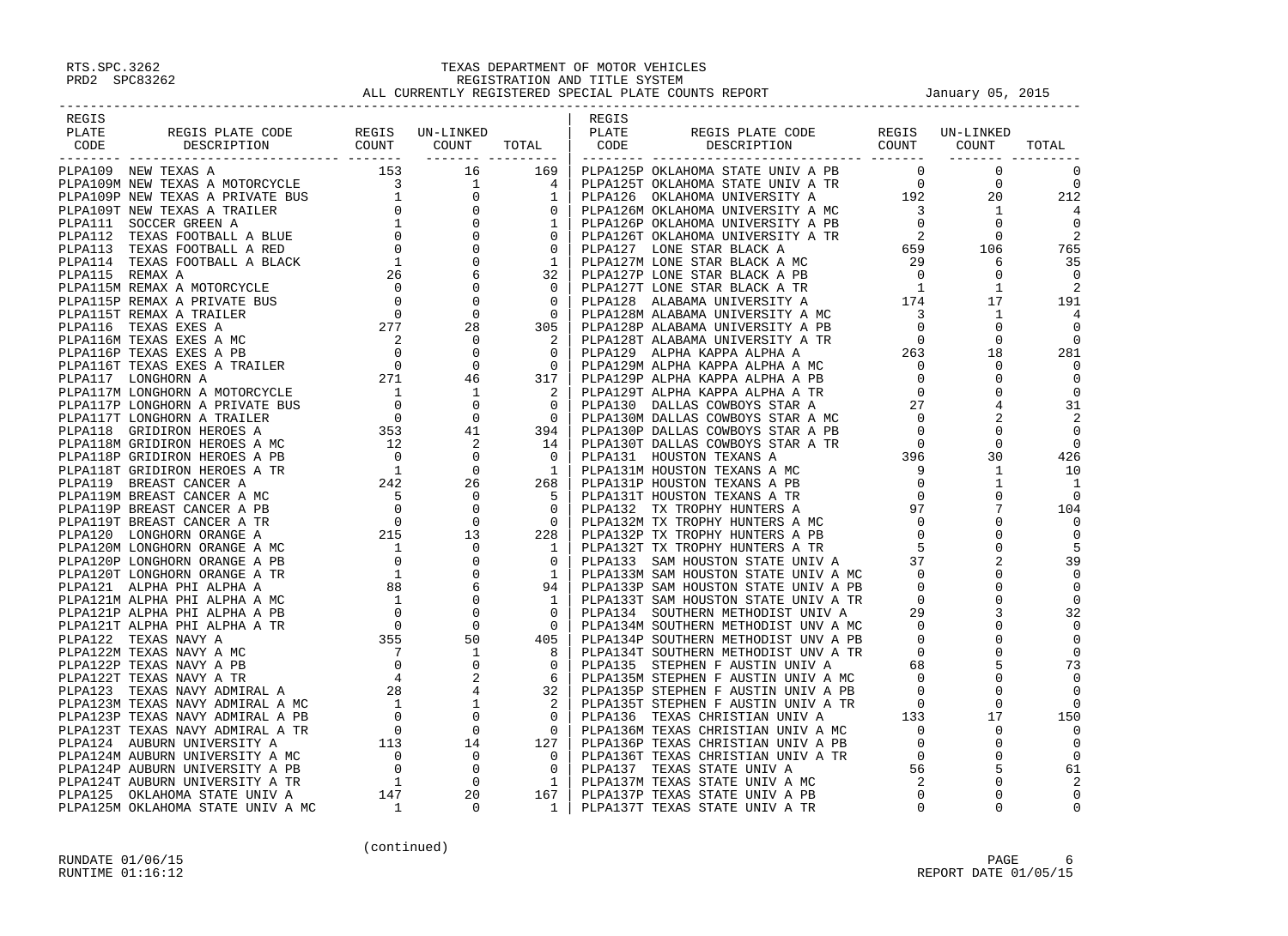RTS.SPC.3262
PRD2 SPC83262

# TEXAS DEPARTMENT OF MOTOR VEHICLES
## REGISTRATION AND TITLE SYSTEM
## ALL CURRENTLY REGISTERED SPECIAL PLATE COUNTS REPORT

January 05, 2015

| REGIS PLATE CODE | REGIS PLATE CODE DESCRIPTION | REGIS COUNT | UN-LINKED COUNT | TOTAL |
|---|---|---|---|---|
| PLPA109 | NEW TEXAS A | 153 | 16 | 169 |
| PLPA109M | NEW TEXAS A MOTORCYCLE | 3 | 1 | 4 |
| PLPA109P | NEW TEXAS A PRIVATE BUS | 1 | 0 | 1 |
| PLPA109T | NEW TEXAS A TRAILER | 0 | 0 | 0 |
| PLPA111 | SOCCER GREEN A | 1 | 0 | 1 |
| PLPA112 | TEXAS FOOTBALL A BLUE | 0 | 0 | 0 |
| PLPA113 | TEXAS FOOTBALL A RED | 0 | 0 | 0 |
| PLPA114 | TEXAS FOOTBALL A BLACK | 1 | 0 | 1 |
| PLPA115 | REMAX A | 26 | 6 | 32 |
| PLPA115M | REMAX A MOTORCYCLE | 0 | 0 | 0 |
| PLPA115P | REMAX A PRIVATE BUS | 0 | 0 | 0 |
| PLPA115T | REMAX A TRAILER | 0 | 0 | 0 |
| PLPA116 | TEXAS EXES A | 277 | 28 | 305 |
| PLPA116M | TEXAS EXES A MC | 2 | 0 | 2 |
| PLPA116P | TEXAS EXES A PB | 0 | 0 | 0 |
| PLPA116T | TEXAS EXES A TRAILER | 0 | 0 | 0 |
| PLPA117 | LONGHORN A | 271 | 46 | 317 |
| PLPA117M | LONGHORN A MOTORCYCLE | 1 | 1 | 2 |
| PLPA117P | LONGHORN A PRIVATE BUS | 0 | 0 | 0 |
| PLPA117T | LONGHORN A TRAILER | 0 | 0 | 0 |
| PLPA118 | GRIDIRON HEROES A | 353 | 41 | 394 |
| PLPA118M | GRIDIRON HEROES A MC | 12 | 2 | 14 |
| PLPA118P | GRIDIRON HEROES A PB | 0 | 0 | 0 |
| PLPA118T | GRIDIRON HEROES A TR | 1 | 0 | 1 |
| PLPA119 | BREAST CANCER A | 242 | 26 | 268 |
| PLPA119M | BREAST CANCER A MC | 5 | 0 | 5 |
| PLPA119P | BREAST CANCER A PB | 0 | 0 | 0 |
| PLPA119T | BREAST CANCER A TR | 0 | 0 | 0 |
| PLPA120 | LONGHORN ORANGE A | 215 | 13 | 228 |
| PLPA120M | LONGHORN ORANGE A MC | 1 | 0 | 1 |
| PLPA120P | LONGHORN ORANGE A PB | 0 | 0 | 0 |
| PLPA120T | LONGHORN ORANGE A TR | 1 | 0 | 1 |
| PLPA121 | ALPHA PHI ALPHA A | 88 | 6 | 94 |
| PLPA121M | ALPHA PHI ALPHA A MC | 1 | 0 | 1 |
| PLPA121P | ALPHA PHI ALPHA A PB | 0 | 0 | 0 |
| PLPA121T | ALPHA PHI ALPHA A TR | 0 | 0 | 0 |
| PLPA122 | TEXAS NAVY A | 355 | 50 | 405 |
| PLPA122M | TEXAS NAVY A MC | 7 | 1 | 8 |
| PLPA122P | TEXAS NAVY A PB | 0 | 0 | 0 |
| PLPA122T | TEXAS NAVY A TR | 4 | 2 | 6 |
| PLPA123 | TEXAS NAVY ADMIRAL A | 28 | 4 | 32 |
| PLPA123M | TEXAS NAVY ADMIRAL A MC | 1 | 1 | 2 |
| PLPA123P | TEXAS NAVY ADMIRAL A PB | 0 | 0 | 0 |
| PLPA123T | TEXAS NAVY ADMIRAL A TR | 0 | 0 | 0 |
| PLPA124 | AUBURN UNIVERSITY A | 113 | 14 | 127 |
| PLPA124M | AUBURN UNIVERSITY A MC | 0 | 0 | 0 |
| PLPA124P | AUBURN UNIVERSITY A PB | 0 | 0 | 0 |
| PLPA124T | AUBURN UNIVERSITY A TR | 1 | 0 | 1 |
| PLPA125 | OKLAHOMA STATE UNIV A | 147 | 20 | 167 |
| PLPA125M | OKLAHOMA STATE UNIV A MC | 1 | 0 | 1 |
| PLPA125P | OKLAHOMA STATE UNIV A PB | 0 | 0 | 0 |
| PLPA125T | OKLAHOMA STATE UNIV A TR | 0 | 0 | 0 |
| PLPA126 | OKLAHOMA UNIVERSITY A | 192 | 20 | 212 |
| PLPA126M | OKLAHOMA UNIVERSITY A MC | 3 | 1 | 4 |
| PLPA126P | OKLAHOMA UNIVERSITY A PB | 0 | 0 | 0 |
| PLPA126T | OKLAHOMA UNIVERSITY A TR | 2 | 0 | 2 |
| PLPA127 | LONE STAR BLACK A | 659 | 106 | 765 |
| PLPA127M | LONE STAR BLACK A MC | 29 | 6 | 35 |
| PLPA127P | LONE STAR BLACK A PB | 0 | 0 | 0 |
| PLPA127T | LONE STAR BLACK A TR | 1 | 1 | 2 |
| PLPA128 | ALABAMA UNIVERSITY A | 174 | 17 | 191 |
| PLPA128M | ALABAMA UNIVERSITY A MC | 3 | 1 | 4 |
| PLPA128P | ALABAMA UNIVERSITY A PB | 0 | 0 | 0 |
| PLPA128T | ALABAMA UNIVERSITY A TR | 0 | 0 | 0 |
| PLPA129 | ALPHA KAPPA ALPHA A | 263 | 18 | 281 |
| PLPA129M | ALPHA KAPPA ALPHA A MC | 0 | 0 | 0 |
| PLPA129P | ALPHA KAPPA ALPHA A PB | 0 | 0 | 0 |
| PLPA129T | ALPHA KAPPA ALPHA A TR | 0 | 0 | 0 |
| PLPA130 | DALLAS COWBOYS STAR A | 27 | 4 | 31 |
| PLPA130M | DALLAS COWBOYS STAR A MC | 0 | 2 | 2 |
| PLPA130P | DALLAS COWBOYS STAR A PB | 0 | 0 | 0 |
| PLPA130T | DALLAS COWBOYS STAR A TR | 0 | 0 | 0 |
| PLPA131 | HOUSTON TEXANS A | 396 | 30 | 426 |
| PLPA131M | HOUSTON TEXANS A MC | 9 | 1 | 10 |
| PLPA131P | HOUSTON TEXANS A PB | 0 | 1 | 1 |
| PLPA131T | HOUSTON TEXANS A TR | 0 | 0 | 0 |
| PLPA132 | TX TROPHY HUNTERS A | 97 | 7 | 104 |
| PLPA132M | TX TROPHY HUNTERS A MC | 0 | 0 | 0 |
| PLPA132P | TX TROPHY HUNTERS A PB | 0 | 0 | 0 |
| PLPA132T | TX TROPHY HUNTERS A TR | 5 | 0 | 5 |
| PLPA133 | SAM HOUSTON STATE UNIV A | 37 | 2 | 39 |
| PLPA133M | SAM HOUSTON STATE UNIV A MC | 0 | 0 | 0 |
| PLPA133P | SAM HOUSTON STATE UNIV A PB | 0 | 0 | 0 |
| PLPA133T | SAM HOUSTON STATE UNIV A TR | 0 | 0 | 0 |
| PLPA134 | SOUTHERN METHODIST UNIV A | 29 | 3 | 32 |
| PLPA134M | SOUTHERN METHODIST UNV A MC | 0 | 0 | 0 |
| PLPA134P | SOUTHERN METHODIST UNV A PB | 0 | 0 | 0 |
| PLPA134T | SOUTHERN METHODIST UNV A TR | 0 | 0 | 0 |
| PLPA135 | STEPHEN F AUSTIN UNIV A | 68 | 5 | 73 |
| PLPA135M | STEPHEN F AUSTIN UNIV A MC | 0 | 0 | 0 |
| PLPA135P | STEPHEN F AUSTIN UNIV A PB | 0 | 0 | 0 |
| PLPA135T | STEPHEN F AUSTIN UNIV A TR | 0 | 0 | 0 |
| PLPA136 | TEXAS CHRISTIAN UNIV A | 133 | 17 | 150 |
| PLPA136M | TEXAS CHRISTIAN UNIV A MC | 0 | 0 | 0 |
| PLPA136P | TEXAS CHRISTIAN UNIV A PB | 0 | 0 | 0 |
| PLPA136T | TEXAS CHRISTIAN UNIV A TR | 0 | 0 | 0 |
| PLPA137 | TEXAS STATE UNIV A | 56 | 5 | 61 |
| PLPA137M | TEXAS STATE UNIV A MC | 2 | 0 | 2 |
| PLPA137P | TEXAS STATE UNIV A PB | 0 | 0 | 0 |
| PLPA137T | TEXAS STATE UNIV A TR | 0 | 0 | 0 |

(continued)

RUNDATE 01/06/15
RUNTIME 01:16:12

REPORT DATE 01/05/15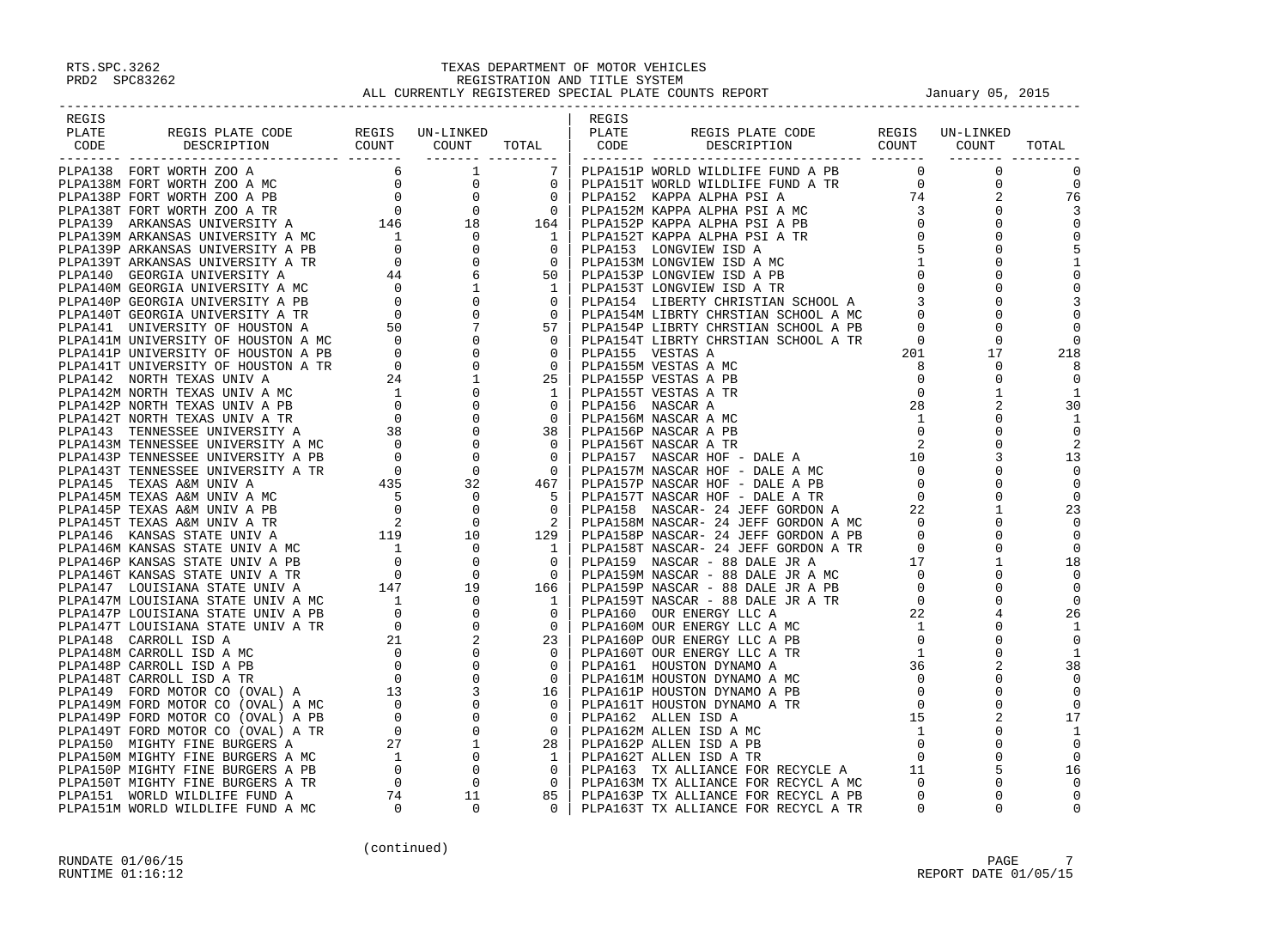RTS.SPC.3262
PRD2 SPC83262

# TEXAS DEPARTMENT OF MOTOR VEHICLES
## REGISTRATION AND TITLE SYSTEM
## ALL CURRENTLY REGISTERED SPECIAL PLATE COUNTS REPORT

January 05, 2015

| REGIS PLATE CODE | REGIS PLATE CODE DESCRIPTION | REGIS COUNT | UN-LINKED COUNT | TOTAL |
|---|---|---|---|---|
| PLPA138 | FORT WORTH ZOO A | 6 | 1 | 7 |
| PLPA138M | FORT WORTH ZOO A MC | 0 | 0 | 0 |
| PLPA138P | FORT WORTH ZOO A PB | 0 | 0 | 0 |
| PLPA138T | FORT WORTH ZOO A TR | 0 | 0 | 0 |
| PLPA139 | ARKANSAS UNIVERSITY A | 146 | 18 | 164 |
| PLPA139M | ARKANSAS UNIVERSITY A MC | 1 | 0 | 1 |
| PLPA139P | ARKANSAS UNIVERSITY A PB | 0 | 0 | 0 |
| PLPA139T | ARKANSAS UNIVERSITY A TR | 0 | 0 | 0 |
| PLPA140 | GEORGIA UNIVERSITY A | 44 | 6 | 50 |
| PLPA140M | GEORGIA UNIVERSITY A MC | 0 | 1 | 1 |
| PLPA140P | GEORGIA UNIVERSITY A PB | 0 | 0 | 0 |
| PLPA140T | GEORGIA UNIVERSITY A TR | 0 | 0 | 0 |
| PLPA141 | UNIVERSITY OF HOUSTON A | 50 | 7 | 57 |
| PLPA141M | UNIVERSITY OF HOUSTON A MC | 0 | 0 | 0 |
| PLPA141P | UNIVERSITY OF HOUSTON A PB | 0 | 0 | 0 |
| PLPA141T | UNIVERSITY OF HOUSTON A TR | 0 | 0 | 0 |
| PLPA142 | NORTH TEXAS UNIV A | 24 | 1 | 25 |
| PLPA142M | NORTH TEXAS UNIV A MC | 1 | 0 | 1 |
| PLPA142P | NORTH TEXAS UNIV A PB | 0 | 0 | 0 |
| PLPA142T | NORTH TEXAS UNIV A TR | 0 | 0 | 0 |
| PLPA143 | TENNESSEE UNIVERSITY A | 38 | 0 | 38 |
| PLPA143M | TENNESSEE UNIVERSITY A MC | 0 | 0 | 0 |
| PLPA143P | TENNESSEE UNIVERSITY A PB | 0 | 0 | 0 |
| PLPA143T | TENNESSEE UNIVERSITY A TR | 0 | 0 | 0 |
| PLPA145 | TEXAS A&M UNIV A | 435 | 32 | 467 |
| PLPA145M | TEXAS A&M UNIV A MC | 5 | 0 | 5 |
| PLPA145P | TEXAS A&M UNIV A PB | 0 | 0 | 0 |
| PLPA145T | TEXAS A&M UNIV A TR | 2 | 0 | 2 |
| PLPA146 | KANSAS STATE UNIV A | 119 | 10 | 129 |
| PLPA146M | KANSAS STATE UNIV A MC | 1 | 0 | 1 |
| PLPA146P | KANSAS STATE UNIV A PB | 0 | 0 | 0 |
| PLPA146T | KANSAS STATE UNIV A TR | 0 | 0 | 0 |
| PLPA147 | LOUISIANA STATE UNIV A | 147 | 19 | 166 |
| PLPA147M | LOUISIANA STATE UNIV A MC | 1 | 0 | 1 |
| PLPA147P | LOUISIANA STATE UNIV A PB | 0 | 0 | 0 |
| PLPA147T | LOUISIANA STATE UNIV A TR | 0 | 0 | 0 |
| PLPA148 | CARROLL ISD A | 21 | 2 | 23 |
| PLPA148M | CARROLL ISD A MC | 0 | 0 | 0 |
| PLPA148P | CARROLL ISD A PB | 0 | 0 | 0 |
| PLPA148T | CARROLL ISD A TR | 0 | 0 | 0 |
| PLPA149 | FORD MOTOR CO (OVAL) A | 13 | 3 | 16 |
| PLPA149M | FORD MOTOR CO (OVAL) A MC | 0 | 0 | 0 |
| PLPA149P | FORD MOTOR CO (OVAL) A PB | 0 | 0 | 0 |
| PLPA149T | FORD MOTOR CO (OVAL) A TR | 0 | 0 | 0 |
| PLPA150 | MIGHTY FINE BURGERS A | 27 | 1 | 28 |
| PLPA150M | MIGHTY FINE BURGERS A MC | 1 | 0 | 1 |
| PLPA150P | MIGHTY FINE BURGERS A PB | 0 | 0 | 0 |
| PLPA150T | MIGHTY FINE BURGERS A TR | 0 | 0 | 0 |
| PLPA151 | WORLD WILDLIFE FUND A | 74 | 11 | 85 |
| PLPA151M | WORLD WILDLIFE FUND A MC | 0 | 0 | 0 |
| PLPA151P | WORLD WILDLIFE FUND A PB | 0 | 0 | 0 |
| PLPA151T | WORLD WILDLIFE FUND A TR | 0 | 0 | 0 |
| PLPA152 | KAPPA ALPHA PSI A | 74 | 2 | 76 |
| PLPA152M | KAPPA ALPHA PSI A MC | 3 | 0 | 3 |
| PLPA152P | KAPPA ALPHA PSI A PB | 0 | 0 | 0 |
| PLPA152T | KAPPA ALPHA PSI A TR | 0 | 0 | 0 |
| PLPA153 | LONGVIEW ISD A | 5 | 0 | 5 |
| PLPA153M | LONGVIEW ISD A MC | 1 | 0 | 1 |
| PLPA153P | LONGVIEW ISD A PB | 0 | 0 | 0 |
| PLPA153T | LONGVIEW ISD A TR | 0 | 0 | 0 |
| PLPA154 | LIBERTY CHRISTIAN SCHOOL A | 3 | 0 | 3 |
| PLPA154M | LIBRTY CHRSTIAN SCHOOL A MC | 0 | 0 | 0 |
| PLPA154P | LIBRTY CHRSTIAN SCHOOL A PB | 0 | 0 | 0 |
| PLPA154T | LIBRTY CHRSTIAN SCHOOL A TR | 0 | 0 | 0 |
| PLPA155 | VESTAS A | 201 | 17 | 218 |
| PLPA155M | VESTAS A MC | 8 | 0 | 8 |
| PLPA155P | VESTAS A PB | 0 | 0 | 0 |
| PLPA155T | VESTAS A TR | 0 | 1 | 1 |
| PLPA156 | NASCAR A | 28 | 2 | 30 |
| PLPA156M | NASCAR A MC | 1 | 0 | 1 |
| PLPA156P | NASCAR A PB | 0 | 0 | 0 |
| PLPA156T | NASCAR A TR | 2 | 0 | 2 |
| PLPA157 | NASCAR HOF - DALE A | 10 | 3 | 13 |
| PLPA157M | NASCAR HOF - DALE A MC | 0 | 0 | 0 |
| PLPA157P | NASCAR HOF - DALE A PB | 0 | 0 | 0 |
| PLPA157T | NASCAR HOF - DALE A TR | 0 | 0 | 0 |
| PLPA158 | NASCAR- 24 JEFF GORDON A | 22 | 1 | 23 |
| PLPA158M | NASCAR- 24 JEFF GORDON A MC | 0 | 0 | 0 |
| PLPA158P | NASCAR- 24 JEFF GORDON A PB | 0 | 0 | 0 |
| PLPA158T | NASCAR- 24 JEFF GORDON A TR | 0 | 0 | 0 |
| PLPA159 | NASCAR - 88 DALE JR A | 17 | 1 | 18 |
| PLPA159M | NASCAR - 88 DALE JR A MC | 0 | 0 | 0 |
| PLPA159P | NASCAR - 88 DALE JR A PB | 0 | 0 | 0 |
| PLPA159T | NASCAR - 88 DALE JR A TR | 0 | 0 | 0 |
| PLPA160 | OUR ENERGY LLC A | 22 | 4 | 26 |
| PLPA160M | OUR ENERGY LLC A MC | 1 | 0 | 1 |
| PLPA160P | OUR ENERGY LLC A PB | 0 | 0 | 0 |
| PLPA160T | OUR ENERGY LLC A TR | 1 | 0 | 1 |
| PLPA161 | HOUSTON DYNAMO A | 36 | 2 | 38 |
| PLPA161M | HOUSTON DYNAMO A MC | 0 | 0 | 0 |
| PLPA161P | HOUSTON DYNAMO A PB | 0 | 0 | 0 |
| PLPA161T | HOUSTON DYNAMO A TR | 0 | 0 | 0 |
| PLPA162 | ALLEN ISD A | 15 | 2 | 17 |
| PLPA162M | ALLEN ISD A MC | 1 | 0 | 1 |
| PLPA162P | ALLEN ISD A PB | 0 | 0 | 0 |
| PLPA162T | ALLEN ISD A TR | 0 | 0 | 0 |
| PLPA163 | TX ALLIANCE FOR RECYCLE A | 11 | 5 | 16 |
| PLPA163M | TX ALLIANCE FOR RECYCL A MC | 0 | 0 | 0 |
| PLPA163P | TX ALLIANCE FOR RECYCL A PB | 0 | 0 | 0 |
| PLPA163T | TX ALLIANCE FOR RECYCL A TR | 0 | 0 | 0 |

(continued)

RUNDATE 01/06/15
RUNTIME 01:16:12

REPORT DATE 01/05/15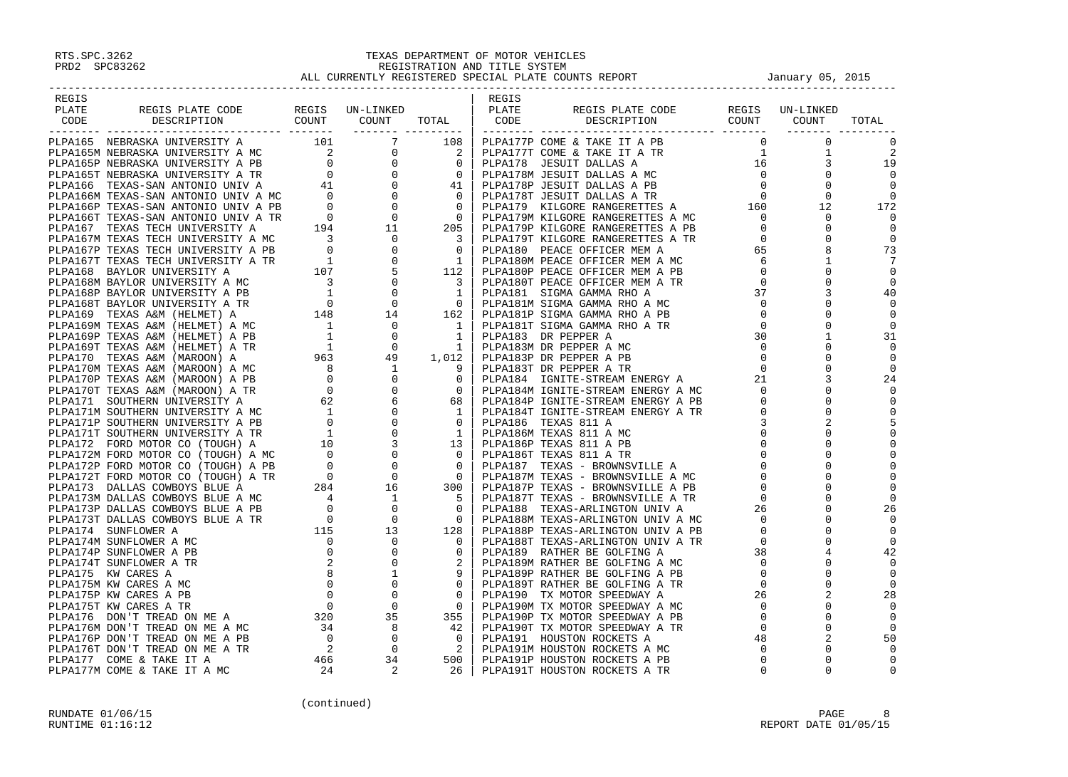RTS.SPC.3262
PRD2 SPC83262

# TEXAS DEPARTMENT OF MOTOR VEHICLES
## REGISTRATION AND TITLE SYSTEM
### ALL CURRENTLY REGISTERED SPECIAL PLATE COUNTS REPORT — January 05, 2015

| REGIS PLATE CODE | REGIS PLATE CODE DESCRIPTION | REGIS COUNT | UN-LINKED COUNT | TOTAL |
|---|---|---|---|---|
| PLPA165 | NEBRASKA UNIVERSITY A | 101 | 7 | 108 |
| PLPA165M | NEBRASKA UNIVERSITY A MC | 2 | 0 | 2 |
| PLPA165P | NEBRASKA UNIVERSITY A PB | 0 | 0 | 0 |
| PLPA165T | NEBRASKA UNIVERSITY A TR | 0 | 0 | 0 |
| PLPA166 | TEXAS-SAN ANTONIO UNIV A | 41 | 0 | 41 |
| PLPA166M | TEXAS-SAN ANTONIO UNIV A MC | 0 | 0 | 0 |
| PLPA166P | TEXAS-SAN ANTONIO UNIV A PB | 0 | 0 | 0 |
| PLPA166T | TEXAS-SAN ANTONIO UNIV A TR | 0 | 0 | 0 |
| PLPA167 | TEXAS TECH UNIVERSITY A | 194 | 11 | 205 |
| PLPA167M | TEXAS TECH UNIVERSITY A MC | 3 | 0 | 3 |
| PLPA167P | TEXAS TECH UNIVERSITY A PB | 0 | 0 | 0 |
| PLPA167T | TEXAS TECH UNIVERSITY A TR | 1 | 0 | 1 |
| PLPA168 | BAYLOR UNIVERSITY A | 107 | 5 | 112 |
| PLPA168M | BAYLOR UNIVERSITY A MC | 3 | 0 | 3 |
| PLPA168P | BAYLOR UNIVERSITY A PB | 1 | 0 | 1 |
| PLPA168T | BAYLOR UNIVERSITY A TR | 0 | 0 | 0 |
| PLPA169 | TEXAS A&M (HELMET) A | 148 | 14 | 162 |
| PLPA169M | TEXAS A&M (HELMET) A MC | 1 | 0 | 1 |
| PLPA169P | TEXAS A&M (HELMET) A PB | 1 | 0 | 1 |
| PLPA169T | TEXAS A&M (HELMET) A TR | 1 | 0 | 1 |
| PLPA170 | TEXAS A&M (MAROON) A | 963 | 49 | 1,012 |
| PLPA170M | TEXAS A&M (MAROON) A MC | 8 | 1 | 9 |
| PLPA170P | TEXAS A&M (MAROON) A PB | 0 | 0 | 0 |
| PLPA170T | TEXAS A&M (MAROON) A TR | 0 | 0 | 0 |
| PLPA171 | SOUTHERN UNIVERSITY A | 62 | 6 | 68 |
| PLPA171M | SOUTHERN UNIVERSITY A MC | 1 | 0 | 1 |
| PLPA171P | SOUTHERN UNIVERSITY A PB | 0 | 0 | 0 |
| PLPA171T | SOUTHERN UNIVERSITY A TR | 1 | 0 | 1 |
| PLPA172 | FORD MOTOR CO (TOUGH) A | 10 | 3 | 13 |
| PLPA172M | FORD MOTOR CO (TOUGH) A MC | 0 | 0 | 0 |
| PLPA172P | FORD MOTOR CO (TOUGH) A PB | 0 | 0 | 0 |
| PLPA172T | FORD MOTOR CO (TOUGH) A TR | 0 | 0 | 0 |
| PLPA173 | DALLAS COWBOYS BLUE A | 284 | 16 | 300 |
| PLPA173M | DALLAS COWBOYS BLUE A MC | 4 | 1 | 5 |
| PLPA173P | DALLAS COWBOYS BLUE A PB | 0 | 0 | 0 |
| PLPA173T | DALLAS COWBOYS BLUE A TR | 0 | 0 | 0 |
| PLPA174 | SUNFLOWER A | 115 | 13 | 128 |
| PLPA174M | SUNFLOWER A MC | 0 | 0 | 0 |
| PLPA174P | SUNFLOWER A PB | 0 | 0 | 0 |
| PLPA174T | SUNFLOWER A TR | 2 | 0 | 2 |
| PLPA175 | KW CARES A | 8 | 1 | 9 |
| PLPA175M | KW CARES A MC | 0 | 0 | 0 |
| PLPA175P | KW CARES A PB | 0 | 0 | 0 |
| PLPA175T | KW CARES A TR | 0 | 0 | 0 |
| PLPA176 | DON'T TREAD ON ME A | 320 | 35 | 355 |
| PLPA176M | DON'T TREAD ON ME A MC | 34 | 8 | 42 |
| PLPA176P | DON'T TREAD ON ME A PB | 0 | 0 | 0 |
| PLPA176T | DON'T TREAD ON ME A TR | 2 | 0 | 2 |
| PLPA177 | COME & TAKE IT A | 466 | 34 | 500 |
| PLPA177M | COME & TAKE IT A MC | 24 | 2 | 26 |
| PLPA177P | COME & TAKE IT A PB | 0 | 0 | 0 |
| PLPA177T | COME & TAKE IT A TR | 1 | 1 | 2 |
| PLPA178 | JESUIT DALLAS A | 16 | 3 | 19 |
| PLPA178M | JESUIT DALLAS A MC | 0 | 0 | 0 |
| PLPA178P | JESUIT DALLAS A PB | 0 | 0 | 0 |
| PLPA178T | JESUIT DALLAS A TR | 0 | 0 | 0 |
| PLPA179 | KILGORE RANGERETTES A | 160 | 12 | 172 |
| PLPA179M | KILGORE RANGERETTES A MC | 0 | 0 | 0 |
| PLPA179P | KILGORE RANGERETTES A PB | 0 | 0 | 0 |
| PLPA179T | KILGORE RANGERETTES A TR | 0 | 0 | 0 |
| PLPA180 | PEACE OFFICER MEM A | 65 | 8 | 73 |
| PLPA180M | PEACE OFFICER MEM A MC | 6 | 1 | 7 |
| PLPA180P | PEACE OFFICER MEM A PB | 0 | 0 | 0 |
| PLPA180T | PEACE OFFICER MEM A TR | 0 | 0 | 0 |
| PLPA181 | SIGMA GAMMA RHO A | 37 | 3 | 40 |
| PLPA181M | SIGMA GAMMA RHO A MC | 0 | 0 | 0 |
| PLPA181P | SIGMA GAMMA RHO A PB | 0 | 0 | 0 |
| PLPA181T | SIGMA GAMMA RHO A TR | 0 | 0 | 0 |
| PLPA183 | DR PEPPER A | 30 | 1 | 31 |
| PLPA183M | DR PEPPER A MC | 0 | 0 | 0 |
| PLPA183P | DR PEPPER A PB | 0 | 0 | 0 |
| PLPA183T | DR PEPPER A TR | 0 | 0 | 0 |
| PLPA184 | IGNITE-STREAM ENERGY A | 21 | 3 | 24 |
| PLPA184M | IGNITE-STREAM ENERGY A MC | 0 | 0 | 0 |
| PLPA184P | IGNITE-STREAM ENERGY A PB | 0 | 0 | 0 |
| PLPA184T | IGNITE-STREAM ENERGY A TR | 0 | 0 | 0 |
| PLPA186 | TEXAS 811 A | 3 | 2 | 5 |
| PLPA186M | TEXAS 811 A MC | 0 | 0 | 0 |
| PLPA186P | TEXAS 811 A PB | 0 | 0 | 0 |
| PLPA186T | TEXAS 811 A TR | 0 | 0 | 0 |
| PLPA187 | TEXAS - BROWNSVILLE A | 0 | 0 | 0 |
| PLPA187M | TEXAS - BROWNSVILLE A MC | 0 | 0 | 0 |
| PLPA187P | TEXAS - BROWNSVILLE A PB | 0 | 0 | 0 |
| PLPA187T | TEXAS - BROWNSVILLE A TR | 0 | 0 | 0 |
| PLPA188 | TEXAS-ARLINGTON UNIV A | 26 | 0 | 26 |
| PLPA188M | TEXAS-ARLINGTON UNIV A MC | 0 | 0 | 0 |
| PLPA188P | TEXAS-ARLINGTON UNIV A PB | 0 | 0 | 0 |
| PLPA188T | TEXAS-ARLINGTON UNIV A TR | 0 | 0 | 0 |
| PLPA189 | RATHER BE GOLFING A | 38 | 4 | 42 |
| PLPA189M | RATHER BE GOLFING A MC | 0 | 0 | 0 |
| PLPA189P | RATHER BE GOLFING A PB | 0 | 0 | 0 |
| PLPA189T | RATHER BE GOLFING A TR | 0 | 0 | 0 |
| PLPA190 | TX MOTOR SPEEDWAY A | 26 | 2 | 28 |
| PLPA190M | TX MOTOR SPEEDWAY A MC | 0 | 0 | 0 |
| PLPA190P | TX MOTOR SPEEDWAY A PB | 0 | 0 | 0 |
| PLPA190T | TX MOTOR SPEEDWAY A TR | 0 | 0 | 0 |
| PLPA191 | HOUSTON ROCKETS A | 48 | 2 | 50 |
| PLPA191M | HOUSTON ROCKETS A MC | 0 | 0 | 0 |
| PLPA191P | HOUSTON ROCKETS A PB | 0 | 0 | 0 |
| PLPA191T | HOUSTON ROCKETS A TR | 0 | 0 | 0 |

(continued)

RUNDATE 01/06/15
RUNTIME 01:16:12

REPORT DATE 01/05/15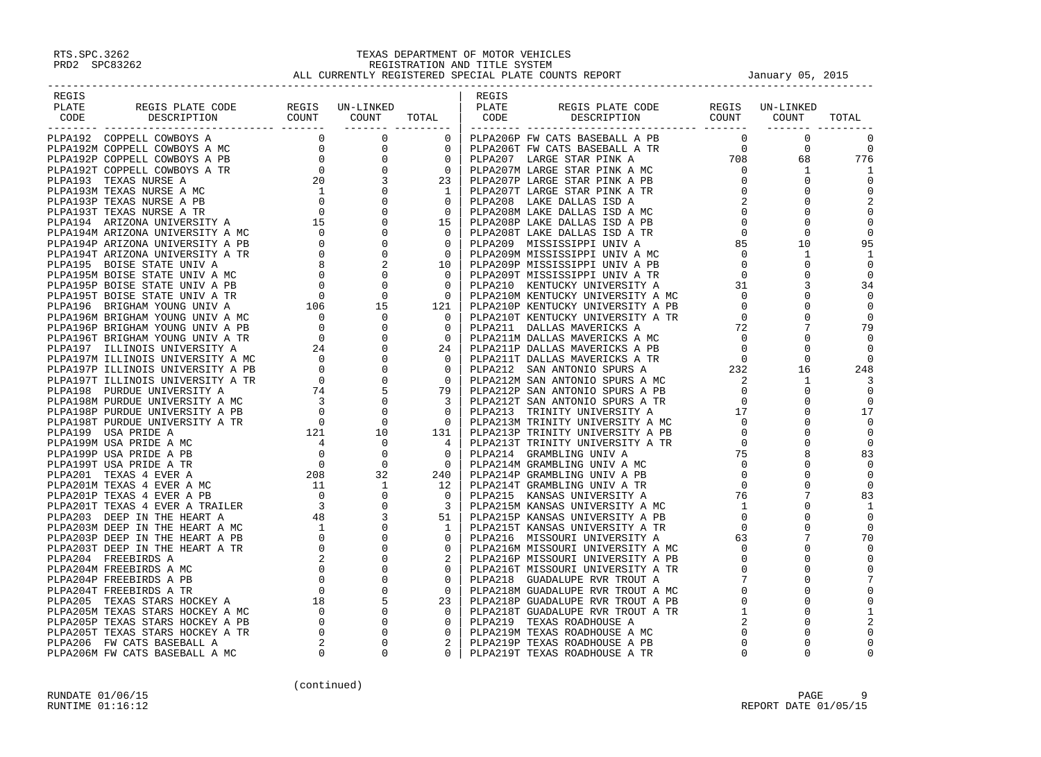TEXAS DEPARTMENT OF MOTOR VEHICLES
REGISTRATION AND TITLE SYSTEM
ALL CURRENTLY REGISTERED SPECIAL PLATE COUNTS REPORT — January 05, 2015

| REGIS PLATE CODE | REGIS PLATE CODE DESCRIPTION | REGIS COUNT | UN-LINKED COUNT | TOTAL |
|---|---|---|---|---|
| PLPA192 | COPPELL COWBOYS A | 0 | 0 | 0 |
| PLPA192M | COPPELL COWBOYS A MC | 0 | 0 | 0 |
| PLPA192P | COPPELL COWBOYS A PB | 0 | 0 | 0 |
| PLPA192T | COPPELL COWBOYS A TR | 0 | 0 | 0 |
| PLPA193 | TEXAS NURSE A | 20 | 3 | 23 |
| PLPA193M | TEXAS NURSE A MC | 1 | 0 | 1 |
| PLPA193P | TEXAS NURSE A PB | 0 | 0 | 0 |
| PLPA193T | TEXAS NURSE A TR | 0 | 0 | 0 |
| PLPA194 | ARIZONA UNIVERSITY A | 15 | 0 | 15 |
| PLPA194M | ARIZONA UNIVERSITY A MC | 0 | 0 | 0 |
| PLPA194P | ARIZONA UNIVERSITY A PB | 0 | 0 | 0 |
| PLPA194T | ARIZONA UNIVERSITY A TR | 0 | 0 | 0 |
| PLPA195 | BOISE STATE UNIV A | 8 | 2 | 10 |
| PLPA195M | BOISE STATE UNIV A MC | 0 | 0 | 0 |
| PLPA195P | BOISE STATE UNIV A PB | 0 | 0 | 0 |
| PLPA195T | BOISE STATE UNIV A TR | 0 | 0 | 0 |
| PLPA196 | BRIGHAM YOUNG UNIV A | 106 | 15 | 121 |
| PLPA196M | BRIGHAM YOUNG UNIV A MC | 0 | 0 | 0 |
| PLPA196P | BRIGHAM YOUNG UNIV A PB | 0 | 0 | 0 |
| PLPA196T | BRIGHAM YOUNG UNIV A TR | 0 | 0 | 0 |
| PLPA197 | ILLINOIS UNIVERSITY A | 24 | 0 | 24 |
| PLPA197M | ILLINOIS UNIVERSITY A MC | 0 | 0 | 0 |
| PLPA197P | ILLINOIS UNIVERSITY A PB | 0 | 0 | 0 |
| PLPA197T | ILLINOIS UNIVERSITY A TR | 0 | 0 | 0 |
| PLPA198 | PURDUE UNIVERSITY A | 74 | 5 | 79 |
| PLPA198M | PURDUE UNIVERSITY A MC | 3 | 0 | 3 |
| PLPA198P | PURDUE UNIVERSITY A PB | 0 | 0 | 0 |
| PLPA198T | PURDUE UNIVERSITY A TR | 0 | 0 | 0 |
| PLPA199 | USA PRIDE A | 121 | 10 | 131 |
| PLPA199M | USA PRIDE A MC | 4 | 0 | 4 |
| PLPA199P | USA PRIDE A PB | 0 | 0 | 0 |
| PLPA199T | USA PRIDE A TR | 0 | 0 | 0 |
| PLPA201 | TEXAS 4 EVER A | 208 | 32 | 240 |
| PLPA201M | TEXAS 4 EVER A MC | 11 | 1 | 12 |
| PLPA201P | TEXAS 4 EVER A PB | 0 | 0 | 0 |
| PLPA201T | TEXAS 4 EVER A TRAILER | 3 | 0 | 3 |
| PLPA203 | DEEP IN THE HEART A | 48 | 3 | 51 |
| PLPA203M | DEEP IN THE HEART A MC | 1 | 0 | 1 |
| PLPA203P | DEEP IN THE HEART A PB | 0 | 0 | 0 |
| PLPA203T | DEEP IN THE HEART A TR | 0 | 0 | 0 |
| PLPA204 | FREEBIRDS A | 2 | 0 | 2 |
| PLPA204M | FREEBIRDS A MC | 0 | 0 | 0 |
| PLPA204P | FREEBIRDS A PB | 0 | 0 | 0 |
| PLPA204T | FREEBIRDS A TR | 0 | 0 | 0 |
| PLPA205 | TEXAS STARS HOCKEY A | 18 | 5 | 23 |
| PLPA205M | TEXAS STARS HOCKEY A MC | 0 | 0 | 0 |
| PLPA205P | TEXAS STARS HOCKEY A PB | 0 | 0 | 0 |
| PLPA205T | TEXAS STARS HOCKEY A TR | 0 | 0 | 0 |
| PLPA206 | FW CATS BASEBALL A | 2 | 0 | 2 |
| PLPA206M | FW CATS BASEBALL A MC | 0 | 0 | 0 |
| PLPA206P | FW CATS BASEBALL A PB | 0 | 0 | 0 |
| PLPA206T | FW CATS BASEBALL A TR | 0 | 0 | 0 |
| PLPA207 | LARGE STAR PINK A | 708 | 68 | 776 |
| PLPA207M | LARGE STAR PINK A MC | 0 | 1 | 1 |
| PLPA207P | LARGE STAR PINK A PB | 0 | 0 | 0 |
| PLPA207T | LARGE STAR PINK A TR | 0 | 0 | 0 |
| PLPA208 | LAKE DALLAS ISD A | 2 | 0 | 2 |
| PLPA208M | LAKE DALLAS ISD A MC | 0 | 0 | 0 |
| PLPA208P | LAKE DALLAS ISD A PB | 0 | 0 | 0 |
| PLPA208T | LAKE DALLAS ISD A TR | 0 | 0 | 0 |
| PLPA209 | MISSISSIPPI UNIV A | 85 | 10 | 95 |
| PLPA209M | MISSISSIPPI UNIV A MC | 0 | 1 | 1 |
| PLPA209P | MISSISSIPPI UNIV A PB | 0 | 0 | 0 |
| PLPA209T | MISSISSIPPI UNIV A TR | 0 | 0 | 0 |
| PLPA210 | KENTUCKY UNIVERSITY A | 31 | 3 | 34 |
| PLPA210M | KENTUCKY UNIVERSITY A MC | 0 | 0 | 0 |
| PLPA210P | KENTUCKY UNIVERSITY A PB | 0 | 0 | 0 |
| PLPA210T | KENTUCKY UNIVERSITY A TR | 0 | 0 | 0 |
| PLPA211 | DALLAS MAVERICKS A | 72 | 7 | 79 |
| PLPA211M | DALLAS MAVERICKS A MC | 0 | 0 | 0 |
| PLPA211P | DALLAS MAVERICKS A PB | 0 | 0 | 0 |
| PLPA211T | DALLAS MAVERICKS A TR | 0 | 0 | 0 |
| PLPA212 | SAN ANTONIO SPURS A | 232 | 16 | 248 |
| PLPA212M | SAN ANTONIO SPURS A MC | 2 | 1 | 3 |
| PLPA212P | SAN ANTONIO SPURS A PB | 0 | 0 | 0 |
| PLPA212T | SAN ANTONIO SPURS A TR | 0 | 0 | 0 |
| PLPA213 | TRINITY UNIVERSITY A | 17 | 0 | 17 |
| PLPA213M | TRINITY UNIVERSITY A MC | 0 | 0 | 0 |
| PLPA213P | TRINITY UNIVERSITY A PB | 0 | 0 | 0 |
| PLPA213T | TRINITY UNIVERSITY A TR | 0 | 0 | 0 |
| PLPA214 | GRAMBLING UNIV A | 75 | 8 | 83 |
| PLPA214M | GRAMBLING UNIV A MC | 0 | 0 | 0 |
| PLPA214P | GRAMBLING UNIV A PB | 0 | 0 | 0 |
| PLPA214T | GRAMBLING UNIV A TR | 0 | 0 | 0 |
| PLPA215 | KANSAS UNIVERSITY A | 76 | 7 | 83 |
| PLPA215M | KANSAS UNIVERSITY A MC | 1 | 0 | 1 |
| PLPA215P | KANSAS UNIVERSITY A PB | 0 | 0 | 0 |
| PLPA215T | KANSAS UNIVERSITY A TR | 0 | 0 | 0 |
| PLPA216 | MISSOURI UNIVERSITY A | 63 | 7 | 70 |
| PLPA216M | MISSOURI UNIVERSITY A MC | 0 | 0 | 0 |
| PLPA216P | MISSOURI UNIVERSITY A PB | 0 | 0 | 0 |
| PLPA216T | MISSOURI UNIVERSITY A TR | 0 | 0 | 0 |
| PLPA218 | GUADALUPE RVR TROUT A | 7 | 0 | 7 |
| PLPA218M | GUADALUPE RVR TROUT A MC | 0 | 0 | 0 |
| PLPA218P | GUADALUPE RVR TROUT A PB | 0 | 0 | 0 |
| PLPA218T | GUADALUPE RVR TROUT A TR | 1 | 0 | 1 |
| PLPA219 | TEXAS ROADHOUSE A | 2 | 0 | 2 |
| PLPA219M | TEXAS ROADHOUSE A MC | 0 | 0 | 0 |
| PLPA219P | TEXAS ROADHOUSE A PB | 0 | 0 | 0 |
| PLPA219T | TEXAS ROADHOUSE A TR | 0 | 0 | 0 |

(continued)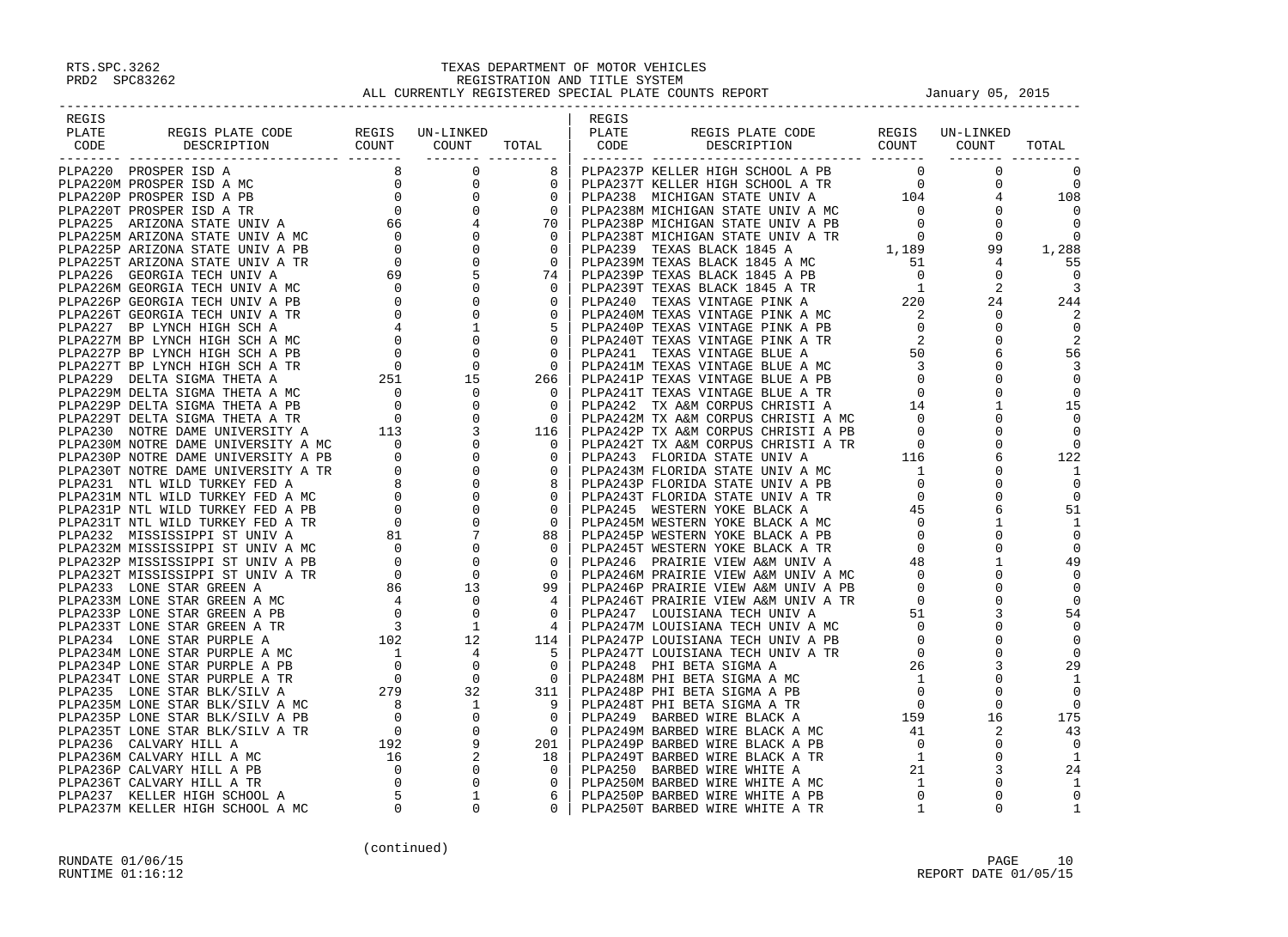# TEXAS DEPARTMENT OF MOTOR VEHICLES
## REGISTRATION AND TITLE SYSTEM
### ALL CURRENTLY REGISTERED SPECIAL PLATE COUNTS REPORT

January 05, 2015

| REGIS PLATE CODE | REGIS PLATE CODE DESCRIPTION | REGIS COUNT | UN-LINKED COUNT | TOTAL |
|---|---|---|---|---|
| PLPA220 | PROSPER ISD A | 8 | 0 | 8 |
| PLPA220M | PROSPER ISD A MC | 0 | 0 | 0 |
| PLPA220P | PROSPER ISD A PB | 0 | 0 | 0 |
| PLPA220T | PROSPER ISD A TR | 0 | 0 | 0 |
| PLPA225 | ARIZONA STATE UNIV A | 66 | 4 | 70 |
| PLPA225M | ARIZONA STATE UNIV A MC | 0 | 0 | 0 |
| PLPA225P | ARIZONA STATE UNIV A PB | 0 | 0 | 0 |
| PLPA225T | ARIZONA STATE UNIV A TR | 0 | 0 | 0 |
| PLPA226 | GEORGIA TECH UNIV A | 69 | 5 | 74 |
| PLPA226M | GEORGIA TECH UNIV A MC | 0 | 0 | 0 |
| PLPA226P | GEORGIA TECH UNIV A PB | 0 | 0 | 0 |
| PLPA226T | GEORGIA TECH UNIV A TR | 0 | 0 | 0 |
| PLPA227 | BP LYNCH HIGH SCH A | 4 | 1 | 5 |
| PLPA227M | BP LYNCH HIGH SCH A MC | 0 | 0 | 0 |
| PLPA227P | BP LYNCH HIGH SCH A PB | 0 | 0 | 0 |
| PLPA227T | BP LYNCH HIGH SCH A TR | 0 | 0 | 0 |
| PLPA229 | DELTA SIGMA THETA A | 251 | 15 | 266 |
| PLPA229M | DELTA SIGMA THETA A MC | 0 | 0 | 0 |
| PLPA229P | DELTA SIGMA THETA A PB | 0 | 0 | 0 |
| PLPA229T | DELTA SIGMA THETA A TR | 0 | 0 | 0 |
| PLPA230 | NOTRE DAME UNIVERSITY A | 113 | 3 | 116 |
| PLPA230M | NOTRE DAME UNIVERSITY A MC | 0 | 0 | 0 |
| PLPA230P | NOTRE DAME UNIVERSITY A PB | 0 | 0 | 0 |
| PLPA230T | NOTRE DAME UNIVERSITY A TR | 0 | 0 | 0 |
| PLPA231 | NTL WILD TURKEY FED A | 8 | 0 | 8 |
| PLPA231M | NTL WILD TURKEY FED A MC | 0 | 0 | 0 |
| PLPA231P | NTL WILD TURKEY FED A PB | 0 | 0 | 0 |
| PLPA231T | NTL WILD TURKEY FED A TR | 0 | 0 | 0 |
| PLPA232 | MISSISSIPPI ST UNIV A | 81 | 7 | 88 |
| PLPA232M | MISSISSIPPI ST UNIV A MC | 0 | 0 | 0 |
| PLPA232P | MISSISSIPPI ST UNIV A PB | 0 | 0 | 0 |
| PLPA232T | MISSISSIPPI ST UNIV A TR | 0 | 0 | 0 |
| PLPA233 | LONE STAR GREEN A | 86 | 13 | 99 |
| PLPA233M | LONE STAR GREEN A MC | 4 | 0 | 4 |
| PLPA233P | LONE STAR GREEN A PB | 0 | 0 | 0 |
| PLPA233T | LONE STAR GREEN A TR | 3 | 1 | 4 |
| PLPA234 | LONE STAR PURPLE A | 102 | 12 | 114 |
| PLPA234M | LONE STAR PURPLE A MC | 1 | 4 | 5 |
| PLPA234P | LONE STAR PURPLE A PB | 0 | 0 | 0 |
| PLPA234T | LONE STAR PURPLE A TR | 0 | 0 | 0 |
| PLPA235 | LONE STAR BLK/SILV A | 279 | 32 | 311 |
| PLPA235M | LONE STAR BLK/SILV A MC | 8 | 1 | 9 |
| PLPA235P | LONE STAR BLK/SILV A PB | 0 | 0 | 0 |
| PLPA235T | LONE STAR BLK/SILV A TR | 0 | 0 | 0 |
| PLPA236 | CALVARY HILL A | 192 | 9 | 201 |
| PLPA236M | CALVARY HILL A MC | 16 | 2 | 18 |
| PLPA236P | CALVARY HILL A PB | 0 | 0 | 0 |
| PLPA236T | CALVARY HILL A TR | 0 | 0 | 0 |
| PLPA237 | KELLER HIGH SCHOOL A | 5 | 1 | 6 |
| PLPA237M | KELLER HIGH SCHOOL A MC | 0 | 0 | 0 |
| PLPA237P | KELLER HIGH SCHOOL A PB | 0 | 0 | 0 |
| PLPA237T | KELLER HIGH SCHOOL A TR | 0 | 0 | 0 |
| PLPA238 | MICHIGAN STATE UNIV A | 104 | 4 | 108 |
| PLPA238M | MICHIGAN STATE UNIV A MC | 0 | 0 | 0 |
| PLPA238P | MICHIGAN STATE UNIV A PB | 0 | 0 | 0 |
| PLPA238T | MICHIGAN STATE UNIV A TR | 0 | 0 | 0 |
| PLPA239 | TEXAS BLACK 1845 A | 1,189 | 99 | 1,288 |
| PLPA239M | TEXAS BLACK 1845 A MC | 51 | 4 | 55 |
| PLPA239P | TEXAS BLACK 1845 A PB | 0 | 0 | 0 |
| PLPA239T | TEXAS BLACK 1845 A TR | 1 | 2 | 3 |
| PLPA240 | TEXAS VINTAGE PINK A | 220 | 24 | 244 |
| PLPA240M | TEXAS VINTAGE PINK A MC | 2 | 0 | 2 |
| PLPA240P | TEXAS VINTAGE PINK A PB | 0 | 0 | 0 |
| PLPA240T | TEXAS VINTAGE PINK A TR | 2 | 0 | 2 |
| PLPA241 | TEXAS VINTAGE BLUE A | 50 | 6 | 56 |
| PLPA241M | TEXAS VINTAGE BLUE A MC | 3 | 0 | 3 |
| PLPA241P | TEXAS VINTAGE BLUE A PB | 0 | 0 | 0 |
| PLPA241T | TEXAS VINTAGE BLUE A TR | 0 | 0 | 0 |
| PLPA242 | TX A&M CORPUS CHRISTI A | 14 | 1 | 15 |
| PLPA242M | TX A&M CORPUS CHRISTI A MC | 0 | 0 | 0 |
| PLPA242P | TX A&M CORPUS CHRISTI A PB | 0 | 0 | 0 |
| PLPA242T | TX A&M CORPUS CHRISTI A TR | 0 | 0 | 0 |
| PLPA243 | FLORIDA STATE UNIV A | 116 | 6 | 122 |
| PLPA243M | FLORIDA STATE UNIV A MC | 1 | 0 | 1 |
| PLPA243P | FLORIDA STATE UNIV A PB | 0 | 0 | 0 |
| PLPA243T | FLORIDA STATE UNIV A TR | 0 | 0 | 0 |
| PLPA245 | WESTERN YOKE BLACK A | 45 | 6 | 51 |
| PLPA245M | WESTERN YOKE BLACK A MC | 0 | 1 | 1 |
| PLPA245P | WESTERN YOKE BLACK A PB | 0 | 0 | 0 |
| PLPA245T | WESTERN YOKE BLACK A TR | 0 | 0 | 0 |
| PLPA246 | PRAIRIE VIEW A&M UNIV A | 48 | 1 | 49 |
| PLPA246M | PRAIRIE VIEW A&M UNIV A MC | 0 | 0 | 0 |
| PLPA246P | PRAIRIE VIEW A&M UNIV A PB | 0 | 0 | 0 |
| PLPA246T | PRAIRIE VIEW A&M UNIV A TR | 0 | 0 | 0 |
| PLPA247 | LOUISIANA TECH UNIV A | 51 | 3 | 54 |
| PLPA247M | LOUISIANA TECH UNIV A MC | 0 | 0 | 0 |
| PLPA247P | LOUISIANA TECH UNIV A PB | 0 | 0 | 0 |
| PLPA247T | LOUISIANA TECH UNIV A TR | 0 | 0 | 0 |
| PLPA248 | PHI BETA SIGMA A | 26 | 3 | 29 |
| PLPA248M | PHI BETA SIGMA A MC | 1 | 0 | 1 |
| PLPA248P | PHI BETA SIGMA A PB | 0 | 0 | 0 |
| PLPA248T | PHI BETA SIGMA A TR | 0 | 0 | 0 |
| PLPA249 | BARBED WIRE BLACK A | 159 | 16 | 175 |
| PLPA249M | BARBED WIRE BLACK A MC | 41 | 2 | 43 |
| PLPA249P | BARBED WIRE BLACK A PB | 0 | 0 | 0 |
| PLPA249T | BARBED WIRE BLACK A TR | 1 | 0 | 1 |
| PLPA250 | BARBED WIRE WHITE A | 21 | 3 | 24 |
| PLPA250M | BARBED WIRE WHITE A MC | 1 | 0 | 1 |
| PLPA250P | BARBED WIRE WHITE A PB | 0 | 0 | 0 |
| PLPA250T | BARBED WIRE WHITE A TR | 1 | 0 | 1 |

(continued)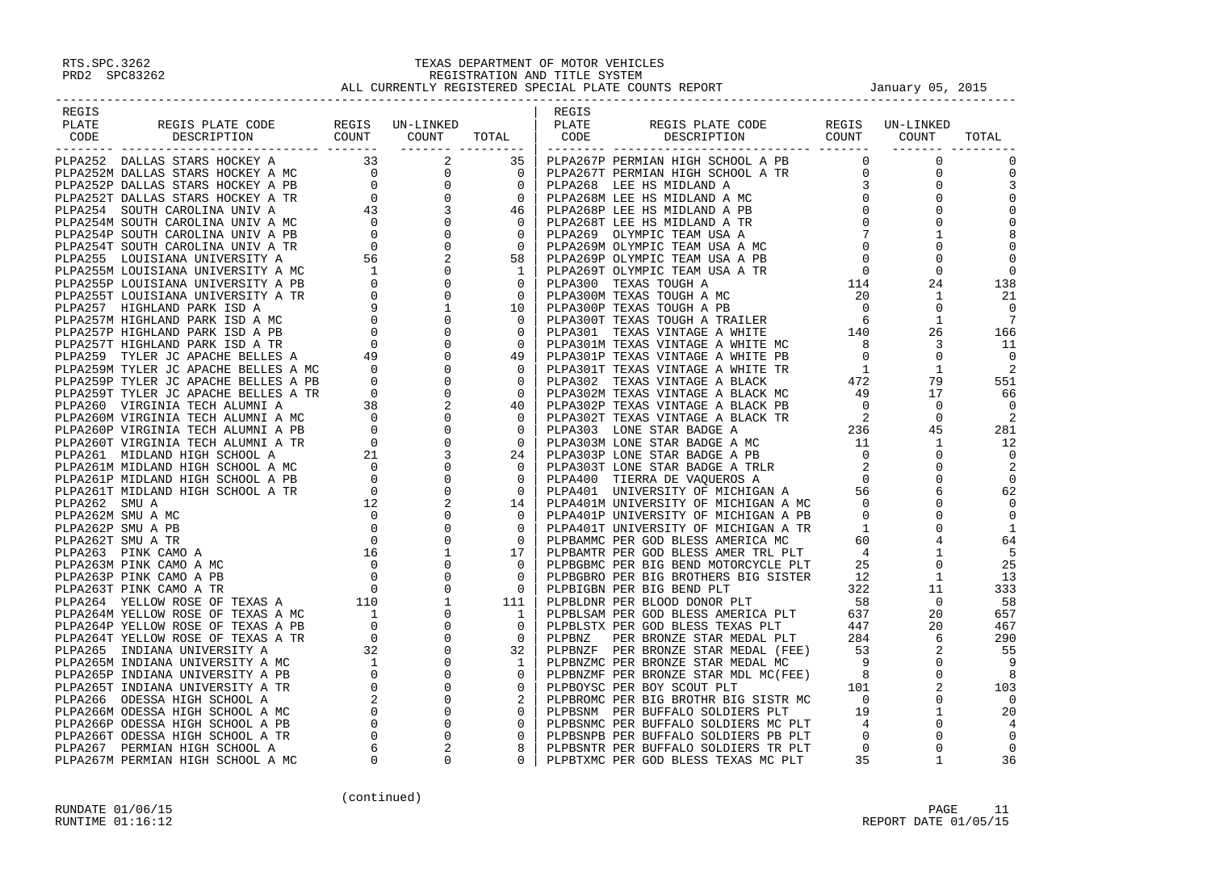RTS.SPC.3262
PRD2 SPC83262

# TEXAS DEPARTMENT OF MOTOR VEHICLES
## REGISTRATION AND TITLE SYSTEM
### ALL CURRENTLY REGISTERED SPECIAL PLATE COUNTS REPORT

January 05, 2015

| REGIS PLATE CODE | REGIS PLATE CODE DESCRIPTION | REGIS COUNT | UN-LINKED COUNT | TOTAL |
|---|---|---|---|---|
| PLPA252 | DALLAS STARS HOCKEY A | 33 | 2 | 35 |
| PLPA252M | DALLAS STARS HOCKEY A MC | 0 | 0 | 0 |
| PLPA252P | DALLAS STARS HOCKEY A PB | 0 | 0 | 0 |
| PLPA252T | DALLAS STARS HOCKEY A TR | 0 | 0 | 0 |
| PLPA254 | SOUTH CAROLINA UNIV A | 43 | 3 | 46 |
| PLPA254M | SOUTH CAROLINA UNIV A MC | 0 | 0 | 0 |
| PLPA254P | SOUTH CAROLINA UNIV A PB | 0 | 0 | 0 |
| PLPA254T | SOUTH CAROLINA UNIV A TR | 0 | 0 | 0 |
| PLPA255 | LOUISIANA UNIVERSITY A | 56 | 2 | 58 |
| PLPA255M | LOUISIANA UNIVERSITY A MC | 1 | 0 | 1 |
| PLPA255P | LOUISIANA UNIVERSITY A PB | 0 | 0 | 0 |
| PLPA255T | LOUISIANA UNIVERSITY A TR | 0 | 0 | 0 |
| PLPA257 | HIGHLAND PARK ISD A | 9 | 1 | 10 |
| PLPA257M | HIGHLAND PARK ISD A MC | 0 | 0 | 0 |
| PLPA257P | HIGHLAND PARK ISD A PB | 0 | 0 | 0 |
| PLPA257T | HIGHLAND PARK ISD A TR | 0 | 0 | 0 |
| PLPA259 | TYLER JC APACHE BELLES A | 49 | 0 | 49 |
| PLPA259M | TYLER JC APACHE BELLES A MC | 0 | 0 | 0 |
| PLPA259P | TYLER JC APACHE BELLES A PB | 0 | 0 | 0 |
| PLPA259T | TYLER JC APACHE BELLES A TR | 0 | 0 | 0 |
| PLPA260 | VIRGINIA TECH ALUMNI A | 38 | 2 | 40 |
| PLPA260M | VIRGINIA TECH ALUMNI A MC | 0 | 0 | 0 |
| PLPA260P | VIRGINIA TECH ALUMNI A PB | 0 | 0 | 0 |
| PLPA260T | VIRGINIA TECH ALUMNI A TR | 0 | 0 | 0 |
| PLPA261 | MIDLAND HIGH SCHOOL A | 21 | 3 | 24 |
| PLPA261M | MIDLAND HIGH SCHOOL A MC | 0 | 0 | 0 |
| PLPA261P | MIDLAND HIGH SCHOOL A PB | 0 | 0 | 0 |
| PLPA261T | MIDLAND HIGH SCHOOL A TR | 0 | 0 | 0 |
| PLPA262 | SMU A | 12 | 2 | 14 |
| PLPA262M | SMU A MC | 0 | 0 | 0 |
| PLPA262P | SMU A PB | 0 | 0 | 0 |
| PLPA262T | SMU A TR | 0 | 0 | 0 |
| PLPA263 | PINK CAMO A | 16 | 1 | 17 |
| PLPA263M | PINK CAMO A MC | 0 | 0 | 0 |
| PLPA263P | PINK CAMO A PB | 0 | 0 | 0 |
| PLPA263T | PINK CAMO A TR | 0 | 0 | 0 |
| PLPA264 | YELLOW ROSE OF TEXAS A | 110 | 1 | 111 |
| PLPA264M | YELLOW ROSE OF TEXAS A MC | 1 | 0 | 1 |
| PLPA264P | YELLOW ROSE OF TEXAS A PB | 0 | 0 | 0 |
| PLPA264T | YELLOW ROSE OF TEXAS A TR | 0 | 0 | 0 |
| PLPA265 | INDIANA UNIVERSITY A | 32 | 0 | 32 |
| PLPA265M | INDIANA UNIVERSITY A MC | 1 | 0 | 1 |
| PLPA265P | INDIANA UNIVERSITY A PB | 0 | 0 | 0 |
| PLPA265T | INDIANA UNIVERSITY A TR | 0 | 0 | 0 |
| PLPA266 | ODESSA HIGH SCHOOL A | 2 | 0 | 2 |
| PLPA266M | ODESSA HIGH SCHOOL A MC | 0 | 0 | 0 |
| PLPA266P | ODESSA HIGH SCHOOL A PB | 0 | 0 | 0 |
| PLPA266T | ODESSA HIGH SCHOOL A TR | 0 | 0 | 0 |
| PLPA267 | PERMIAN HIGH SCHOOL A | 6 | 2 | 8 |
| PLPA267M | PERMIAN HIGH SCHOOL A MC | 0 | 0 | 0 |
| PLPA267P | PERMIAN HIGH SCHOOL A PB | 0 | 0 | 0 |
| PLPA267T | PERMIAN HIGH SCHOOL A TR | 0 | 0 | 0 |
| PLPA268 | LEE HS MIDLAND A | 3 | 0 | 3 |
| PLPA268M | LEE HS MIDLAND A MC | 0 | 0 | 0 |
| PLPA268P | LEE HS MIDLAND A PB | 0 | 0 | 0 |
| PLPA268T | LEE HS MIDLAND A TR | 0 | 0 | 0 |
| PLPA269 | OLYMPIC TEAM USA A | 7 | 1 | 8 |
| PLPA269M | OLYMPIC TEAM USA A MC | 0 | 0 | 0 |
| PLPA269P | OLYMPIC TEAM USA A PB | 0 | 0 | 0 |
| PLPA269T | OLYMPIC TEAM USA A TR | 0 | 0 | 0 |
| PLPA300 | TEXAS TOUGH A | 114 | 24 | 138 |
| PLPA300M | TEXAS TOUGH A MC | 20 | 1 | 21 |
| PLPA300P | TEXAS TOUGH A PB | 0 | 0 | 0 |
| PLPA300T | TEXAS TOUGH A TRAILER | 6 | 1 | 7 |
| PLPA301 | TEXAS VINTAGE A WHITE | 140 | 26 | 166 |
| PLPA301M | TEXAS VINTAGE A WHITE MC | 8 | 3 | 11 |
| PLPA301P | TEXAS VINTAGE A WHITE PB | 0 | 0 | 0 |
| PLPA301T | TEXAS VINTAGE A WHITE TR | 1 | 1 | 2 |
| PLPA302 | TEXAS VINTAGE A BLACK | 472 | 79 | 551 |
| PLPA302M | TEXAS VINTAGE A BLACK MC | 49 | 17 | 66 |
| PLPA302P | TEXAS VINTAGE A BLACK PB | 0 | 0 | 0 |
| PLPA302T | TEXAS VINTAGE A BLACK TR | 2 | 0 | 2 |
| PLPA303 | LONE STAR BADGE A | 236 | 45 | 281 |
| PLPA303M | LONE STAR BADGE A MC | 11 | 1 | 12 |
| PLPA303P | LONE STAR BADGE A PB | 0 | 0 | 0 |
| PLPA303T | LONE STAR BADGE A TRLR | 2 | 0 | 2 |
| PLPA400 | TIERRA DE VAQUEROS A | 0 | 0 | 0 |
| PLPA401 | UNIVERSITY OF MICHIGAN A | 56 | 6 | 62 |
| PLPA401M | UNIVERSITY OF MICHIGAN A MC | 0 | 0 | 0 |
| PLPA401P | UNIVERSITY OF MICHIGAN A PB | 0 | 0 | 0 |
| PLPA401T | UNIVERSITY OF MICHIGAN A TR | 1 | 0 | 1 |
| PLPBAMMC | PER GOD BLESS AMERICA MC | 60 | 4 | 64 |
| PLPBAMTR | PER GOD BLESS AMER TRL PLT | 4 | 1 | 5 |
| PLPBGBMC | PER BIG BEND MOTORCYCLE PLT | 25 | 0 | 25 |
| PLPBGBRO | PER BIG BROTHERS BIG SISTER | 12 | 1 | 13 |
| PLPBIGBN | PER BIG BEND PLT | 322 | 11 | 333 |
| PLPBLDNR | PER BLOOD DONOR PLT | 58 | 0 | 58 |
| PLPBLSAM | PER GOD BLESS AMERICA PLT | 637 | 20 | 657 |
| PLPBLSTX | PER GOD BLESS TEXAS PLT | 447 | 20 | 467 |
| PLPBNZ | PER BRONZE STAR MEDAL PLT | 284 | 6 | 290 |
| PLPBNZF | PER BRONZE STAR MEDAL (FEE) | 53 | 2 | 55 |
| PLPBNZMC | PER BRONZE STAR MEDAL MC | 9 | 0 | 9 |
| PLPBNZMF | PER BRONZE STAR MDL MC(FEE) | 8 | 0 | 8 |
| PLPBOYSC | PER BOY SCOUT PLT | 101 | 2 | 103 |
| PLPBROMC | PER BIG BROTHR BIG SISTR MC | 0 | 0 | 0 |
| PLPBSNM | PER BUFFALO SOLDIERS PLT | 19 | 1 | 20 |
| PLPBSNMC | PER BUFFALO SOLDIERS MC PLT | 4 | 0 | 4 |
| PLPBSNPB | PER BUFFALO SOLDIERS PB PLT | 0 | 0 | 0 |
| PLPBSNTR | PER BUFFALO SOLDIERS TR PLT | 0 | 0 | 0 |
| PLPBTXMC | PER GOD BLESS TEXAS MC PLT | 35 | 1 | 36 |

(continued)

RUNDATE 01/06/15
RUNTIME 01:16:12

REPORT DATE 01/05/15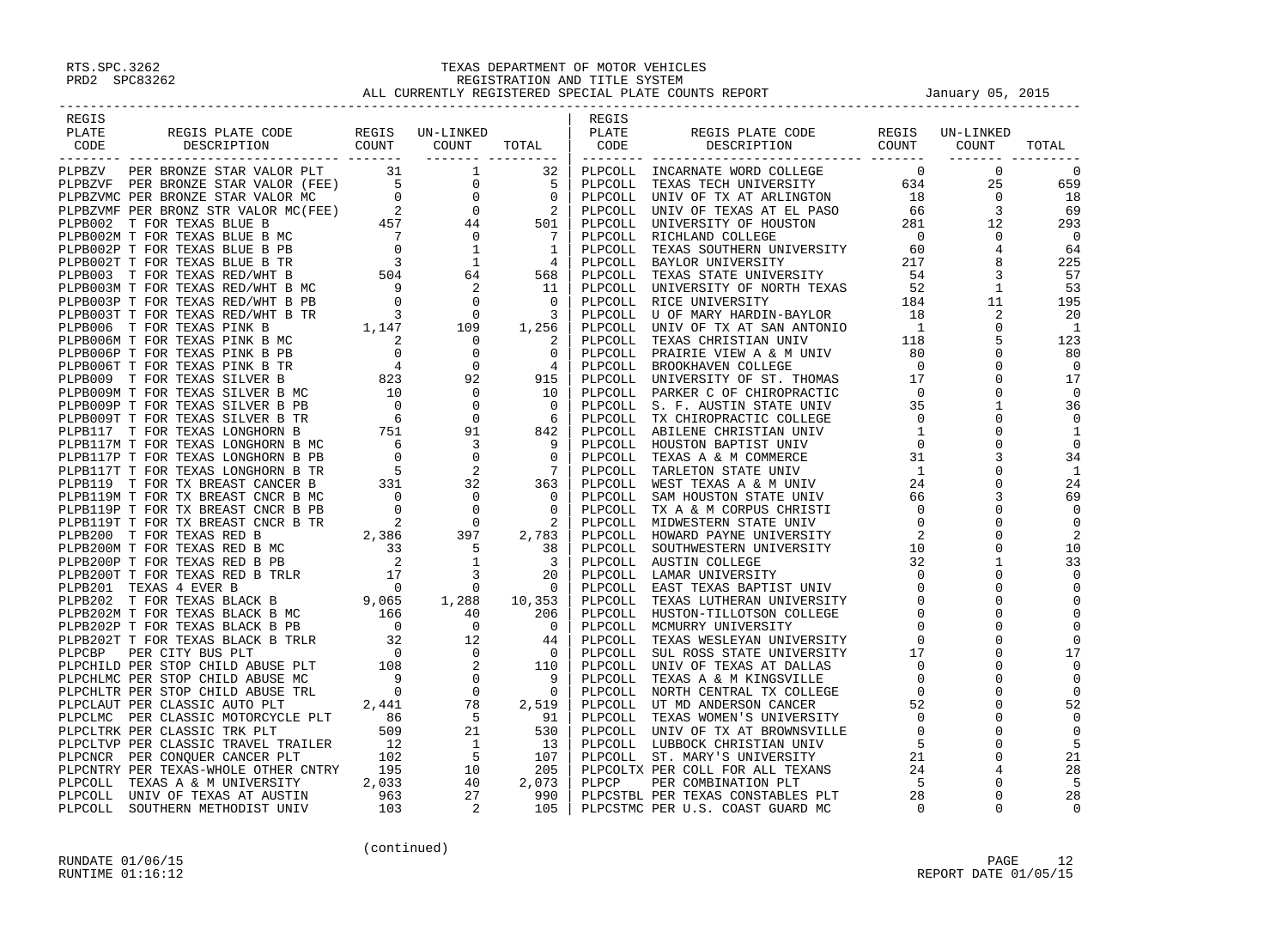RTS.SPC.3262
PRD2 SPC83262

# TEXAS DEPARTMENT OF MOTOR VEHICLES
## REGISTRATION AND TITLE SYSTEM
### ALL CURRENTLY REGISTERED SPECIAL PLATE COUNTS REPORT

January 05, 2015

| REGIS PLATE CODE | REGIS PLATE CODE DESCRIPTION | REGIS COUNT | UN-LINKED COUNT | TOTAL |
|---|---|---|---|---|
| PLPBZV | PER BRONZE STAR VALOR PLT | 31 | 1 | 32 |
| PLPBZVF | PER BRONZE STAR VALOR (FEE) | 5 | 0 | 5 |
| PLPBZVMC | PER BRONZE STAR VALOR MC | 0 | 0 | 0 |
| PLPBZVMF | PER BRONZ STR VALOR MC(FEE) | 2 | 0 | 2 |
| PLPB002 | T FOR TEXAS BLUE B | 457 | 44 | 501 |
| PLPB002M | T FOR TEXAS BLUE B MC | 7 | 0 | 7 |
| PLPB002P | T FOR TEXAS BLUE B PB | 0 | 1 | 1 |
| PLPB002T | T FOR TEXAS BLUE B TR | 3 | 1 | 4 |
| PLPB003 | T FOR TEXAS RED/WHT B | 504 | 64 | 568 |
| PLPB003M | T FOR TEXAS RED/WHT B MC | 9 | 2 | 11 |
| PLPB003P | T FOR TEXAS RED/WHT B PB | 0 | 0 | 0 |
| PLPB003T | T FOR TEXAS RED/WHT B TR | 3 | 0 | 3 |
| PLPB006 | T FOR TEXAS PINK B | 1,147 | 109 | 1,256 |
| PLPB006M | T FOR TEXAS PINK B MC | 2 | 0 | 2 |
| PLPB006P | T FOR TEXAS PINK B PB | 0 | 0 | 0 |
| PLPB006T | T FOR TEXAS PINK B TR | 4 | 0 | 4 |
| PLPB009 | T FOR TEXAS SILVER B | 823 | 92 | 915 |
| PLPB009M | T FOR TEXAS SILVER B MC | 10 | 0 | 10 |
| PLPB009P | T FOR TEXAS SILVER B PB | 0 | 0 | 0 |
| PLPB009T | T FOR TEXAS SILVER B TR | 6 | 0 | 6 |
| PLPB117 | T FOR TEXAS LONGHORN B | 751 | 91 | 842 |
| PLPB117M | T FOR TEXAS LONGHORN B MC | 6 | 3 | 9 |
| PLPB117P | T FOR TEXAS LONGHORN B PB | 0 | 0 | 0 |
| PLPB117T | T FOR TEXAS LONGHORN B TR | 5 | 2 | 7 |
| PLPB119 | T FOR TX BREAST CANCER B | 331 | 32 | 363 |
| PLPB119M | T FOR TX BREAST CNCR B MC | 0 | 0 | 0 |
| PLPB119P | T FOR TX BREAST CNCR B PB | 0 | 0 | 0 |
| PLPB119T | T FOR TX BREAST CNCR B TR | 2 | 0 | 2 |
| PLPB200 | T FOR TEXAS RED B | 2,386 | 397 | 2,783 |
| PLPB200M | T FOR TEXAS RED B MC | 33 | 5 | 38 |
| PLPB200P | T FOR TEXAS RED B PB | 2 | 1 | 3 |
| PLPB200T | T FOR TEXAS RED B TRLR | 17 | 3 | 20 |
| PLPB201 | TEXAS 4 EVER B | 0 | 0 | 0 |
| PLPB202 | T FOR TEXAS BLACK B | 9,065 | 1,288 | 10,353 |
| PLPB202M | T FOR TEXAS BLACK B MC | 166 | 40 | 206 |
| PLPB202P | T FOR TEXAS BLACK B PB | 0 | 0 | 0 |
| PLPB202T | T FOR TEXAS BLACK B TRLR | 32 | 12 | 44 |
| PLPCBP | PER CITY BUS PLT | 0 | 0 | 0 |
| PLPCHILD | PER STOP CHILD ABUSE PLT | 108 | 2 | 110 |
| PLPCHLMC | PER STOP CHILD ABUSE MC | 9 | 0 | 9 |
| PLPCHLTR | PER STOP CHILD ABUSE TRL | 0 | 0 | 0 |
| PLPCLAUT | PER CLASSIC AUTO PLT | 2,441 | 78 | 2,519 |
| PLPCLMC | PER CLASSIC MOTORCYCLE PLT | 86 | 5 | 91 |
| PLPCLTRK | PER CLASSIC TRK PLT | 509 | 21 | 530 |
| PLPCLTVP | PER CLASSIC TRAVEL TRAILER | 12 | 1 | 13 |
| PLPCNCR | PER CONQUER CANCER PLT | 102 | 5 | 107 |
| PLPCNTRY | PER TEXAS-WHOLE OTHER CNTRY | 195 | 10 | 205 |
| PLPCOLL | TEXAS A & M UNIVERSITY | 2,033 | 40 | 2,073 |
| PLPCOLL | UNIV OF TEXAS AT AUSTIN | 963 | 27 | 990 |
| PLPCOLL | SOUTHERN METHODIST UNIV | 103 | 2 | 105 |
| PLPCOLL | INCARNATE WORD COLLEGE | 0 | 0 | 0 |
| PLPCOLL | TEXAS TECH UNIVERSITY | 634 | 25 | 659 |
| PLPCOLL | UNIV OF TX AT ARLINGTON | 18 | 0 | 18 |
| PLPCOLL | UNIV OF TEXAS AT EL PASO | 66 | 3 | 69 |
| PLPCOLL | UNIVERSITY OF HOUSTON | 281 | 12 | 293 |
| PLPCOLL | RICHLAND COLLEGE | 0 | 0 | 0 |
| PLPCOLL | TEXAS SOUTHERN UNIVERSITY | 60 | 4 | 64 |
| PLPCOLL | BAYLOR UNIVERSITY | 217 | 8 | 225 |
| PLPCOLL | TEXAS STATE UNIVERSITY | 54 | 3 | 57 |
| PLPCOLL | UNIVERSITY OF NORTH TEXAS | 52 | 1 | 53 |
| PLPCOLL | RICE UNIVERSITY | 184 | 11 | 195 |
| PLPCOLL | U OF MARY HARDIN-BAYLOR | 18 | 2 | 20 |
| PLPCOLL | UNIV OF TX AT SAN ANTONIO | 1 | 0 | 1 |
| PLPCOLL | TEXAS CHRISTIAN UNIV | 118 | 5 | 123 |
| PLPCOLL | PRAIRIE VIEW A & M UNIV | 80 | 0 | 80 |
| PLPCOLL | BROOKHAVEN COLLEGE | 0 | 0 | 0 |
| PLPCOLL | UNIVERSITY OF ST. THOMAS | 17 | 0 | 17 |
| PLPCOLL | PARKER C OF CHIROPRACTIC | 0 | 0 | 0 |
| PLPCOLL | S. F. AUSTIN STATE UNIV | 35 | 1 | 36 |
| PLPCOLL | TX CHIROPRACTIC COLLEGE | 0 | 0 | 0 |
| PLPCOLL | ABILENE CHRISTIAN UNIV | 1 | 0 | 1 |
| PLPCOLL | HOUSTON BAPTIST UNIV | 0 | 0 | 0 |
| PLPCOLL | TEXAS A & M COMMERCE | 31 | 3 | 34 |
| PLPCOLL | TARLETON STATE UNIV | 1 | 0 | 1 |
| PLPCOLL | WEST TEXAS A & M UNIV | 24 | 0 | 24 |
| PLPCOLL | SAM HOUSTON STATE UNIV | 66 | 3 | 69 |
| PLPCOLL | TX A & M CORPUS CHRISTI | 0 | 0 | 0 |
| PLPCOLL | MIDWESTERN STATE UNIV | 0 | 0 | 0 |
| PLPCOLL | HOWARD PAYNE UNIVERSITY | 2 | 0 | 2 |
| PLPCOLL | SOUTHWESTERN UNIVERSITY | 10 | 0 | 10 |
| PLPCOLL | AUSTIN COLLEGE | 32 | 1 | 33 |
| PLPCOLL | LAMAR UNIVERSITY | 0 | 0 | 0 |
| PLPCOLL | EAST TEXAS BAPTIST UNIV | 0 | 0 | 0 |
| PLPCOLL | TEXAS LUTHERAN UNIVERSITY | 0 | 0 | 0 |
| PLPCOLL | HUSTON-TILLOTSON COLLEGE | 0 | 0 | 0 |
| PLPCOLL | MCMURRY UNIVERSITY | 0 | 0 | 0 |
| PLPCOLL | TEXAS WESLEYAN UNIVERSITY | 0 | 0 | 0 |
| PLPCOLL | SUL ROSS STATE UNIVERSITY | 17 | 0 | 17 |
| PLPCOLL | UNIV OF TEXAS AT DALLAS | 0 | 0 | 0 |
| PLPCOLL | TEXAS A & M KINGSVILLE | 0 | 0 | 0 |
| PLPCOLL | NORTH CENTRAL TX COLLEGE | 0 | 0 | 0 |
| PLPCOLL | UT MD ANDERSON CANCER | 52 | 0 | 52 |
| PLPCOLL | TEXAS WOMEN'S UNIVERSITY | 0 | 0 | 0 |
| PLPCOLL | UNIV OF TX AT BROWNSVILLE | 0 | 0 | 0 |
| PLPCOLL | LUBBOCK CHRISTIAN UNIV | 5 | 0 | 5 |
| PLPCOLL | ST. MARY'S UNIVERSITY | 21 | 0 | 21 |
| PLPCOLTX | PER COLL FOR ALL TEXANS | 24 | 4 | 28 |
| PLPCP | PER COMBINATION PLT | 5 | 0 | 5 |
| PLPCSTBL | PER TEXAS CONSTABLES PLT | 28 | 0 | 28 |
| PLPCSTMC | PER U.S. COAST GUARD MC | 0 | 0 | 0 |

(continued)

RUNDATE 01/06/15
RUNTIME 01:16:12

REPORT DATE 01/05/15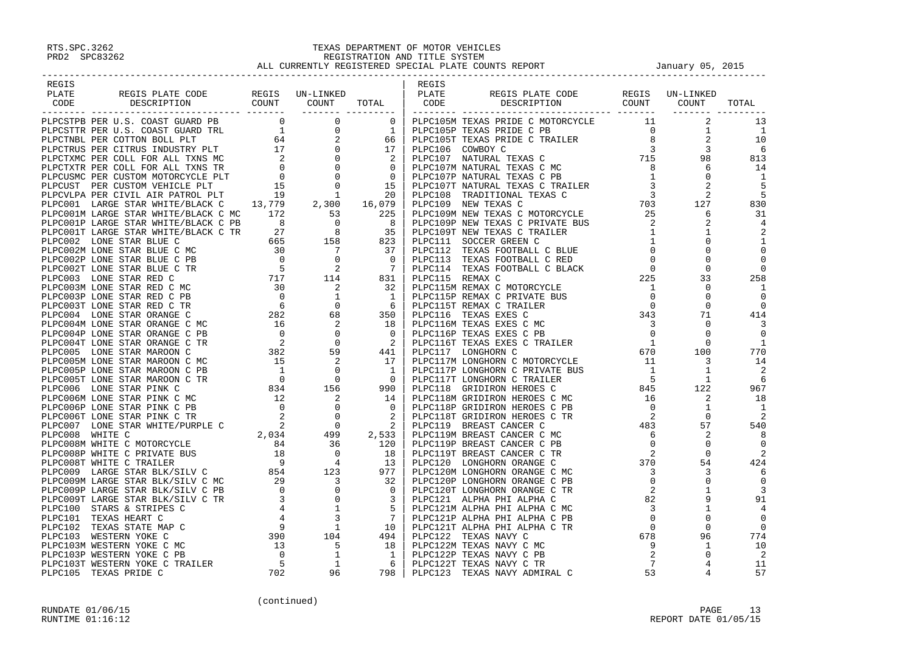RTS.SPC.3262
PRD2 SPC83262

# TEXAS DEPARTMENT OF MOTOR VEHICLES
## REGISTRATION AND TITLE SYSTEM
## ALL CURRENTLY REGISTERED SPECIAL PLATE COUNTS REPORT

January 05, 2015

| REGIS PLATE CODE | REGIS PLATE CODE DESCRIPTION | REGIS COUNT | UN-LINKED COUNT | TOTAL |
|---|---|---|---|---|
| PLPCSTPB | PER U.S. COAST GUARD PB | 0 | 0 | 0 |
| PLPCSTTR | PER U.S. COAST GUARD TRL | 1 | 0 | 1 |
| PLPCTNBL | PER COTTON BOLL PLT | 64 | 2 | 66 |
| PLPCTRUS | PER CITRUS INDUSTRY PLT | 17 | 0 | 17 |
| PLPCTXMC | PER COLL FOR ALL TXNS MC | 2 | 0 | 2 |
| PLPCTXTR | PER COLL FOR ALL TXNS TR | 0 | 0 | 0 |
| PLPCUSMC | PER CUSTOM MOTORCYCLE PLT | 0 | 0 | 0 |
| PLPCUST | PER CUSTOM VEHICLE PLT | 15 | 0 | 15 |
| PLPCVLPA | PER CIVIL AIR PATROL PLT | 19 | 1 | 20 |
| PLPC001 | LARGE STAR WHITE/BLACK C | 13,779 | 2,300 | 16,079 |
| PLPC001M | LARGE STAR WHITE/BLACK C MC | 172 | 53 | 225 |
| PLPC001P | LARGE STAR WHITE/BLACK C PB | 8 | 0 | 8 |
| PLPC001T | LARGE STAR WHITE/BLACK C TR | 27 | 8 | 35 |
| PLPC002 | LONE STAR BLUE C | 665 | 158 | 823 |
| PLPC002M | LONE STAR BLUE C MC | 30 | 7 | 37 |
| PLPC002P | LONE STAR BLUE C PB | 0 | 0 | 0 |
| PLPC002T | LONE STAR BLUE C TR | 5 | 2 | 7 |
| PLPC003 | LONE STAR RED C | 717 | 114 | 831 |
| PLPC003M | LONE STAR RED C MC | 30 | 2 | 32 |
| PLPC003P | LONE STAR RED C PB | 0 | 1 | 1 |
| PLPC003T | LONE STAR RED C TR | 6 | 0 | 6 |
| PLPC004 | LONE STAR ORANGE C | 282 | 68 | 350 |
| PLPC004M | LONE STAR ORANGE C MC | 16 | 2 | 18 |
| PLPC004P | LONE STAR ORANGE C PB | 0 | 0 | 0 |
| PLPC004T | LONE STAR ORANGE C TR | 2 | 0 | 2 |
| PLPC005 | LONE STAR MAROON C | 382 | 59 | 441 |
| PLPC005M | LONE STAR MAROON C MC | 15 | 2 | 17 |
| PLPC005P | LONE STAR MAROON C PB | 1 | 0 | 1 |
| PLPC005T | LONE STAR MAROON C TR | 0 | 0 | 0 |
| PLPC006 | LONE STAR PINK C | 834 | 156 | 990 |
| PLPC006M | LONE STAR PINK C MC | 12 | 2 | 14 |
| PLPC006P | LONE STAR PINK C PB | 0 | 0 | 0 |
| PLPC006T | LONE STAR PINK C TR | 2 | 0 | 2 |
| PLPC007 | LONE STAR WHITE/PURPLE C | 2 | 0 | 2 |
| PLPC008 | WHITE C | 2,034 | 499 | 2,533 |
| PLPC008M | WHITE C MOTORCYCLE | 84 | 36 | 120 |
| PLPC008P | WHITE C PRIVATE BUS | 18 | 0 | 18 |
| PLPC008T | WHITE C TRAILER | 9 | 4 | 13 |
| PLPC009 | LARGE STAR BLK/SILV C | 854 | 123 | 977 |
| PLPC009M | LARGE STAR BLK/SILV C MC | 29 | 3 | 32 |
| PLPC009P | LARGE STAR BLK/SILV C PB | 0 | 0 | 0 |
| PLPC009T | LARGE STAR BLK/SILV C TR | 3 | 0 | 3 |
| PLPC100 | STARS & STRIPES C | 4 | 1 | 5 |
| PLPC101 | TEXAS HEART C | 4 | 3 | 7 |
| PLPC102 | TEXAS STATE MAP C | 9 | 1 | 10 |
| PLPC103 | WESTERN YOKE C | 390 | 104 | 494 |
| PLPC103M | WESTERN YOKE C MC | 13 | 5 | 18 |
| PLPC103P | WESTERN YOKE C PB | 0 | 1 | 1 |
| PLPC103T | WESTERN YOKE C TRAILER | 5 | 1 | 6 |
| PLPC105 | TEXAS PRIDE C | 702 | 96 | 798 |
| PLPC105M | TEXAS PRIDE C MOTORCYCLE | 11 | 2 | 13 |
| PLPC105P | TEXAS PRIDE C PB | 0 | 1 | 1 |
| PLPC105T | TEXAS PRIDE C TRAILER | 8 | 2 | 10 |
| PLPC106 | COWBOY C | 3 | 3 | 6 |
| PLPC107 | NATURAL TEXAS C | 715 | 98 | 813 |
| PLPC107M | NATURAL TEXAS C MC | 8 | 6 | 14 |
| PLPC107P | NATURAL TEXAS C PB | 1 | 0 | 1 |
| PLPC107T | NATURAL TEXAS C TRAILER | 3 | 2 | 5 |
| PLPC108 | TRADITIONAL TEXAS C | 3 | 2 | 5 |
| PLPC109 | NEW TEXAS C | 703 | 127 | 830 |
| PLPC109M | NEW TEXAS C MOTORCYCLE | 25 | 6 | 31 |
| PLPC109P | NEW TEXAS C PRIVATE BUS | 2 | 2 | 4 |
| PLPC109T | NEW TEXAS C TRAILER | 1 | 1 | 2 |
| PLPC111 | SOCCER GREEN C | 1 | 0 | 1 |
| PLPC112 | TEXAS FOOTBALL C BLUE | 0 | 0 | 0 |
| PLPC113 | TEXAS FOOTBALL C RED | 0 | 0 | 0 |
| PLPC114 | TEXAS FOOTBALL C BLACK | 0 | 0 | 0 |
| PLPC115 | REMAX C | 225 | 33 | 258 |
| PLPC115M | REMAX C MOTORCYCLE | 1 | 0 | 1 |
| PLPC115P | REMAX C PRIVATE BUS | 0 | 0 | 0 |
| PLPC115T | REMAX C TRAILER | 0 | 0 | 0 |
| PLPC116 | TEXAS EXES C | 343 | 71 | 414 |
| PLPC116M | TEXAS EXES C MC | 3 | 0 | 3 |
| PLPC116P | TEXAS EXES C PB | 0 | 0 | 0 |
| PLPC116T | TEXAS EXES C TRAILER | 1 | 0 | 1 |
| PLPC117 | LONGHORN C | 670 | 100 | 770 |
| PLPC117M | LONGHORN C MOTORCYCLE | 11 | 3 | 14 |
| PLPC117P | LONGHORN C PRIVATE BUS | 1 | 1 | 2 |
| PLPC117T | LONGHORN C TRAILER | 5 | 1 | 6 |
| PLPC118 | GRIDIRON HEROES C | 845 | 122 | 967 |
| PLPC118M | GRIDIRON HEROES C MC | 16 | 2 | 18 |
| PLPC118P | GRIDIRON HEROES C PB | 0 | 1 | 1 |
| PLPC118T | GRIDIRON HEROES C TR | 2 | 0 | 2 |
| PLPC119 | BREAST CANCER C | 483 | 57 | 540 |
| PLPC119M | BREAST CANCER C MC | 6 | 2 | 8 |
| PLPC119P | BREAST CANCER C PB | 0 | 0 | 0 |
| PLPC119T | BREAST CANCER C TR | 2 | 0 | 2 |
| PLPC120 | LONGHORN ORANGE C | 370 | 54 | 424 |
| PLPC120M | LONGHORN ORANGE C MC | 3 | 3 | 6 |
| PLPC120P | LONGHORN ORANGE C PB | 0 | 0 | 0 |
| PLPC120T | LONGHORN ORANGE C TR | 2 | 1 | 3 |
| PLPC121 | ALPHA PHI ALPHA C | 82 | 9 | 91 |
| PLPC121M | ALPHA PHI ALPHA C MC | 3 | 1 | 4 |
| PLPC121P | ALPHA PHI ALPHA C PB | 0 | 0 | 0 |
| PLPC121T | ALPHA PHI ALPHA C TR | 0 | 0 | 0 |
| PLPC122 | TEXAS NAVY C | 678 | 96 | 774 |
| PLPC122M | TEXAS NAVY C MC | 9 | 1 | 10 |
| PLPC122P | TEXAS NAVY C PB | 2 | 0 | 2 |
| PLPC122T | TEXAS NAVY C TR | 7 | 4 | 11 |
| PLPC123 | TEXAS NAVY ADMIRAL C | 53 | 4 | 57 |

(continued)

RUNDATE 01/06/15
RUNTIME 01:16:12

REPORT DATE 01/05/15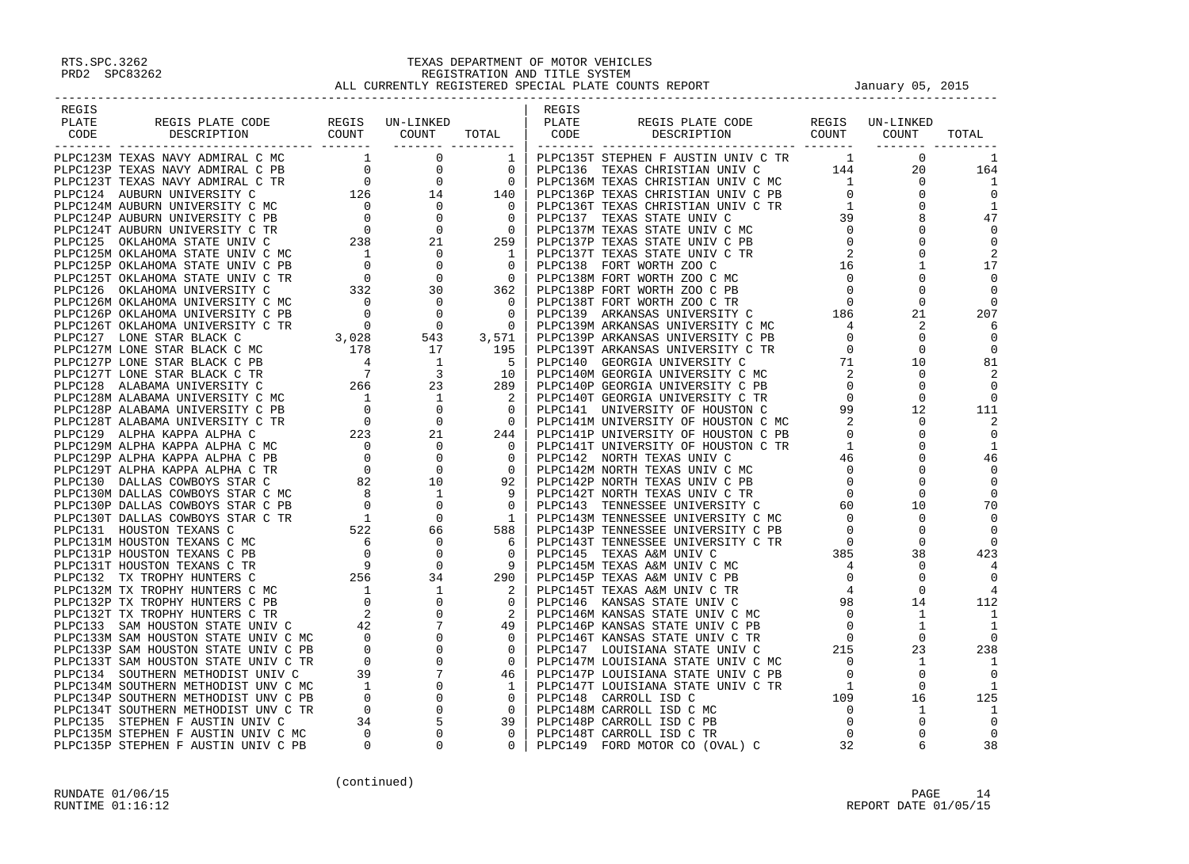RTS.SPC.3262
PRD2 SPC83262

# TEXAS DEPARTMENT OF MOTOR VEHICLES
## REGISTRATION AND TITLE SYSTEM
## ALL CURRENTLY REGISTERED SPECIAL PLATE COUNTS REPORT

January 05, 2015

| REGIS PLATE CODE | REGIS PLATE CODE DESCRIPTION | REGIS COUNT | UN-LINKED COUNT | TOTAL |
|---|---|---|---|---|
| PLPC123M | TEXAS NAVY ADMIRAL C MC | 1 | 0 | 1 |
| PLPC123P | TEXAS NAVY ADMIRAL C PB | 0 | 0 | 0 |
| PLPC123T | TEXAS NAVY ADMIRAL C TR | 0 | 0 | 0 |
| PLPC124 | AUBURN UNIVERSITY C | 126 | 14 | 140 |
| PLPC124M | AUBURN UNIVERSITY C MC | 0 | 0 | 0 |
| PLPC124P | AUBURN UNIVERSITY C PB | 0 | 0 | 0 |
| PLPC124T | AUBURN UNIVERSITY C TR | 0 | 0 | 0 |
| PLPC125 | OKLAHOMA STATE UNIV C | 238 | 21 | 259 |
| PLPC125M | OKLAHOMA STATE UNIV C MC | 1 | 0 | 1 |
| PLPC125P | OKLAHOMA STATE UNIV C PB | 0 | 0 | 0 |
| PLPC125T | OKLAHOMA STATE UNIV C TR | 0 | 0 | 0 |
| PLPC126 | OKLAHOMA UNIVERSITY C | 332 | 30 | 362 |
| PLPC126M | OKLAHOMA UNIVERSITY C MC | 0 | 0 | 0 |
| PLPC126P | OKLAHOMA UNIVERSITY C PB | 0 | 0 | 0 |
| PLPC126T | OKLAHOMA UNIVERSITY C TR | 0 | 0 | 0 |
| PLPC127 | LONE STAR BLACK C | 3,028 | 543 | 3,571 |
| PLPC127M | LONE STAR BLACK C MC | 178 | 17 | 195 |
| PLPC127P | LONE STAR BLACK C PB | 4 | 1 | 5 |
| PLPC127T | LONE STAR BLACK C TR | 7 | 3 | 10 |
| PLPC128 | ALABAMA UNIVERSITY C | 266 | 23 | 289 |
| PLPC128M | ALABAMA UNIVERSITY C MC | 1 | 1 | 2 |
| PLPC128P | ALABAMA UNIVERSITY C PB | 0 | 0 | 0 |
| PLPC128T | ALABAMA UNIVERSITY C TR | 0 | 0 | 0 |
| PLPC129 | ALPHA KAPPA ALPHA C | 223 | 21 | 244 |
| PLPC129M | ALPHA KAPPA ALPHA C MC | 0 | 0 | 0 |
| PLPC129P | ALPHA KAPPA ALPHA C PB | 0 | 0 | 0 |
| PLPC129T | ALPHA KAPPA ALPHA C TR | 0 | 0 | 0 |
| PLPC130 | DALLAS COWBOYS STAR C | 82 | 10 | 92 |
| PLPC130M | DALLAS COWBOYS STAR C MC | 8 | 1 | 9 |
| PLPC130P | DALLAS COWBOYS STAR C PB | 0 | 0 | 0 |
| PLPC130T | DALLAS COWBOYS STAR C TR | 1 | 0 | 1 |
| PLPC131 | HOUSTON TEXANS C | 522 | 66 | 588 |
| PLPC131M | HOUSTON TEXANS C MC | 6 | 0 | 6 |
| PLPC131P | HOUSTON TEXANS C PB | 0 | 0 | 0 |
| PLPC131T | HOUSTON TEXANS C TR | 9 | 0 | 9 |
| PLPC132 | TX TROPHY HUNTERS C | 256 | 34 | 290 |
| PLPC132M | TX TROPHY HUNTERS C MC | 1 | 1 | 2 |
| PLPC132P | TX TROPHY HUNTERS C PB | 0 | 0 | 0 |
| PLPC132T | TX TROPHY HUNTERS C TR | 2 | 0 | 2 |
| PLPC133 | SAM HOUSTON STATE UNIV C | 42 | 7 | 49 |
| PLPC133M | SAM HOUSTON STATE UNIV C MC | 0 | 0 | 0 |
| PLPC133P | SAM HOUSTON STATE UNIV C PB | 0 | 0 | 0 |
| PLPC133T | SAM HOUSTON STATE UNIV C TR | 0 | 0 | 0 |
| PLPC134 | SOUTHERN METHODIST UNIV C | 39 | 7 | 46 |
| PLPC134M | SOUTHERN METHODIST UNV C MC | 1 | 0 | 1 |
| PLPC134P | SOUTHERN METHODIST UNV C PB | 0 | 0 | 0 |
| PLPC134T | SOUTHERN METHODIST UNV C TR | 0 | 0 | 0 |
| PLPC135 | STEPHEN F AUSTIN UNIV C | 34 | 5 | 39 |
| PLPC135M | STEPHEN F AUSTIN UNIV C MC | 0 | 0 | 0 |
| PLPC135P | STEPHEN F AUSTIN UNIV C PB | 0 | 0 | 0 |
| PLPC135T | STEPHEN F AUSTIN UNIV C TR | 1 | 0 | 1 |
| PLPC136 | TEXAS CHRISTIAN UNIV C | 144 | 20 | 164 |
| PLPC136M | TEXAS CHRISTIAN UNIV C MC | 1 | 0 | 1 |
| PLPC136P | TEXAS CHRISTIAN UNIV C PB | 0 | 0 | 0 |
| PLPC136T | TEXAS CHRISTIAN UNIV C TR | 1 | 0 | 1 |
| PLPC137 | TEXAS STATE UNIV C | 39 | 8 | 47 |
| PLPC137M | TEXAS STATE UNIV C MC | 0 | 0 | 0 |
| PLPC137P | TEXAS STATE UNIV C PB | 0 | 0 | 0 |
| PLPC137T | TEXAS STATE UNIV C TR | 2 | 0 | 2 |
| PLPC138 | FORT WORTH ZOO C | 16 | 1 | 17 |
| PLPC138M | FORT WORTH ZOO C MC | 0 | 0 | 0 |
| PLPC138P | FORT WORTH ZOO C PB | 0 | 0 | 0 |
| PLPC138T | FORT WORTH ZOO C TR | 0 | 0 | 0 |
| PLPC139 | ARKANSAS UNIVERSITY C | 186 | 21 | 207 |
| PLPC139M | ARKANSAS UNIVERSITY C MC | 4 | 2 | 6 |
| PLPC139P | ARKANSAS UNIVERSITY C PB | 0 | 0 | 0 |
| PLPC139T | ARKANSAS UNIVERSITY C TR | 0 | 0 | 0 |
| PLPC140 | GEORGIA UNIVERSITY C | 71 | 10 | 81 |
| PLPC140M | GEORGIA UNIVERSITY C MC | 2 | 0 | 2 |
| PLPC140P | GEORGIA UNIVERSITY C PB | 0 | 0 | 0 |
| PLPC140T | GEORGIA UNIVERSITY C TR | 0 | 0 | 0 |
| PLPC141 | UNIVERSITY OF HOUSTON C | 99 | 12 | 111 |
| PLPC141M | UNIVERSITY OF HOUSTON C MC | 2 | 0 | 2 |
| PLPC141P | UNIVERSITY OF HOUSTON C PB | 0 | 0 | 0 |
| PLPC141T | UNIVERSITY OF HOUSTON C TR | 1 | 0 | 1 |
| PLPC142 | NORTH TEXAS UNIV C | 46 | 0 | 46 |
| PLPC142M | NORTH TEXAS UNIV C MC | 0 | 0 | 0 |
| PLPC142P | NORTH TEXAS UNIV C PB | 0 | 0 | 0 |
| PLPC142T | NORTH TEXAS UNIV C TR | 0 | 0 | 0 |
| PLPC143 | TENNESSEE UNIVERSITY C | 60 | 10 | 70 |
| PLPC143M | TENNESSEE UNIVERSITY C MC | 0 | 0 | 0 |
| PLPC143P | TENNESSEE UNIVERSITY C PB | 0 | 0 | 0 |
| PLPC143T | TENNESSEE UNIVERSITY C TR | 0 | 0 | 0 |
| PLPC145 | TEXAS A&M UNIV C | 385 | 38 | 423 |
| PLPC145M | TEXAS A&M UNIV C MC | 4 | 0 | 4 |
| PLPC145P | TEXAS A&M UNIV C PB | 0 | 0 | 0 |
| PLPC145T | TEXAS A&M UNIV C TR | 4 | 0 | 4 |
| PLPC146 | KANSAS STATE UNIV C | 98 | 14 | 112 |
| PLPC146M | KANSAS STATE UNIV C MC | 0 | 1 | 1 |
| PLPC146P | KANSAS STATE UNIV C PB | 0 | 1 | 1 |
| PLPC146T | KANSAS STATE UNIV C TR | 0 | 0 | 0 |
| PLPC147 | LOUISIANA STATE UNIV C | 215 | 23 | 238 |
| PLPC147M | LOUISIANA STATE UNIV C MC | 0 | 1 | 1 |
| PLPC147P | LOUISIANA STATE UNIV C PB | 0 | 0 | 0 |
| PLPC147T | LOUISIANA STATE UNIV C TR | 1 | 0 | 1 |
| PLPC148 | CARROLL ISD C | 109 | 16 | 125 |
| PLPC148M | CARROLL ISD C MC | 0 | 1 | 1 |
| PLPC148P | CARROLL ISD C PB | 0 | 0 | 0 |
| PLPC148T | CARROLL ISD C TR | 0 | 0 | 0 |
| PLPC149 | FORD MOTOR CO (OVAL) C | 32 | 6 | 38 |

(continued)

RUNDATE 01/06/15
RUNTIME 01:16:12

REPORT DATE 01/05/15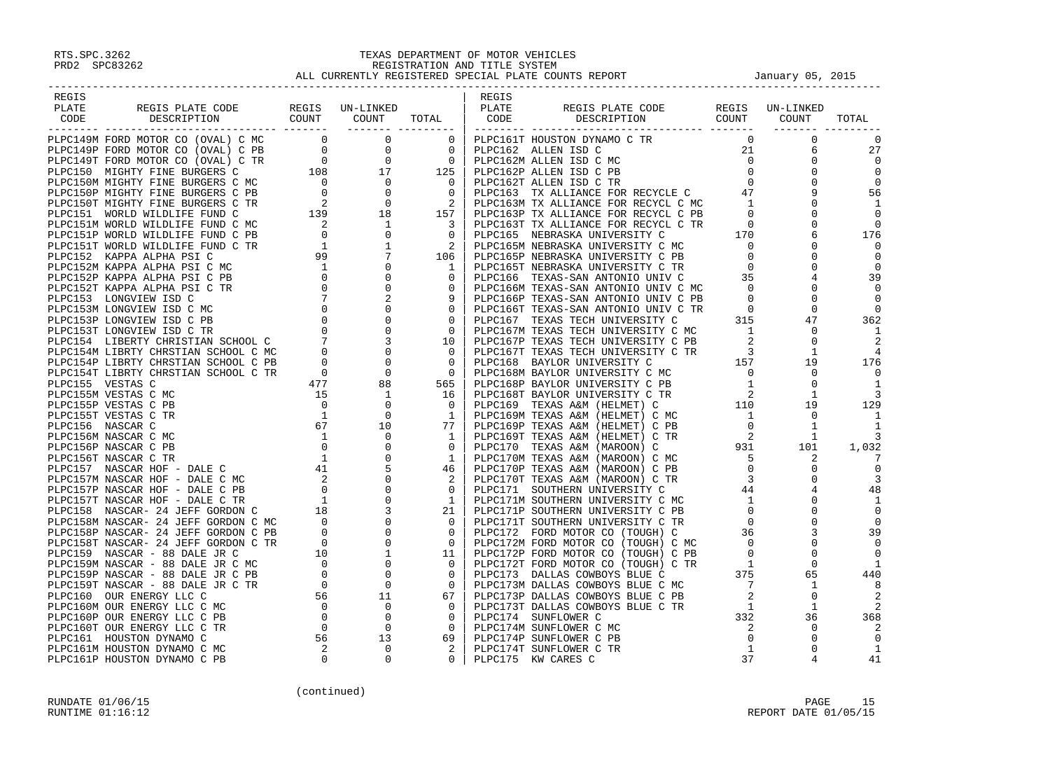RTS.SPC.3262
PRD2 SPC83262

TEXAS DEPARTMENT OF MOTOR VEHICLES
REGISTRATION AND TITLE SYSTEM
ALL CURRENTLY REGISTERED SPECIAL PLATE COUNTS REPORT January 05, 2015

| REGIS PLATE CODE | REGIS PLATE CODE DESCRIPTION | REGIS COUNT | UN-LINKED COUNT | TOTAL | REGIS PLATE CODE | REGIS PLATE CODE DESCRIPTION | REGIS COUNT | UN-LINKED COUNT | TOTAL |
|---|---|---|---|---|---|---|---|---|---|
| PLPC149M | FORD MOTOR CO (OVAL) C MC | 0 | 0 | 0 | PLPC161T | HOUSTON DYNAMO C TR | 0 | 0 | 0 |
| PLPC149P | FORD MOTOR CO (OVAL) C PB | 0 | 0 | 0 | PLPC162 | ALLEN ISD C | 21 | 6 | 27 |
| PLPC149T | FORD MOTOR CO (OVAL) C TR | 0 | 0 | 0 | PLPC162M | ALLEN ISD C MC | 0 | 0 | 0 |
| PLPC150 | MIGHTY FINE BURGERS C | 108 | 17 | 125 | PLPC162P | ALLEN ISD C PB | 0 | 0 | 0 |
| PLPC150M | MIGHTY FINE BURGERS C MC | 0 | 0 | 0 | PLPC162T | ALLEN ISD C TR | 0 | 0 | 0 |
| PLPC150P | MIGHTY FINE BURGERS C PB | 0 | 0 | 0 | PLPC163 | TX ALLIANCE FOR RECYCLE C | 47 | 9 | 56 |
| PLPC150T | MIGHTY FINE BURGERS C TR | 2 | 0 | 2 | PLPC163M | TX ALLIANCE FOR RECYCL C MC | 1 | 0 | 1 |
| PLPC151 | WORLD WILDLIFE FUND C | 139 | 18 | 157 | PLPC163P | TX ALLIANCE FOR RECYCL C PB | 0 | 0 | 0 |
| PLPC151M | WORLD WILDLIFE FUND C MC | 2 | 1 | 3 | PLPC163T | TX ALLIANCE FOR RECYCL C TR | 0 | 0 | 0 |
| PLPC151P | WORLD WILDLIFE FUND C PB | 0 | 0 | 0 | PLPC165 | NEBRASKA UNIVERSITY C | 170 | 6 | 176 |
| PLPC151T | WORLD WILDLIFE FUND C TR | 1 | 1 | 2 | PLPC165M | NEBRASKA UNIVERSITY C MC | 0 | 0 | 0 |
| PLPC152 | KAPPA ALPHA PSI C | 99 | 7 | 106 | PLPC165P | NEBRASKA UNIVERSITY C PB | 0 | 0 | 0 |
| PLPC152M | KAPPA ALPHA PSI C MC | 1 | 0 | 1 | PLPC165T | NEBRASKA UNIVERSITY C TR | 0 | 0 | 0 |
| PLPC152P | KAPPA ALPHA PSI C PB | 0 | 0 | 0 | PLPC166 | TEXAS-SAN ANTONIO UNIV C | 35 | 4 | 39 |
| PLPC152T | KAPPA ALPHA PSI C TR | 0 | 0 | 0 | PLPC166M | TEXAS-SAN ANTONIO UNIV C MC | 0 | 0 | 0 |
| PLPC153 | LONGVIEW ISD C | 7 | 2 | 9 | PLPC166P | TEXAS-SAN ANTONIO UNIV C PB | 0 | 0 | 0 |
| PLPC153M | LONGVIEW ISD C MC | 0 | 0 | 0 | PLPC166T | TEXAS-SAN ANTONIO UNIV C TR | 0 | 0 | 0 |
| PLPC153P | LONGVIEW ISD C PB | 0 | 0 | 0 | PLPC167 | TEXAS TECH UNIVERSITY C | 315 | 47 | 362 |
| PLPC153T | LONGVIEW ISD C TR | 0 | 0 | 0 | PLPC167M | TEXAS TECH UNIVERSITY C MC | 1 | 0 | 1 |
| PLPC154 | LIBERTY CHRISTIAN SCHOOL C | 7 | 3 | 10 | PLPC167P | TEXAS TECH UNIVERSITY C PB | 2 | 0 | 2 |
| PLPC154M | LIBRTY CHRSTIAN SCHOOL C MC | 0 | 0 | 0 | PLPC167T | TEXAS TECH UNIVERSITY C TR | 3 | 1 | 4 |
| PLPC154P | LIBRTY CHRSTIAN SCHOOL C PB | 0 | 0 | 0 | PLPC168 | BAYLOR UNIVERSITY C | 157 | 19 | 176 |
| PLPC154T | LIBRTY CHRSTIAN SCHOOL C TR | 0 | 0 | 0 | PLPC168M | BAYLOR UNIVERSITY C MC | 0 | 0 | 0 |
| PLPC155 | VESTAS C | 477 | 88 | 565 | PLPC168P | BAYLOR UNIVERSITY C PB | 1 | 0 | 1 |
| PLPC155M | VESTAS C MC | 15 | 1 | 16 | PLPC168T | BAYLOR UNIVERSITY C TR | 2 | 1 | 3 |
| PLPC155P | VESTAS C PB | 0 | 0 | 0 | PLPC169 | TEXAS A&M (HELMET) C | 110 | 19 | 129 |
| PLPC155T | VESTAS C TR | 1 | 0 | 1 | PLPC169M | TEXAS A&M (HELMET) C MC | 1 | 0 | 1 |
| PLPC156 | NASCAR C | 67 | 10 | 77 | PLPC169P | TEXAS A&M (HELMET) C PB | 0 | 1 | 1 |
| PLPC156M | NASCAR C MC | 1 | 0 | 1 | PLPC169T | TEXAS A&M (HELMET) C TR | 2 | 1 | 3 |
| PLPC156P | NASCAR C PB | 0 | 0 | 0 | PLPC170 | TEXAS A&M (MAROON) C | 931 | 101 | 1,032 |
| PLPC156T | NASCAR C TR | 1 | 0 | 1 | PLPC170M | TEXAS A&M (MAROON) C MC | 5 | 2 | 7 |
| PLPC157 | NASCAR HOF - DALE C | 41 | 5 | 46 | PLPC170P | TEXAS A&M (MAROON) C PB | 0 | 0 | 0 |
| PLPC157M | NASCAR HOF - DALE C MC | 2 | 0 | 2 | PLPC170T | TEXAS A&M (MAROON) C TR | 3 | 0 | 3 |
| PLPC157P | NASCAR HOF - DALE C PB | 0 | 0 | 0 | PLPC171 | SOUTHERN UNIVERSITY C | 44 | 4 | 48 |
| PLPC157T | NASCAR HOF - DALE C TR | 1 | 0 | 1 | PLPC171M | SOUTHERN UNIVERSITY C MC | 1 | 0 | 1 |
| PLPC158 | NASCAR- 24 JEFF GORDON C | 18 | 3 | 21 | PLPC171P | SOUTHERN UNIVERSITY C PB | 0 | 0 | 0 |
| PLPC158M | NASCAR- 24 JEFF GORDON C MC | 0 | 0 | 0 | PLPC171T | SOUTHERN UNIVERSITY C TR | 0 | 0 | 0 |
| PLPC158P | NASCAR- 24 JEFF GORDON C PB | 0 | 0 | 0 | PLPC172 | FORD MOTOR CO (TOUGH) C | 36 | 3 | 39 |
| PLPC158T | NASCAR- 24 JEFF GORDON C TR | 0 | 0 | 0 | PLPC172M | FORD MOTOR CO (TOUGH) C MC | 0 | 0 | 0 |
| PLPC159 | NASCAR - 88 DALE JR C | 10 | 1 | 11 | PLPC172P | FORD MOTOR CO (TOUGH) C PB | 0 | 0 | 0 |
| PLPC159M | NASCAR - 88 DALE JR C MC | 0 | 0 | 0 | PLPC172T | FORD MOTOR CO (TOUGH) C TR | 1 | 0 | 1 |
| PLPC159P | NASCAR - 88 DALE JR C PB | 0 | 0 | 0 | PLPC173 | DALLAS COWBOYS BLUE C | 375 | 65 | 440 |
| PLPC159T | NASCAR - 88 DALE JR C TR | 0 | 0 | 0 | PLPC173M | DALLAS COWBOYS BLUE C MC | 7 | 1 | 8 |
| PLPC160 | OUR ENERGY LLC C | 56 | 11 | 67 | PLPC173P | DALLAS COWBOYS BLUE C PB | 2 | 0 | 2 |
| PLPC160M | OUR ENERGY LLC C MC | 0 | 0 | 0 | PLPC173T | DALLAS COWBOYS BLUE C TR | 1 | 1 | 2 |
| PLPC160P | OUR ENERGY LLC C PB | 0 | 0 | 0 | PLPC174 | SUNFLOWER C | 332 | 36 | 368 |
| PLPC160T | OUR ENERGY LLC C TR | 0 | 0 | 0 | PLPC174M | SUNFLOWER C MC | 2 | 0 | 2 |
| PLPC161 | HOUSTON DYNAMO C | 56 | 13 | 69 | PLPC174P | SUNFLOWER C PB | 0 | 0 | 0 |
| PLPC161M | HOUSTON DYNAMO C MC | 2 | 0 | 2 | PLPC174T | SUNFLOWER C TR | 1 | 0 | 1 |
| PLPC161P | HOUSTON DYNAMO C PB | 0 | 0 | 0 | PLPC175 | KW CARES C | 37 | 4 | 41 |

(continued)

RUNDATE 01/06/15
RUNTIME 01:16:12

REPORT DATE 01/05/15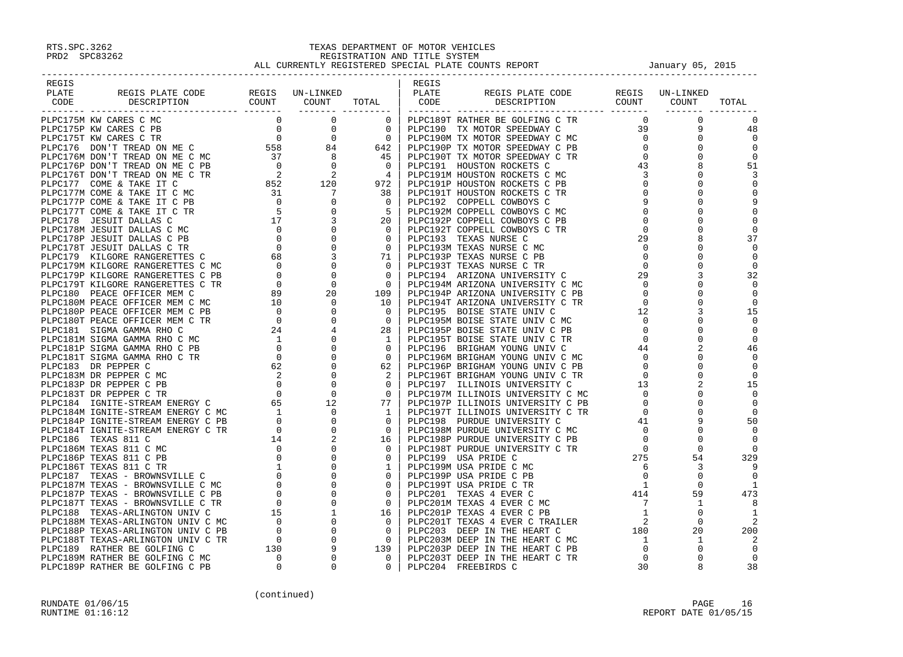RTS.SPC.3262
PRD2 SPC83262

# TEXAS DEPARTMENT OF MOTOR VEHICLES
## REGISTRATION AND TITLE SYSTEM
### ALL CURRENTLY REGISTERED SPECIAL PLATE COUNTS REPORT

January 05, 2015

| REGIS PLATE CODE | REGIS PLATE CODE DESCRIPTION | REGIS COUNT | UN-LINKED COUNT | TOTAL |
|---|---|---|---|---|
| PLPC175M | KW CARES C MC | 0 | 0 | 0 |
| PLPC175P | KW CARES C PB | 0 | 0 | 0 |
| PLPC175T | KW CARES C TR | 0 | 0 | 0 |
| PLPC176 | DON'T TREAD ON ME C | 558 | 84 | 642 |
| PLPC176M | DON'T TREAD ON ME C MC | 37 | 8 | 45 |
| PLPC176P | DON'T TREAD ON ME C PB | 0 | 0 | 0 |
| PLPC176T | DON'T TREAD ON ME C TR | 2 | 2 | 4 |
| PLPC177 | COME & TAKE IT C | 852 | 120 | 972 |
| PLPC177M | COME & TAKE IT C MC | 31 | 7 | 38 |
| PLPC177P | COME & TAKE IT C PB | 0 | 0 | 0 |
| PLPC177T | COME & TAKE IT C TR | 5 | 0 | 5 |
| PLPC178 | JESUIT DALLAS C | 17 | 3 | 20 |
| PLPC178M | JESUIT DALLAS C MC | 0 | 0 | 0 |
| PLPC178P | JESUIT DALLAS C PB | 0 | 0 | 0 |
| PLPC178T | JESUIT DALLAS C TR | 0 | 0 | 0 |
| PLPC179 | KILGORE RANGERETTES C | 68 | 3 | 71 |
| PLPC179M | KILGORE RANGERETTES C MC | 0 | 0 | 0 |
| PLPC179P | KILGORE RANGERETTES C PB | 0 | 0 | 0 |
| PLPC179T | KILGORE RANGERETTES C TR | 0 | 0 | 0 |
| PLPC180 | PEACE OFFICER MEM C | 89 | 20 | 109 |
| PLPC180M | PEACE OFFICER MEM C MC | 10 | 0 | 10 |
| PLPC180P | PEACE OFFICER MEM C PB | 0 | 0 | 0 |
| PLPC180T | PEACE OFFICER MEM C TR | 0 | 0 | 0 |
| PLPC181 | SIGMA GAMMA RHO C | 24 | 4 | 28 |
| PLPC181M | SIGMA GAMMA RHO C MC | 1 | 0 | 1 |
| PLPC181P | SIGMA GAMMA RHO C PB | 0 | 0 | 0 |
| PLPC181T | SIGMA GAMMA RHO C TR | 0 | 0 | 0 |
| PLPC183 | DR PEPPER C | 62 | 0 | 62 |
| PLPC183M | DR PEPPER C MC | 2 | 0 | 2 |
| PLPC183P | DR PEPPER C PB | 0 | 0 | 0 |
| PLPC183T | DR PEPPER C TR | 0 | 0 | 0 |
| PLPC184 | IGNITE-STREAM ENERGY C | 65 | 12 | 77 |
| PLPC184M | IGNITE-STREAM ENERGY C MC | 1 | 0 | 1 |
| PLPC184P | IGNITE-STREAM ENERGY C PB | 0 | 0 | 0 |
| PLPC184T | IGNITE-STREAM ENERGY C TR | 0 | 0 | 0 |
| PLPC186 | TEXAS 811 C | 14 | 2 | 16 |
| PLPC186M | TEXAS 811 C MC | 0 | 0 | 0 |
| PLPC186P | TEXAS 811 C PB | 0 | 0 | 0 |
| PLPC186T | TEXAS 811 C TR | 1 | 0 | 1 |
| PLPC187 | TEXAS - BROWNSVILLE C | 0 | 0 | 0 |
| PLPC187M | TEXAS - BROWNSVILLE C MC | 0 | 0 | 0 |
| PLPC187P | TEXAS - BROWNSVILLE C PB | 0 | 0 | 0 |
| PLPC187T | TEXAS - BROWNSVILLE C TR | 0 | 0 | 0 |
| PLPC188 | TEXAS-ARLINGTON UNIV C | 15 | 1 | 16 |
| PLPC188M | TEXAS-ARLINGTON UNIV C MC | 0 | 0 | 0 |
| PLPC188P | TEXAS-ARLINGTON UNIV C PB | 0 | 0 | 0 |
| PLPC188T | TEXAS-ARLINGTON UNIV C TR | 0 | 0 | 0 |
| PLPC189 | RATHER BE GOLFING C | 130 | 9 | 139 |
| PLPC189M | RATHER BE GOLFING C MC | 0 | 0 | 0 |
| PLPC189P | RATHER BE GOLFING C PB | 0 | 0 | 0 |
| PLPC189T | RATHER BE GOLFING C TR | 0 | 0 | 0 |
| PLPC190 | TX MOTOR SPEEDWAY C | 39 | 9 | 48 |
| PLPC190M | TX MOTOR SPEEDWAY C MC | 0 | 0 | 0 |
| PLPC190P | TX MOTOR SPEEDWAY C PB | 0 | 0 | 0 |
| PLPC190T | TX MOTOR SPEEDWAY C TR | 0 | 0 | 0 |
| PLPC191 | HOUSTON ROCKETS C | 43 | 8 | 51 |
| PLPC191M | HOUSTON ROCKETS C MC | 3 | 0 | 3 |
| PLPC191P | HOUSTON ROCKETS C PB | 0 | 0 | 0 |
| PLPC191T | HOUSTON ROCKETS C TR | 0 | 0 | 0 |
| PLPC192 | COPPELL COWBOYS C | 9 | 0 | 9 |
| PLPC192M | COPPELL COWBOYS C MC | 0 | 0 | 0 |
| PLPC192P | COPPELL COWBOYS C PB | 0 | 0 | 0 |
| PLPC192T | COPPELL COWBOYS C TR | 0 | 0 | 0 |
| PLPC193 | TEXAS NURSE C | 29 | 8 | 37 |
| PLPC193M | TEXAS NURSE C MC | 0 | 0 | 0 |
| PLPC193P | TEXAS NURSE C PB | 0 | 0 | 0 |
| PLPC193T | TEXAS NURSE C TR | 0 | 0 | 0 |
| PLPC194 | ARIZONA UNIVERSITY C | 29 | 3 | 32 |
| PLPC194M | ARIZONA UNIVERSITY C MC | 0 | 0 | 0 |
| PLPC194P | ARIZONA UNIVERSITY C PB | 0 | 0 | 0 |
| PLPC194T | ARIZONA UNIVERSITY C TR | 0 | 0 | 0 |
| PLPC195 | BOISE STATE UNIV C | 12 | 3 | 15 |
| PLPC195M | BOISE STATE UNIV C MC | 0 | 0 | 0 |
| PLPC195P | BOISE STATE UNIV C PB | 0 | 0 | 0 |
| PLPC195T | BOISE STATE UNIV C TR | 0 | 0 | 0 |
| PLPC196 | BRIGHAM YOUNG UNIV C | 44 | 2 | 46 |
| PLPC196M | BRIGHAM YOUNG UNIV C MC | 0 | 0 | 0 |
| PLPC196P | BRIGHAM YOUNG UNIV C PB | 0 | 0 | 0 |
| PLPC196T | BRIGHAM YOUNG UNIV C TR | 0 | 0 | 0 |
| PLPC197 | ILLINOIS UNIVERSITY C | 13 | 2 | 15 |
| PLPC197M | ILLINOIS UNIVERSITY C MC | 0 | 0 | 0 |
| PLPC197P | ILLINOIS UNIVERSITY C PB | 0 | 0 | 0 |
| PLPC197T | ILLINOIS UNIVERSITY C TR | 0 | 0 | 0 |
| PLPC198 | PURDUE UNIVERSITY C | 41 | 9 | 50 |
| PLPC198M | PURDUE UNIVERSITY C MC | 0 | 0 | 0 |
| PLPC198P | PURDUE UNIVERSITY C PB | 0 | 0 | 0 |
| PLPC198T | PURDUE UNIVERSITY C TR | 0 | 0 | 0 |
| PLPC199 | USA PRIDE C | 275 | 54 | 329 |
| PLPC199M | USA PRIDE C MC | 6 | 3 | 9 |
| PLPC199P | USA PRIDE C PB | 0 | 0 | 0 |
| PLPC199T | USA PRIDE C TR | 1 | 0 | 1 |
| PLPC201 | TEXAS 4 EVER C | 414 | 59 | 473 |
| PLPC201M | TEXAS 4 EVER C MC | 7 | 1 | 8 |
| PLPC201P | TEXAS 4 EVER C PB | 1 | 0 | 1 |
| PLPC201T | TEXAS 4 EVER C TRAILER | 2 | 0 | 2 |
| PLPC203 | DEEP IN THE HEART C | 180 | 20 | 200 |
| PLPC203M | DEEP IN THE HEART C MC | 1 | 1 | 2 |
| PLPC203P | DEEP IN THE HEART C PB | 0 | 0 | 0 |
| PLPC203T | DEEP IN THE HEART C TR | 0 | 0 | 0 |
| PLPC204 | FREEBIRDS C | 30 | 8 | 38 |

(continued)

RUNDATE 01/06/15
RUNTIME 01:16:12

REPORT DATE 01/05/15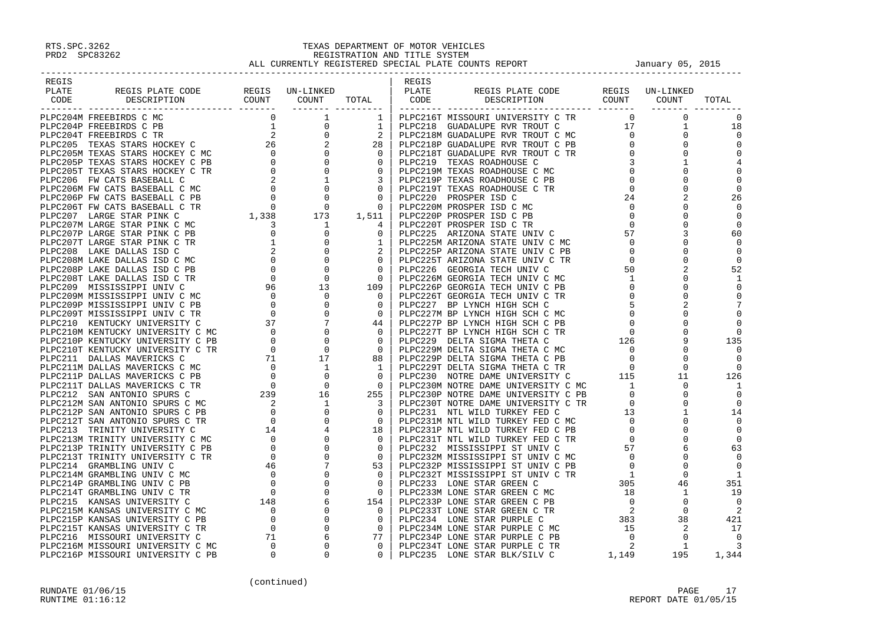TEXAS DEPARTMENT OF MOTOR VEHICLES
REGISTRATION AND TITLE SYSTEM
ALL CURRENTLY REGISTERED SPECIAL PLATE COUNTS REPORT

| REGIS PLATE CODE | REGIS PLATE CODE DESCRIPTION | REGIS COUNT | UN-LINKED COUNT | TOTAL |
|---|---|---|---|---|
| PLPC204M | FREEBIRDS C MC | 0 | 1 | 1 |
| PLPC204P | FREEBIRDS C PB | 1 | 0 | 1 |
| PLPC204T | FREEBIRDS C TR | 2 | 0 | 2 |
| PLPC205 | TEXAS STARS HOCKEY C | 26 | 2 | 28 |
| PLPC205M | TEXAS STARS HOCKEY C MC | 0 | 0 | 0 |
| PLPC205P | TEXAS STARS HOCKEY C PB | 0 | 0 | 0 |
| PLPC205T | TEXAS STARS HOCKEY C TR | 0 | 0 | 0 |
| PLPC206 | FW CATS BASEBALL C | 2 | 1 | 3 |
| PLPC206M | FW CATS BASEBALL C MC | 0 | 0 | 0 |
| PLPC206P | FW CATS BASEBALL C PB | 0 | 0 | 0 |
| PLPC206T | FW CATS BASEBALL C TR | 0 | 0 | 0 |
| PLPC207 | LARGE STAR PINK C | 1,338 | 173 | 1,511 |
| PLPC207M | LARGE STAR PINK C MC | 3 | 1 | 4 |
| PLPC207P | LARGE STAR PINK C PB | 0 | 0 | 0 |
| PLPC207T | LARGE STAR PINK C TR | 1 | 0 | 1 |
| PLPC208 | LAKE DALLAS ISD C | 2 | 0 | 2 |
| PLPC208M | LAKE DALLAS ISD C MC | 0 | 0 | 0 |
| PLPC208P | LAKE DALLAS ISD C PB | 0 | 0 | 0 |
| PLPC208T | LAKE DALLAS ISD C TR | 0 | 0 | 0 |
| PLPC209 | MISSISSIPPI UNIV C | 96 | 13 | 109 |
| PLPC209M | MISSISSIPPI UNIV C MC | 0 | 0 | 0 |
| PLPC209P | MISSISSIPPI UNIV C PB | 0 | 0 | 0 |
| PLPC209T | MISSISSIPPI UNIV C TR | 0 | 0 | 0 |
| PLPC210 | KENTUCKY UNIVERSITY C | 37 | 7 | 44 |
| PLPC210M | KENTUCKY UNIVERSITY C MC | 0 | 0 | 0 |
| PLPC210P | KENTUCKY UNIVERSITY C PB | 0 | 0 | 0 |
| PLPC210T | KENTUCKY UNIVERSITY C TR | 0 | 0 | 0 |
| PLPC211 | DALLAS MAVERICKS C | 71 | 17 | 88 |
| PLPC211M | DALLAS MAVERICKS C MC | 0 | 1 | 1 |
| PLPC211P | DALLAS MAVERICKS C PB | 0 | 0 | 0 |
| PLPC211T | DALLAS MAVERICKS C TR | 0 | 0 | 0 |
| PLPC212 | SAN ANTONIO SPURS C | 239 | 16 | 255 |
| PLPC212M | SAN ANTONIO SPURS C MC | 2 | 1 | 3 |
| PLPC212P | SAN ANTONIO SPURS C PB | 0 | 0 | 0 |
| PLPC212T | SAN ANTONIO SPURS C TR | 0 | 0 | 0 |
| PLPC213 | TRINITY UNIVERSITY C | 14 | 4 | 18 |
| PLPC213M | TRINITY UNIVERSITY C MC | 0 | 0 | 0 |
| PLPC213P | TRINITY UNIVERSITY C PB | 0 | 0 | 0 |
| PLPC213T | TRINITY UNIVERSITY C TR | 0 | 0 | 0 |
| PLPC214 | GRAMBLING UNIV C | 46 | 7 | 53 |
| PLPC214M | GRAMBLING UNIV C MC | 0 | 0 | 0 |
| PLPC214P | GRAMBLING UNIV C PB | 0 | 0 | 0 |
| PLPC214T | GRAMBLING UNIV C TR | 0 | 0 | 0 |
| PLPC215 | KANSAS UNIVERSITY C | 148 | 6 | 154 |
| PLPC215M | KANSAS UNIVERSITY C MC | 0 | 0 | 0 |
| PLPC215P | KANSAS UNIVERSITY C PB | 0 | 0 | 0 |
| PLPC215T | KANSAS UNIVERSITY C TR | 0 | 0 | 0 |
| PLPC216 | MISSOURI UNIVERSITY C | 71 | 6 | 77 |
| PLPC216M | MISSOURI UNIVERSITY C MC | 0 | 0 | 0 |
| PLPC216P | MISSOURI UNIVERSITY C PB | 0 | 0 | 0 |
| PLPC216T | MISSOURI UNIVERSITY C TR | 0 | 0 | 0 |
| PLPC218 | GUADALUPE RVR TROUT C | 17 | 1 | 18 |
| PLPC218M | GUADALUPE RVR TROUT C MC | 0 | 0 | 0 |
| PLPC218P | GUADALUPE RVR TROUT C PB | 0 | 0 | 0 |
| PLPC218T | GUADALUPE RVR TROUT C TR | 0 | 0 | 0 |
| PLPC219 | TEXAS ROADHOUSE C | 3 | 1 | 4 |
| PLPC219M | TEXAS ROADHOUSE C MC | 0 | 0 | 0 |
| PLPC219P | TEXAS ROADHOUSE C PB | 0 | 0 | 0 |
| PLPC219T | TEXAS ROADHOUSE C TR | 0 | 0 | 0 |
| PLPC220 | PROSPER ISD C | 24 | 2 | 26 |
| PLPC220M | PROSPER ISD C MC | 0 | 0 | 0 |
| PLPC220P | PROSPER ISD C PB | 0 | 0 | 0 |
| PLPC220T | PROSPER ISD C TR | 0 | 0 | 0 |
| PLPC225 | ARIZONA STATE UNIV C | 57 | 3 | 60 |
| PLPC225M | ARIZONA STATE UNIV C MC | 0 | 0 | 0 |
| PLPC225P | ARIZONA STATE UNIV C PB | 0 | 0 | 0 |
| PLPC225T | ARIZONA STATE UNIV C TR | 0 | 0 | 0 |
| PLPC226 | GEORGIA TECH UNIV C | 50 | 2 | 52 |
| PLPC226M | GEORGIA TECH UNIV C MC | 1 | 0 | 1 |
| PLPC226P | GEORGIA TECH UNIV C PB | 0 | 0 | 0 |
| PLPC226T | GEORGIA TECH UNIV C TR | 0 | 0 | 0 |
| PLPC227 | BP LYNCH HIGH SCH C | 5 | 2 | 7 |
| PLPC227M | BP LYNCH HIGH SCH C MC | 0 | 0 | 0 |
| PLPC227P | BP LYNCH HIGH SCH C PB | 0 | 0 | 0 |
| PLPC227T | BP LYNCH HIGH SCH C TR | 0 | 0 | 0 |
| PLPC229 | DELTA SIGMA THETA C | 126 | 9 | 135 |
| PLPC229M | DELTA SIGMA THETA C MC | 0 | 0 | 0 |
| PLPC229P | DELTA SIGMA THETA C PB | 0 | 0 | 0 |
| PLPC229T | DELTA SIGMA THETA C TR | 0 | 0 | 0 |
| PLPC230 | NOTRE DAME UNIVERSITY C | 115 | 11 | 126 |
| PLPC230M | NOTRE DAME UNIVERSITY C MC | 1 | 0 | 1 |
| PLPC230P | NOTRE DAME UNIVERSITY C PB | 0 | 0 | 0 |
| PLPC230T | NOTRE DAME UNIVERSITY C TR | 0 | 0 | 0 |
| PLPC231 | NTL WILD TURKEY FED C | 13 | 1 | 14 |
| PLPC231M | NTL WILD TURKEY FED C MC | 0 | 0 | 0 |
| PLPC231P | NTL WILD TURKEY FED C PB | 0 | 0 | 0 |
| PLPC231T | NTL WILD TURKEY FED C TR | 0 | 0 | 0 |
| PLPC232 | MISSISSIPPI ST UNIV C | 57 | 6 | 63 |
| PLPC232M | MISSISSIPPI ST UNIV C MC | 0 | 0 | 0 |
| PLPC232P | MISSISSIPPI ST UNIV C PB | 0 | 0 | 0 |
| PLPC232T | MISSISSIPPI ST UNIV C TR | 1 | 0 | 1 |
| PLPC233 | LONE STAR GREEN C | 305 | 46 | 351 |
| PLPC233M | LONE STAR GREEN C MC | 18 | 1 | 19 |
| PLPC233P | LONE STAR GREEN C PB | 0 | 0 | 0 |
| PLPC233T | LONE STAR GREEN C TR | 2 | 0 | 2 |
| PLPC234 | LONE STAR PURPLE C | 383 | 38 | 421 |
| PLPC234M | LONE STAR PURPLE C MC | 15 | 2 | 17 |
| PLPC234P | LONE STAR PURPLE C PB | 0 | 0 | 0 |
| PLPC234T | LONE STAR PURPLE C TR | 2 | 1 | 3 |
| PLPC235 | LONE STAR BLK/SILV C | 1,149 | 195 | 1,344 |

(continued)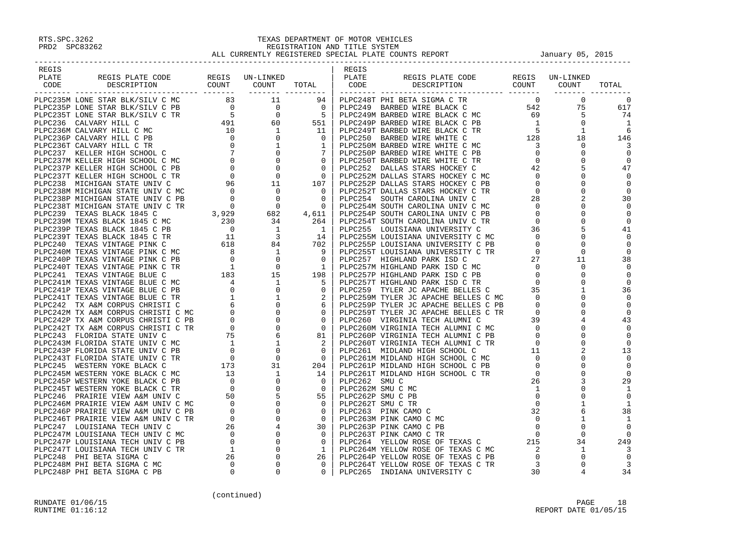RTS.SPC.3262
PRD2 SPC83262

# TEXAS DEPARTMENT OF MOTOR VEHICLES
## REGISTRATION AND TITLE SYSTEM
### ALL CURRENTLY REGISTERED SPECIAL PLATE COUNTS REPORT — January 05, 2015

| REGIS PLATE CODE | REGIS PLATE CODE DESCRIPTION | REGIS COUNT | UN-LINKED COUNT | TOTAL |
|---|---|---|---|---|
| PLPC235M | LONE STAR BLK/SILV C MC | 83 | 11 | 94 |
| PLPC235P | LONE STAR BLK/SILV C PB | 0 | 0 | 0 |
| PLPC235T | LONE STAR BLK/SILV C TR | 5 | 0 | 5 |
| PLPC236 | CALVARY HILL C | 491 | 60 | 551 |
| PLPC236M | CALVARY HILL C MC | 10 | 1 | 11 |
| PLPC236P | CALVARY HILL C PB | 0 | 0 | 0 |
| PLPC236T | CALVARY HILL C TR | 0 | 1 | 1 |
| PLPC237 | KELLER HIGH SCHOOL C | 7 | 0 | 7 |
| PLPC237M | KELLER HIGH SCHOOL C MC | 0 | 0 | 0 |
| PLPC237P | KELLER HIGH SCHOOL C PB | 0 | 0 | 0 |
| PLPC237T | KELLER HIGH SCHOOL C TR | 0 | 0 | 0 |
| PLPC238 | MICHIGAN STATE UNIV C | 96 | 11 | 107 |
| PLPC238M | MICHIGAN STATE UNIV C MC | 0 | 0 | 0 |
| PLPC238P | MICHIGAN STATE UNIV C PB | 0 | 0 | 0 |
| PLPC238T | MICHIGAN STATE UNIV C TR | 0 | 0 | 0 |
| PLPC239 | TEXAS BLACK 1845 C | 3,929 | 682 | 4,611 |
| PLPC239M | TEXAS BLACK 1845 C MC | 230 | 34 | 264 |
| PLPC239P | TEXAS BLACK 1845 C PB | 0 | 1 | 1 |
| PLPC239T | TEXAS BLACK 1845 C TR | 11 | 3 | 14 |
| PLPC240 | TEXAS VINTAGE PINK C | 618 | 84 | 702 |
| PLPC240M | TEXAS VINTAGE PINK C MC | 8 | 1 | 9 |
| PLPC240P | TEXAS VINTAGE PINK C PB | 0 | 0 | 0 |
| PLPC240T | TEXAS VINTAGE PINK C TR | 1 | 0 | 1 |
| PLPC241 | TEXAS VINTAGE BLUE C | 183 | 15 | 198 |
| PLPC241M | TEXAS VINTAGE BLUE C MC | 4 | 1 | 5 |
| PLPC241P | TEXAS VINTAGE BLUE C PB | 0 | 0 | 0 |
| PLPC241T | TEXAS VINTAGE BLUE C TR | 1 | 1 | 2 |
| PLPC242 | TX A&M CORPUS CHRISTI C | 6 | 0 | 6 |
| PLPC242M | TX A&M CORPUS CHRISTI C MC | 0 | 0 | 0 |
| PLPC242P | TX A&M CORPUS CHRISTI C PB | 0 | 0 | 0 |
| PLPC242T | TX A&M CORPUS CHRISTI C TR | 0 | 0 | 0 |
| PLPC243 | FLORIDA STATE UNIV C | 75 | 6 | 81 |
| PLPC243M | FLORIDA STATE UNIV C MC | 1 | 1 | 2 |
| PLPC243P | FLORIDA STATE UNIV C PB | 0 | 0 | 0 |
| PLPC243T | FLORIDA STATE UNIV C TR | 0 | 0 | 0 |
| PLPC245 | WESTERN YOKE BLACK C | 173 | 31 | 204 |
| PLPC245M | WESTERN YOKE BLACK C MC | 13 | 1 | 14 |
| PLPC245P | WESTERN YOKE BLACK C PB | 0 | 0 | 0 |
| PLPC245T | WESTERN YOKE BLACK C TR | 0 | 0 | 0 |
| PLPC246 | PRAIRIE VIEW A&M UNIV C | 50 | 5 | 55 |
| PLPC246M | PRAIRIE VIEW A&M UNIV C MC | 0 | 0 | 0 |
| PLPC246P | PRAIRIE VIEW A&M UNIV C PB | 0 | 0 | 0 |
| PLPC246T | PRAIRIE VIEW A&M UNIV C TR | 0 | 0 | 0 |
| PLPC247 | LOUISIANA TECH UNIV C | 26 | 4 | 30 |
| PLPC247M | LOUISIANA TECH UNIV C MC | 0 | 0 | 0 |
| PLPC247P | LOUISIANA TECH UNIV C PB | 0 | 0 | 0 |
| PLPC247T | LOUISIANA TECH UNIV C TR | 1 | 0 | 1 |
| PLPC248 | PHI BETA SIGMA C | 26 | 0 | 26 |
| PLPC248M | PHI BETA SIGMA C MC | 0 | 0 | 0 |
| PLPC248P | PHI BETA SIGMA C PB | 0 | 0 | 0 |
| PLPC248T | PHI BETA SIGMA C TR | 0 | 0 | 0 |
| PLPC249 | BARBED WIRE BLACK C | 542 | 75 | 617 |
| PLPC249M | BARBED WIRE BLACK C MC | 69 | 5 | 74 |
| PLPC249P | BARBED WIRE BLACK C PB | 1 | 0 | 1 |
| PLPC249T | BARBED WIRE BLACK C TR | 5 | 1 | 6 |
| PLPC250 | BARBED WIRE WHITE C | 128 | 18 | 146 |
| PLPC250M | BARBED WIRE WHITE C MC | 3 | 0 | 3 |
| PLPC250P | BARBED WIRE WHITE C PB | 0 | 0 | 0 |
| PLPC250T | BARBED WIRE WHITE C TR | 0 | 0 | 0 |
| PLPC252 | DALLAS STARS HOCKEY C | 42 | 5 | 47 |
| PLPC252M | DALLAS STARS HOCKEY C MC | 0 | 0 | 0 |
| PLPC252P | DALLAS STARS HOCKEY C PB | 0 | 0 | 0 |
| PLPC252T | DALLAS STARS HOCKEY C TR | 0 | 0 | 0 |
| PLPC254 | SOUTH CAROLINA UNIV C | 28 | 2 | 30 |
| PLPC254M | SOUTH CAROLINA UNIV C MC | 0 | 0 | 0 |
| PLPC254P | SOUTH CAROLINA UNIV C PB | 0 | 0 | 0 |
| PLPC254T | SOUTH CAROLINA UNIV C TR | 0 | 0 | 0 |
| PLPC255 | LOUISIANA UNIVERSITY C | 36 | 5 | 41 |
| PLPC255M | LOUISIANA UNIVERSITY C MC | 0 | 0 | 0 |
| PLPC255P | LOUISIANA UNIVERSITY C PB | 0 | 0 | 0 |
| PLPC255T | LOUISIANA UNIVERSITY C TR | 0 | 0 | 0 |
| PLPC257 | HIGHLAND PARK ISD C | 27 | 11 | 38 |
| PLPC257M | HIGHLAND PARK ISD C MC | 0 | 0 | 0 |
| PLPC257P | HIGHLAND PARK ISD C PB | 0 | 0 | 0 |
| PLPC257T | HIGHLAND PARK ISD C TR | 0 | 0 | 0 |
| PLPC259 | TYLER JC APACHE BELLES C | 35 | 1 | 36 |
| PLPC259M | TYLER JC APACHE BELLES C MC | 0 | 0 | 0 |
| PLPC259P | TYLER JC APACHE BELLES C PB | 0 | 0 | 0 |
| PLPC259T | TYLER JC APACHE BELLES C TR | 0 | 0 | 0 |
| PLPC260 | VIRGINIA TECH ALUMNI C | 39 | 4 | 43 |
| PLPC260M | VIRGINIA TECH ALUMNI C MC | 0 | 0 | 0 |
| PLPC260P | VIRGINIA TECH ALUMNI C PB | 0 | 0 | 0 |
| PLPC260T | VIRGINIA TECH ALUMNI C TR | 0 | 0 | 0 |
| PLPC261 | MIDLAND HIGH SCHOOL C | 11 | 2 | 13 |
| PLPC261M | MIDLAND HIGH SCHOOL C MC | 0 | 0 | 0 |
| PLPC261P | MIDLAND HIGH SCHOOL C PB | 0 | 0 | 0 |
| PLPC261T | MIDLAND HIGH SCHOOL C TR | 0 | 0 | 0 |
| PLPC262 | SMU C | 26 | 3 | 29 |
| PLPC262M | SMU C MC | 1 | 0 | 1 |
| PLPC262P | SMU C PB | 0 | 0 | 0 |
| PLPC262T | SMU C TR | 0 | 1 | 1 |
| PLPC263 | PINK CAMO C | 32 | 6 | 38 |
| PLPC263M | PINK CAMO C MC | 0 | 1 | 1 |
| PLPC263P | PINK CAMO C PB | 0 | 0 | 0 |
| PLPC263T | PINK CAMO C TR | 0 | 0 | 0 |
| PLPC264 | YELLOW ROSE OF TEXAS C | 215 | 34 | 249 |
| PLPC264M | YELLOW ROSE OF TEXAS C MC | 2 | 1 | 3 |
| PLPC264P | YELLOW ROSE OF TEXAS C PB | 0 | 0 | 0 |
| PLPC264T | YELLOW ROSE OF TEXAS C TR | 3 | 0 | 3 |
| PLPC265 | INDIANA UNIVERSITY C | 30 | 4 | 34 |

(continued)

RUNDATE 01/06/15
RUNTIME 01:16:12

REPORT DATE 01/05/15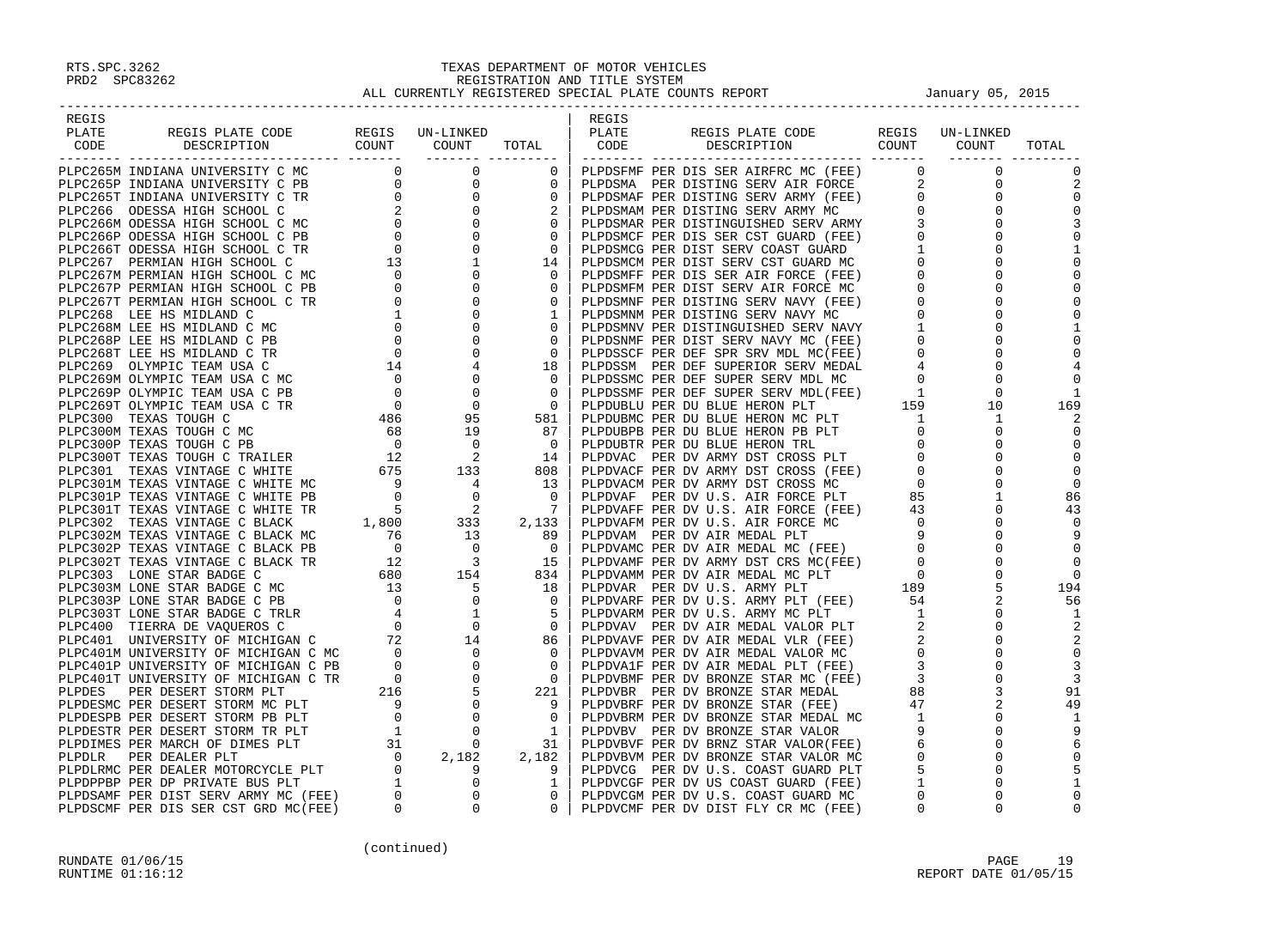RTS.SPC.3262
PRD2 SPC83262

# TEXAS DEPARTMENT OF MOTOR VEHICLES
## REGISTRATION AND TITLE SYSTEM
### ALL CURRENTLY REGISTERED SPECIAL PLATE COUNTS REPORT — January 05, 2015

| REGIS PLATE CODE | REGIS PLATE CODE DESCRIPTION | REGIS COUNT | UN-LINKED COUNT | TOTAL |
|---|---|---|---|---|
| PLPC265M | INDIANA UNIVERSITY C MC | 0 | 0 | 0 |
| PLPC265P | INDIANA UNIVERSITY C PB | 0 | 0 | 0 |
| PLPC265T | INDIANA UNIVERSITY C TR | 0 | 0 | 0 |
| PLPC266 | ODESSA HIGH SCHOOL C | 2 | 0 | 2 |
| PLPC266M | ODESSA HIGH SCHOOL C MC | 0 | 0 | 0 |
| PLPC266P | ODESSA HIGH SCHOOL C PB | 0 | 0 | 0 |
| PLPC266T | ODESSA HIGH SCHOOL C TR | 0 | 0 | 0 |
| PLPC267 | PERMIAN HIGH SCHOOL C | 13 | 1 | 14 |
| PLPC267M | PERMIAN HIGH SCHOOL C MC | 0 | 0 | 0 |
| PLPC267P | PERMIAN HIGH SCHOOL C PB | 0 | 0 | 0 |
| PLPC267T | PERMIAN HIGH SCHOOL C TR | 0 | 0 | 0 |
| PLPC268 | LEE HS MIDLAND C | 1 | 0 | 1 |
| PLPC268M | LEE HS MIDLAND C MC | 0 | 0 | 0 |
| PLPC268P | LEE HS MIDLAND C PB | 0 | 0 | 0 |
| PLPC268T | LEE HS MIDLAND C TR | 0 | 0 | 0 |
| PLPC269 | OLYMPIC TEAM USA C | 14 | 4 | 18 |
| PLPC269M | OLYMPIC TEAM USA C MC | 0 | 0 | 0 |
| PLPC269P | OLYMPIC TEAM USA C PB | 0 | 0 | 0 |
| PLPC269T | OLYMPIC TEAM USA C TR | 0 | 0 | 0 |
| PLPC300 | TEXAS TOUGH C | 486 | 95 | 581 |
| PLPC300M | TEXAS TOUGH C MC | 68 | 19 | 87 |
| PLPC300P | TEXAS TOUGH C PB | 0 | 0 | 0 |
| PLPC300T | TEXAS TOUGH C TRAILER | 12 | 2 | 14 |
| PLPC301 | TEXAS VINTAGE C WHITE | 675 | 133 | 808 |
| PLPC301M | TEXAS VINTAGE C WHITE MC | 9 | 4 | 13 |
| PLPC301P | TEXAS VINTAGE C WHITE PB | 0 | 0 | 0 |
| PLPC301T | TEXAS VINTAGE C WHITE TR | 5 | 2 | 7 |
| PLPC302 | TEXAS VINTAGE C BLACK | 1,800 | 333 | 2,133 |
| PLPC302M | TEXAS VINTAGE C BLACK MC | 76 | 13 | 89 |
| PLPC302P | TEXAS VINTAGE C BLACK PB | 0 | 0 | 0 |
| PLPC302T | TEXAS VINTAGE C BLACK TR | 12 | 3 | 15 |
| PLPC303 | LONE STAR BADGE C | 680 | 154 | 834 |
| PLPC303M | LONE STAR BADGE C MC | 13 | 5 | 18 |
| PLPC303P | LONE STAR BADGE C PB | 0 | 0 | 0 |
| PLPC303T | LONE STAR BADGE C TRLR | 4 | 1 | 5 |
| PLPC400 | TIERRA DE VAQUEROS C | 0 | 0 | 0 |
| PLPC401 | UNIVERSITY OF MICHIGAN C | 72 | 14 | 86 |
| PLPC401M | UNIVERSITY OF MICHIGAN C MC | 0 | 0 | 0 |
| PLPC401P | UNIVERSITY OF MICHIGAN C PB | 0 | 0 | 0 |
| PLPC401T | UNIVERSITY OF MICHIGAN C TR | 0 | 0 | 0 |
| PLPDES | PER DESERT STORM PLT | 216 | 5 | 221 |
| PLPDESMC | PER DESERT STORM MC PLT | 9 | 0 | 9 |
| PLPDESPB | PER DESERT STORM PB PLT | 0 | 0 | 0 |
| PLPDESTR | PER DESERT STORM TR PLT | 1 | 0 | 1 |
| PLPDIMES | PER MARCH OF DIMES PLT | 31 | 0 | 31 |
| PLPDLR | PER DEALER PLT | 0 | 2,182 | 2,182 |
| PLPDLRMC | PER DEALER MOTORCYCLE PLT | 0 | 9 | 9 |
| PLPDPPBP | PER DP PRIVATE BUS PLT | 1 | 0 | 1 |
| PLPDSAMF | PER DIST SERV ARMY MC (FEE) | 0 | 0 | 0 |
| PLPDSCMF | PER DIS SER CST GRD MC(FEE) | 0 | 0 | 0 |
| PLPDSFMF | PER DIS SER AIRFRC MC (FEE) | 0 | 0 | 0 |
| PLPDSMA | PER DISTING SERV AIR FORCE | 2 | 0 | 2 |
| PLPDSMAF | PER DISTING SERV ARMY (FEE) | 0 | 0 | 0 |
| PLPDSMAM | PER DISTING SERV ARMY MC | 0 | 0 | 0 |
| PLPDSMAR | PER DISTINGUISHED SERV ARMY | 3 | 0 | 3 |
| PLPDSMCF | PER DIS SER CST GUARD (FEE) | 0 | 0 | 0 |
| PLPDSMCG | PER DIST SERV COAST GUARD | 1 | 0 | 1 |
| PLPDSMCM | PER DIST SERV CST GUARD MC | 0 | 0 | 0 |
| PLPDSMFF | PER DIS SER AIR FORCE (FEE) | 0 | 0 | 0 |
| PLPDSMFM | PER DIST SERV AIR FORCE MC | 0 | 0 | 0 |
| PLPDSMNF | PER DISTING SERV NAVY (FEE) | 0 | 0 | 0 |
| PLPDSMNM | PER DISTING SERV NAVY MC | 0 | 0 | 0 |
| PLPDSMNV | PER DISTINGUISHED SERV NAVY | 1 | 0 | 1 |
| PLPDSNMF | PER DIST SERV NAVY MC (FEE) | 0 | 0 | 0 |
| PLPDSSCF | PER DEF SPR SRV MDL MC(FEE) | 0 | 0 | 0 |
| PLPDSSM | PER DEF SUPERIOR SERV MEDAL | 4 | 0 | 4 |
| PLPDSSMC | PER DEF SUPER SERV MDL MC | 0 | 0 | 0 |
| PLPDSSMF | PER DEF SUPER SERV MDL(FEE) | 1 | 0 | 1 |
| PLPDUBLU | PER DU BLUE HERON PLT | 159 | 10 | 169 |
| PLPDUBMC | PER DU BLUE HERON MC PLT | 1 | 1 | 2 |
| PLPDUBPB | PER DU BLUE HERON PB PLT | 0 | 0 | 0 |
| PLPDUBTR | PER DU BLUE HERON TRL | 0 | 0 | 0 |
| PLPDVAC | PER DV ARMY DST CROSS PLT | 0 | 0 | 0 |
| PLPDVACF | PER DV ARMY DST CROSS (FEE) | 0 | 0 | 0 |
| PLPDVACM | PER DV ARMY DST CROSS MC | 0 | 0 | 0 |
| PLPDVAF | PER DV U.S. AIR FORCE PLT | 85 | 1 | 86 |
| PLPDVAFF | PER DV U.S. AIR FORCE (FEE) | 43 | 0 | 43 |
| PLPDVAFM | PER DV U.S. AIR FORCE MC | 0 | 0 | 0 |
| PLPDVAM | PER DV AIR MEDAL PLT | 9 | 0 | 9 |
| PLPDVAMC | PER DV AIR MEDAL MC (FEE) | 0 | 0 | 0 |
| PLPDVAMF | PER DV ARMY DST CRS MC(FEE) | 0 | 0 | 0 |
| PLPDVAMM | PER DV AIR MEDAL MC PLT | 0 | 0 | 0 |
| PLPDVAR | PER DV U.S. ARMY PLT | 189 | 5 | 194 |
| PLPDVARF | PER DV U.S. ARMY PLT (FEE) | 54 | 2 | 56 |
| PLPDVARM | PER DV U.S. ARMY MC PLT | 1 | 0 | 1 |
| PLPDVAV | PER DV AIR MEDAL VALOR PLT | 2 | 0 | 2 |
| PLPDVAVF | PER DV AIR MEDAL VLR (FEE) | 2 | 0 | 2 |
| PLPDVAVM | PER DV AIR MEDAL VALOR MC | 0 | 0 | 0 |
| PLPDVA1F | PER DV AIR MEDAL PLT (FEE) | 3 | 0 | 3 |
| PLPDVBMF | PER DV BRONZE STAR MC (FEE) | 3 | 0 | 3 |
| PLPDVBR | PER DV BRONZE STAR MEDAL | 88 | 3 | 91 |
| PLPDVBRF | PER DV BRONZE STAR (FEE) | 47 | 2 | 49 |
| PLPDVBRM | PER DV BRONZE STAR MEDAL MC | 1 | 0 | 1 |
| PLPDVBV | PER DV BRONZE STAR VALOR | 9 | 0 | 9 |
| PLPDVBVF | PER DV BRNZ STAR VALOR(FEE) | 6 | 0 | 6 |
| PLPDVBVM | PER DV BRONZE STAR VALOR MC | 0 | 0 | 0 |
| PLPDVCG | PER DV U.S. COAST GUARD PLT | 5 | 0 | 5 |
| PLPDVCGF | PER DV US COAST GUARD (FEE) | 1 | 0 | 1 |
| PLPDVCGM | PER DV U.S. COAST GUARD MC | 0 | 0 | 0 |
| PLPDVCMF | PER DV DIST FLY CR MC (FEE) | 0 | 0 | 0 |

(continued)

RUNDATE 01/06/15
RUNTIME 01:16:12
REPORT DATE 01/05/15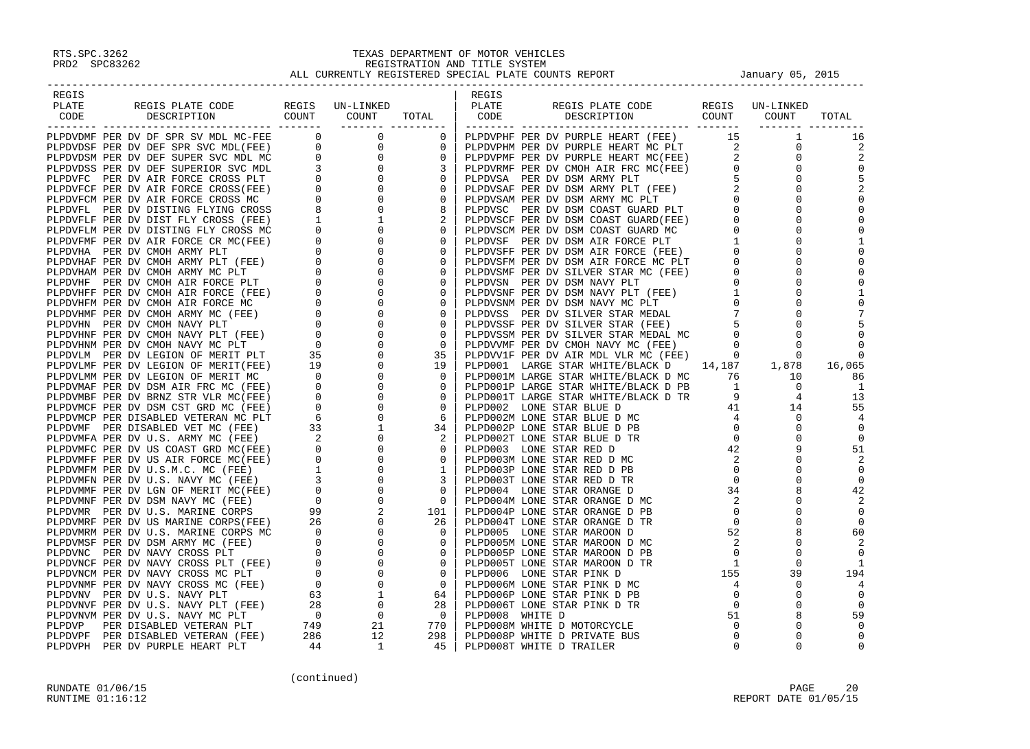RTS.SPC.3262
PRD2 SPC83262

# TEXAS DEPARTMENT OF MOTOR VEHICLES
## REGISTRATION AND TITLE SYSTEM
## ALL CURRENTLY REGISTERED SPECIAL PLATE COUNTS REPORT

January 05, 2015

| REGIS PLATE CODE | REGIS PLATE CODE DESCRIPTION | REGIS COUNT | UN-LINKED COUNT | TOTAL |
|---|---|---|---|---|
| PLPDVDMF | PER DV DF SPR SV MDL MC-FEE | 0 | 0 | 0 |
| PLPDVDSF | PER DV DEF SPR SVC MDL(FEE) | 0 | 0 | 0 |
| PLPDVDSM | PER DV DEF SUPER SVC MDL MC | 0 | 0 | 0 |
| PLPDVDSS | PER DV DEF SUPERIOR SVC MDL | 3 | 0 | 3 |
| PLPDVFC | PER DV AIR FORCE CROSS PLT | 0 | 0 | 0 |
| PLPDVFCF | PER DV AIR FORCE CROSS(FEE) | 0 | 0 | 0 |
| PLPDVFCM | PER DV AIR FORCE CROSS MC | 0 | 0 | 0 |
| PLPDVFL | PER DV DISTING FLYING CROSS | 8 | 0 | 8 |
| PLPDVFLF | PER DV DIST FLY CROSS (FEE) | 1 | 1 | 2 |
| PLPDVFLM | PER DV DISTING FLY CROSS MC | 0 | 0 | 0 |
| PLPDVFMF | PER DV AIR FORCE CR MC(FEE) | 0 | 0 | 0 |
| PLPDVHA | PER DV CMOH ARMY PLT | 0 | 0 | 0 |
| PLPDVHAF | PER DV CMOH ARMY PLT (FEE) | 0 | 0 | 0 |
| PLPDVHAM | PER DV CMOH ARMY MC PLT | 0 | 0 | 0 |
| PLPDVHF | PER DV CMOH AIR FORCE PLT | 0 | 0 | 0 |
| PLPDVHFF | PER DV CMOH AIR FORCE (FEE) | 0 | 0 | 0 |
| PLPDVHFM | PER DV CMOH AIR FORCE MC | 0 | 0 | 0 |
| PLPDVHMF | PER DV CMOH ARMY MC (FEE) | 0 | 0 | 0 |
| PLPDVHN | PER DV CMOH NAVY PLT | 0 | 0 | 0 |
| PLPDVHNF | PER DV CMOH NAVY PLT (FEE) | 0 | 0 | 0 |
| PLPDVHNM | PER DV CMOH NAVY MC PLT | 0 | 0 | 0 |
| PLPDVLM | PER DV LEGION OF MERIT PLT | 35 | 0 | 35 |
| PLPDVLMF | PER DV LEGION OF MERIT(FEE) | 19 | 0 | 19 |
| PLPDVLMM | PER DV LEGION OF MERIT MC | 0 | 0 | 0 |
| PLPDVMAF | PER DV DSM AIR FRC MC (FEE) | 0 | 0 | 0 |
| PLPDVMBF | PER DV BRNZ STR VLR MC(FEE) | 0 | 0 | 0 |
| PLPDVMCF | PER DV DSM CST GRD MC (FEE) | 0 | 0 | 0 |
| PLPDVMCP | PER DISABLED VETERAN MC PLT | 6 | 0 | 6 |
| PLPDVMF | PER DISABLED VET MC (FEE) | 33 | 1 | 34 |
| PLPDVMFA | PER DV U.S. ARMY MC (FEE) | 2 | 0 | 2 |
| PLPDVMFC | PER DV US COAST GRD MC(FEE) | 0 | 0 | 0 |
| PLPDVMFF | PER DV US AIR FORCE MC(FEE) | 0 | 0 | 0 |
| PLPDVMFM | PER DV U.S.M.C. MC (FEE) | 1 | 0 | 1 |
| PLPDVMFN | PER DV U.S. NAVY MC (FEE) | 3 | 0 | 3 |
| PLPDVMMF | PER DV LGN OF MERIT MC(FEE) | 0 | 0 | 0 |
| PLPDVMNF | PER DV DSM NAVY MC (FEE) | 0 | 0 | 0 |
| PLPDVMR | PER DV U.S. MARINE CORPS | 99 | 2 | 101 |
| PLPDVMRF | PER DV US MARINE CORPS(FEE) | 26 | 0 | 26 |
| PLPDVMRM | PER DV U.S. MARINE CORPS MC | 0 | 0 | 0 |
| PLPDVMSF | PER DV DSM ARMY MC (FEE) | 0 | 0 | 0 |
| PLPDVNC | PER DV NAVY CROSS PLT | 0 | 0 | 0 |
| PLPDVNCF | PER DV NAVY CROSS PLT (FEE) | 0 | 0 | 0 |
| PLPDVNCM | PER DV NAVY CROSS MC PLT | 0 | 0 | 0 |
| PLPDVNMF | PER DV NAVY CROSS MC (FEE) | 0 | 0 | 0 |
| PLPDVNV | PER DV U.S. NAVY PLT | 63 | 1 | 64 |
| PLPDVNVF | PER DV U.S. NAVY PLT (FEE) | 28 | 0 | 28 |
| PLPDVNVM | PER DV U.S. NAVY MC PLT | 0 | 0 | 0 |
| PLPDVP | PER DISABLED VETERAN PLT | 749 | 21 | 770 |
| PLPDVPF | PER DISABLED VETERAN (FEE) | 286 | 12 | 298 |
| PLPDVPH | PER DV PURPLE HEART PLT | 44 | 1 | 45 |
| PLPDVPHF | PER DV PURPLE HEART (FEE) | 15 | 1 | 16 |
| PLPDVPHM | PER DV PURPLE HEART MC PLT | 2 | 0 | 2 |
| PLPDVPMF | PER DV PURPLE HEART MC(FEE) | 2 | 0 | 2 |
| PLPDVRMF | PER DV CMOH AIR FRC MC(FEE) | 0 | 0 | 0 |
| PLPDVSA | PER DV DSM ARMY PLT | 5 | 0 | 5 |
| PLPDVSAF | PER DV DSM ARMY PLT (FEE) | 2 | 0 | 2 |
| PLPDVSAM | PER DV DSM ARMY MC PLT | 0 | 0 | 0 |
| PLPDVSC | PER DV DSM COAST GUARD PLT | 0 | 0 | 0 |
| PLPDVSCF | PER DV DSM COAST GUARD(FEE) | 0 | 0 | 0 |
| PLPDVSCM | PER DV DSM COAST GUARD MC | 0 | 0 | 0 |
| PLPDVSF | PER DV DSM AIR FORCE PLT | 1 | 0 | 1 |
| PLPDVSFF | PER DV DSM AIR FORCE (FEE) | 0 | 0 | 0 |
| PLPDVSFM | PER DV DSM AIR FORCE MC PLT | 0 | 0 | 0 |
| PLPDVSMF | PER DV SILVER STAR MC (FEE) | 0 | 0 | 0 |
| PLPDVSN | PER DV DSM NAVY PLT | 0 | 0 | 0 |
| PLPDVSNF | PER DV DSM NAVY PLT (FEE) | 1 | 0 | 1 |
| PLPDVSNM | PER DV DSM NAVY MC PLT | 0 | 0 | 0 |
| PLPDVSS | PER DV SILVER STAR MEDAL | 7 | 0 | 7 |
| PLPDVSSF | PER DV SILVER STAR (FEE) | 5 | 0 | 5 |
| PLPDVSSM | PER DV SILVER STAR MEDAL MC | 0 | 0 | 0 |
| PLPDVVMF | PER DV DSM CMOH NAVY MC (FEE) | 0 | 0 | 0 |
| PLPDVV1F | PER DV AIR MDL VLR MC (FEE) | 0 | 0 | 0 |
| PLPD001 | LARGE STAR WHITE/BLACK D | 14,187 | 1,878 | 16,065 |
| PLPD001M | LARGE STAR WHITE/BLACK D MC | 76 | 10 | 86 |
| PLPD001P | LARGE STAR WHITE/BLACK D PB | 1 | 0 | 1 |
| PLPD001T | LARGE STAR WHITE/BLACK D TR | 9 | 4 | 13 |
| PLPD002 | LONE STAR BLUE D | 41 | 14 | 55 |
| PLPD002M | LONE STAR BLUE D MC | 4 | 0 | 4 |
| PLPD002P | LONE STAR BLUE D PB | 0 | 0 | 0 |
| PLPD002T | LONE STAR BLUE D TR | 0 | 0 | 0 |
| PLPD003 | LONE STAR RED D | 42 | 9 | 51 |
| PLPD003M | LONE STAR RED D MC | 2 | 0 | 2 |
| PLPD003P | LONE STAR RED D PB | 0 | 0 | 0 |
| PLPD003T | LONE STAR RED D TR | 0 | 0 | 0 |
| PLPD004 | LONE STAR ORANGE D | 34 | 8 | 42 |
| PLPD004M | LONE STAR ORANGE D MC | 2 | 0 | 2 |
| PLPD004P | LONE STAR ORANGE D PB | 0 | 0 | 0 |
| PLPD004T | LONE STAR ORANGE D TR | 0 | 0 | 0 |
| PLPD005 | LONE STAR MAROON D | 52 | 8 | 60 |
| PLPD005M | LONE STAR MAROON D MC | 2 | 0 | 2 |
| PLPD005P | LONE STAR MAROON D PB | 0 | 0 | 0 |
| PLPD005T | LONE STAR MAROON D TR | 1 | 0 | 1 |
| PLPD006 | LONE STAR PINK D | 155 | 39 | 194 |
| PLPD006M | LONE STAR PINK D MC | 4 | 0 | 4 |
| PLPD006P | LONE STAR PINK D PB | 0 | 0 | 0 |
| PLPD006T | LONE STAR PINK D TR | 0 | 0 | 0 |
| PLPD008 | WHITE D | 51 | 8 | 59 |
| PLPD008M | WHITE D MOTORCYCLE | 0 | 0 | 0 |
| PLPD008P | WHITE D PRIVATE BUS | 0 | 0 | 0 |
| PLPD008T | WHITE D TRAILER | 0 | 0 | 0 |

(continued)

RUNDATE 01/06/15
RUNTIME 01:16:12

REPORT DATE 01/05/15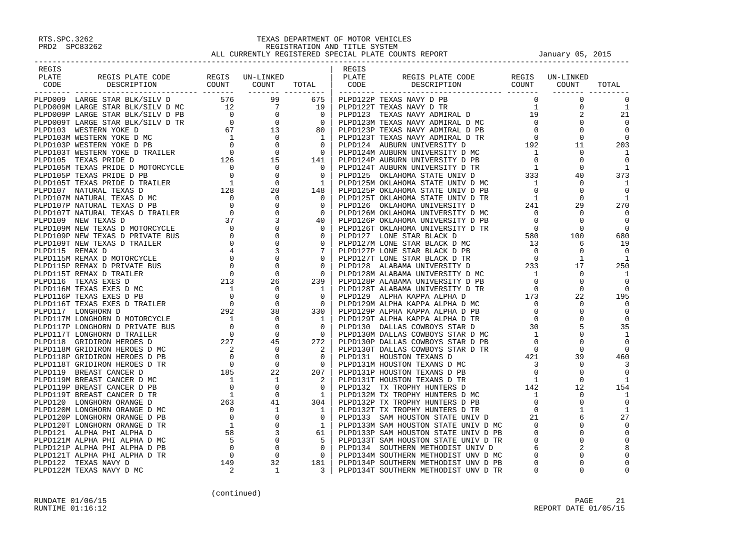# TEXAS DEPARTMENT OF MOTOR VEHICLES
## REGISTRATION AND TITLE SYSTEM
## ALL CURRENTLY REGISTERED SPECIAL PLATE COUNTS REPORT

January 05, 2015

| REGIS PLATE CODE | REGIS PLATE CODE DESCRIPTION | REGIS COUNT | UN-LINKED COUNT | TOTAL |
|---|---|---|---|---|
| PLPD009 | LARGE STAR BLK/SILV D | 576 | 99 | 675 |
| PLPD009M | LARGE STAR BLK/SILV D MC | 12 | 7 | 19 |
| PLPD009P | LARGE STAR BLK/SILV D PB | 0 | 0 | 0 |
| PLPD009T | LARGE STAR BLK/SILV D TR | 0 | 0 | 0 |
| PLPD103 | WESTERN YOKE D | 67 | 13 | 80 |
| PLPD103M | WESTERN YOKE D MC | 1 | 0 | 1 |
| PLPD103P | WESTERN YOKE D PB | 0 | 0 | 0 |
| PLPD103T | WESTERN YOKE D TRAILER | 0 | 0 | 0 |
| PLPD105 | TEXAS PRIDE D | 126 | 15 | 141 |
| PLPD105M | TEXAS PRIDE D MOTORCYCLE | 0 | 0 | 0 |
| PLPD105P | TEXAS PRIDE D PB | 0 | 0 | 0 |
| PLPD105T | TEXAS PRIDE D TRAILER | 1 | 0 | 1 |
| PLPD107 | NATURAL TEXAS D | 128 | 20 | 148 |
| PLPD107M | NATURAL TEXAS D MC | 0 | 0 | 0 |
| PLPD107P | NATURAL TEXAS D PB | 0 | 0 | 0 |
| PLPD107T | NATURAL TEXAS D TRAILER | 0 | 0 | 0 |
| PLPD109 | NEW TEXAS D | 37 | 3 | 40 |
| PLPD109M | NEW TEXAS D MOTORCYCLE | 0 | 0 | 0 |
| PLPD109P | NEW TEXAS D PRIVATE BUS | 0 | 0 | 0 |
| PLPD109T | NEW TEXAS D TRAILER | 0 | 0 | 0 |
| PLPD115 | REMAX D | 4 | 3 | 7 |
| PLPD115M | REMAX D MOTORCYCLE | 0 | 0 | 0 |
| PLPD115P | REMAX D PRIVATE BUS | 0 | 0 | 0 |
| PLPD115T | REMAX D TRAILER | 0 | 0 | 0 |
| PLPD116 | TEXAS EXES D | 213 | 26 | 239 |
| PLPD116M | TEXAS EXES D MC | 1 | 0 | 1 |
| PLPD116P | TEXAS EXES D PB | 0 | 0 | 0 |
| PLPD116T | TEXAS EXES D TRAILER | 0 | 0 | 0 |
| PLPD117 | LONGHORN D | 292 | 38 | 330 |
| PLPD117M | LONGHORN D MOTORCYCLE | 1 | 0 | 1 |
| PLPD117P | LONGHORN D PRIVATE BUS | 0 | 0 | 0 |
| PLPD117T | LONGHORN D TRAILER | 0 | 0 | 0 |
| PLPD118 | GRIDIRON HEROES D | 227 | 45 | 272 |
| PLPD118M | GRIDIRON HEROES D MC | 2 | 0 | 2 |
| PLPD118P | GRIDIRON HEROES D PB | 0 | 0 | 0 |
| PLPD118T | GRIDIRON HEROES D TR | 0 | 0 | 0 |
| PLPD119 | BREAST CANCER D | 185 | 22 | 207 |
| PLPD119M | BREAST CANCER D MC | 1 | 1 | 2 |
| PLPD119P | BREAST CANCER D PB | 0 | 0 | 0 |
| PLPD119T | BREAST CANCER D TR | 1 | 0 | 1 |
| PLPD120 | LONGHORN ORANGE D | 263 | 41 | 304 |
| PLPD120M | LONGHORN ORANGE D MC | 0 | 1 | 1 |
| PLPD120P | LONGHORN ORANGE D PB | 0 | 0 | 0 |
| PLPD120T | LONGHORN ORANGE D TR | 1 | 0 | 1 |
| PLPD121 | ALPHA PHI ALPHA D | 58 | 3 | 61 |
| PLPD121M | ALPHA PHI ALPHA D MC | 5 | 0 | 5 |
| PLPD121P | ALPHA PHI ALPHA D PB | 0 | 0 | 0 |
| PLPD121T | ALPHA PHI ALPHA D TR | 0 | 0 | 0 |
| PLPD122 | TEXAS NAVY D | 149 | 32 | 181 |
| PLPD122M | TEXAS NAVY D MC | 2 | 1 | 3 |
| PLPD122P | TEXAS NAVY D PB | 0 | 0 | 0 |
| PLPD122T | TEXAS NAVY D TR | 1 | 0 | 1 |
| PLPD123 | TEXAS NAVY ADMIRAL D | 19 | 2 | 21 |
| PLPD123M | TEXAS NAVY ADMIRAL D MC | 0 | 0 | 0 |
| PLPD123P | TEXAS NAVY ADMIRAL D PB | 0 | 0 | 0 |
| PLPD123T | TEXAS NAVY ADMIRAL D TR | 0 | 0 | 0 |
| PLPD124 | AUBURN UNIVERSITY D | 192 | 11 | 203 |
| PLPD124M | AUBURN UNIVERSITY D MC | 1 | 0 | 1 |
| PLPD124P | AUBURN UNIVERSITY D PB | 0 | 0 | 0 |
| PLPD124T | AUBURN UNIVERSITY D TR | 1 | 0 | 1 |
| PLPD125 | OKLAHOMA STATE UNIV D | 333 | 40 | 373 |
| PLPD125M | OKLAHOMA STATE UNIV D MC | 1 | 0 | 1 |
| PLPD125P | OKLAHOMA STATE UNIV D PB | 0 | 0 | 0 |
| PLPD125T | OKLAHOMA STATE UNIV D TR | 1 | 0 | 1 |
| PLPD126 | OKLAHOMA UNIVERSITY D | 241 | 29 | 270 |
| PLPD126M | OKLAHOMA UNIVERSITY D MC | 0 | 0 | 0 |
| PLPD126P | OKLAHOMA UNIVERSITY D PB | 0 | 0 | 0 |
| PLPD126T | OKLAHOMA UNIVERSITY D TR | 0 | 0 | 0 |
| PLPD127 | LONE STAR BLACK D | 580 | 100 | 680 |
| PLPD127M | LONE STAR BLACK D MC | 13 | 6 | 19 |
| PLPD127P | LONE STAR BLACK D PB | 0 | 0 | 0 |
| PLPD127T | LONE STAR BLACK D TR | 0 | 1 | 1 |
| PLPD128 | ALABAMA UNIVERSITY D | 233 | 17 | 250 |
| PLPD128M | ALABAMA UNIVERSITY D MC | 1 | 0 | 1 |
| PLPD128P | ALABAMA UNIVERSITY D PB | 0 | 0 | 0 |
| PLPD128T | ALABAMA UNIVERSITY D TR | 0 | 0 | 0 |
| PLPD129 | ALPHA KAPPA ALPHA D | 173 | 22 | 195 |
| PLPD129M | ALPHA KAPPA ALPHA D MC | 0 | 0 | 0 |
| PLPD129P | ALPHA KAPPA ALPHA D PB | 0 | 0 | 0 |
| PLPD129T | ALPHA KAPPA ALPHA D TR | 0 | 0 | 0 |
| PLPD130 | DALLAS COWBOYS STAR D | 30 | 5 | 35 |
| PLPD130M | DALLAS COWBOYS STAR D MC | 1 | 0 | 1 |
| PLPD130P | DALLAS COWBOYS STAR D PB | 0 | 0 | 0 |
| PLPD130T | DALLAS COWBOYS STAR D TR | 0 | 0 | 0 |
| PLPD131 | HOUSTON TEXANS D | 421 | 39 | 460 |
| PLPD131M | HOUSTON TEXANS D MC | 3 | 0 | 3 |
| PLPD131P | HOUSTON TEXANS D PB | 0 | 0 | 0 |
| PLPD131T | HOUSTON TEXANS D TR | 1 | 0 | 1 |
| PLPD132 | TX TROPHY HUNTERS D | 142 | 12 | 154 |
| PLPD132M | TX TROPHY HUNTERS D MC | 1 | 0 | 1 |
| PLPD132P | TX TROPHY HUNTERS D PB | 0 | 0 | 0 |
| PLPD132T | TX TROPHY HUNTERS D TR | 0 | 1 | 1 |
| PLPD133 | SAM HOUSTON STATE UNIV D | 21 | 6 | 27 |
| PLPD133M | SAM HOUSTON STATE UNIV D MC | 0 | 0 | 0 |
| PLPD133P | SAM HOUSTON STATE UNIV D PB | 0 | 0 | 0 |
| PLPD133T | SAM HOUSTON STATE UNIV D TR | 0 | 0 | 0 |
| PLPD134 | SOUTHERN METHODIST UNIV D | 6 | 2 | 8 |
| PLPD134M | SOUTHERN METHODIST UNV D MC | 0 | 0 | 0 |
| PLPD134P | SOUTHERN METHODIST UNV D PB | 0 | 0 | 0 |
| PLPD134T | SOUTHERN METHODIST UNV D TR | 0 | 0 | 0 |

(continued)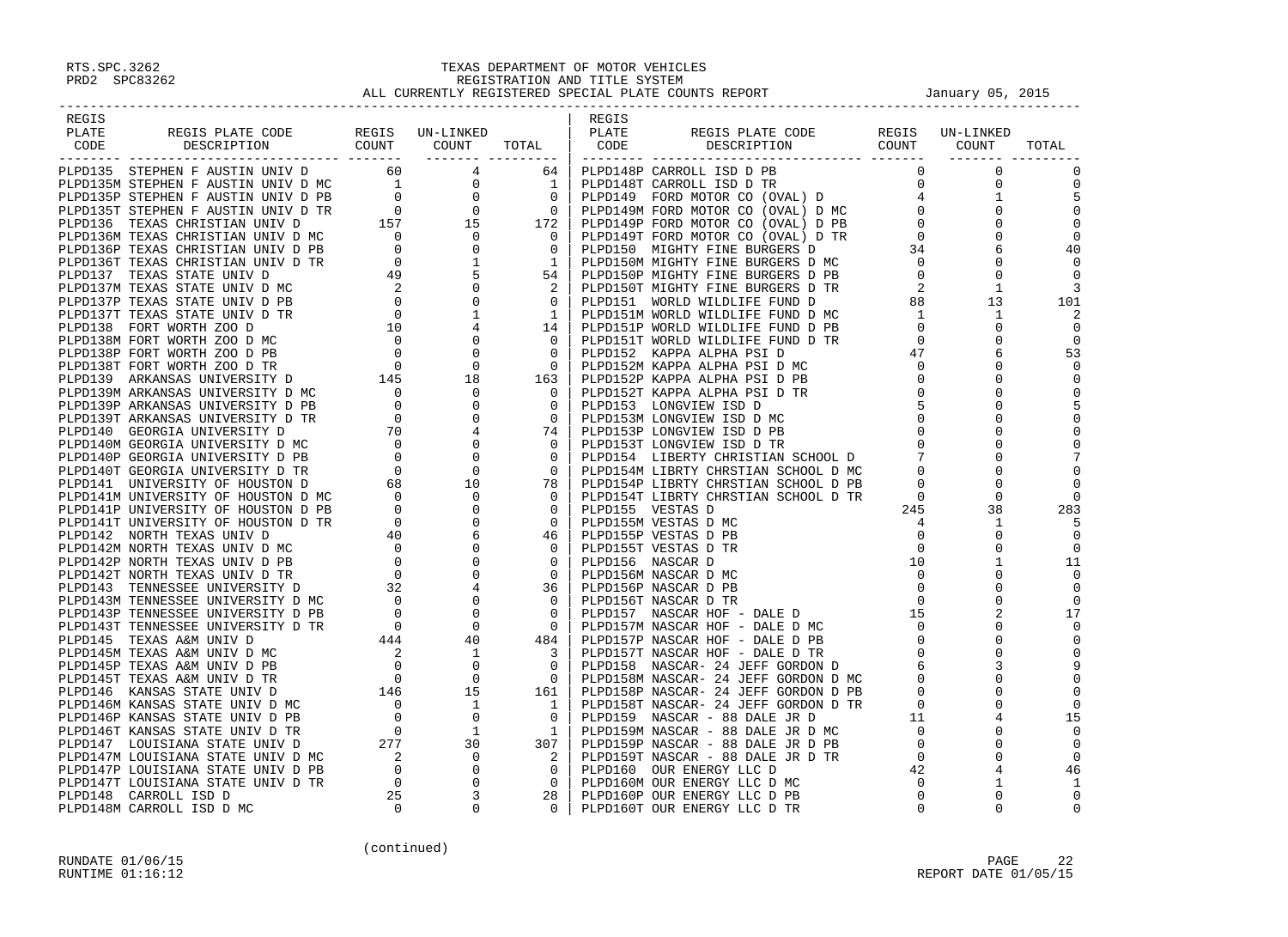# TEXAS DEPARTMENT OF MOTOR VEHICLES
## REGISTRATION AND TITLE SYSTEM
### ALL CURRENTLY REGISTERED SPECIAL PLATE COUNTS REPORT

January 05, 2015

| REGIS PLATE CODE | REGIS PLATE CODE DESCRIPTION | REGIS COUNT | UN-LINKED COUNT | TOTAL |
|---|---|---|---|---|
| PLPD135 | STEPHEN F AUSTIN UNIV D | 60 | 4 | 64 |
| PLPD135M | STEPHEN F AUSTIN UNIV D MC | 1 | 0 | 1 |
| PLPD135P | STEPHEN F AUSTIN UNIV D PB | 0 | 0 | 0 |
| PLPD135T | STEPHEN F AUSTIN UNIV D TR | 0 | 0 | 0 |
| PLPD136 | TEXAS CHRISTIAN UNIV D | 157 | 15 | 172 |
| PLPD136M | TEXAS CHRISTIAN UNIV D MC | 0 | 0 | 0 |
| PLPD136P | TEXAS CHRISTIAN UNIV D PB | 0 | 0 | 0 |
| PLPD136T | TEXAS CHRISTIAN UNIV D TR | 0 | 1 | 1 |
| PLPD137 | TEXAS STATE UNIV D | 49 | 5 | 54 |
| PLPD137M | TEXAS STATE UNIV D MC | 2 | 0 | 2 |
| PLPD137P | TEXAS STATE UNIV D PB | 0 | 0 | 0 |
| PLPD137T | TEXAS STATE UNIV D TR | 0 | 1 | 1 |
| PLPD138 | FORT WORTH ZOO D | 10 | 4 | 14 |
| PLPD138M | FORT WORTH ZOO D MC | 0 | 0 | 0 |
| PLPD138P | FORT WORTH ZOO D PB | 0 | 0 | 0 |
| PLPD138T | FORT WORTH ZOO D TR | 0 | 0 | 0 |
| PLPD139 | ARKANSAS UNIVERSITY D | 145 | 18 | 163 |
| PLPD139M | ARKANSAS UNIVERSITY D MC | 0 | 0 | 0 |
| PLPD139P | ARKANSAS UNIVERSITY D PB | 0 | 0 | 0 |
| PLPD139T | ARKANSAS UNIVERSITY D TR | 0 | 0 | 0 |
| PLPD140 | GEORGIA UNIVERSITY D | 70 | 4 | 74 |
| PLPD140M | GEORGIA UNIVERSITY D MC | 0 | 0 | 0 |
| PLPD140P | GEORGIA UNIVERSITY D PB | 0 | 0 | 0 |
| PLPD140T | GEORGIA UNIVERSITY D TR | 0 | 0 | 0 |
| PLPD141 | UNIVERSITY OF HOUSTON D | 68 | 10 | 78 |
| PLPD141M | UNIVERSITY OF HOUSTON D MC | 0 | 0 | 0 |
| PLPD141P | UNIVERSITY OF HOUSTON D PB | 0 | 0 | 0 |
| PLPD141T | UNIVERSITY OF HOUSTON D TR | 0 | 0 | 0 |
| PLPD142 | NORTH TEXAS UNIV D | 40 | 6 | 46 |
| PLPD142M | NORTH TEXAS UNIV D MC | 0 | 0 | 0 |
| PLPD142P | NORTH TEXAS UNIV D PB | 0 | 0 | 0 |
| PLPD142T | NORTH TEXAS UNIV D TR | 0 | 0 | 0 |
| PLPD143 | TENNESSEE UNIVERSITY D | 32 | 4 | 36 |
| PLPD143M | TENNESSEE UNIVERSITY D MC | 0 | 0 | 0 |
| PLPD143P | TENNESSEE UNIVERSITY D PB | 0 | 0 | 0 |
| PLPD143T | TENNESSEE UNIVERSITY D TR | 0 | 0 | 0 |
| PLPD145 | TEXAS A&M UNIV D | 444 | 40 | 484 |
| PLPD145M | TEXAS A&M UNIV D MC | 2 | 1 | 3 |
| PLPD145P | TEXAS A&M UNIV D PB | 0 | 0 | 0 |
| PLPD145T | TEXAS A&M UNIV D TR | 0 | 0 | 0 |
| PLPD146 | KANSAS STATE UNIV D | 146 | 15 | 161 |
| PLPD146M | KANSAS STATE UNIV D MC | 0 | 1 | 1 |
| PLPD146P | KANSAS STATE UNIV D PB | 0 | 0 | 0 |
| PLPD146T | KANSAS STATE UNIV D TR | 0 | 1 | 1 |
| PLPD147 | LOUISIANA STATE UNIV D | 277 | 30 | 307 |
| PLPD147M | LOUISIANA STATE UNIV D MC | 2 | 0 | 2 |
| PLPD147P | LOUISIANA STATE UNIV D PB | 0 | 0 | 0 |
| PLPD147T | LOUISIANA STATE UNIV D TR | 0 | 0 | 0 |
| PLPD148 | CARROLL ISD D | 25 | 3 | 28 |
| PLPD148M | CARROLL ISD D MC | 0 | 0 | 0 |
| PLPD148P | CARROLL ISD D PB | 0 | 0 | 0 |
| PLPD148T | CARROLL ISD D TR | 0 | 0 | 0 |
| PLPD149 | FORD MOTOR CO (OVAL) D | 4 | 1 | 5 |
| PLPD149M | FORD MOTOR CO (OVAL) D MC | 0 | 0 | 0 |
| PLPD149P | FORD MOTOR CO (OVAL) D PB | 0 | 0 | 0 |
| PLPD149T | FORD MOTOR CO (OVAL) D TR | 0 | 0 | 0 |
| PLPD150 | MIGHTY FINE BURGERS D | 34 | 6 | 40 |
| PLPD150M | MIGHTY FINE BURGERS D MC | 0 | 0 | 0 |
| PLPD150P | MIGHTY FINE BURGERS D PB | 0 | 0 | 0 |
| PLPD150T | MIGHTY FINE BURGERS D TR | 2 | 1 | 3 |
| PLPD151 | WORLD WILDLIFE FUND D | 88 | 13 | 101 |
| PLPD151M | WORLD WILDLIFE FUND D MC | 1 | 1 | 2 |
| PLPD151P | WORLD WILDLIFE FUND D PB | 0 | 0 | 0 |
| PLPD151T | WORLD WILDLIFE FUND D TR | 0 | 0 | 0 |
| PLPD152 | KAPPA ALPHA PSI D | 47 | 6 | 53 |
| PLPD152M | KAPPA ALPHA PSI D MC | 0 | 0 | 0 |
| PLPD152P | KAPPA ALPHA PSI D PB | 0 | 0 | 0 |
| PLPD152T | KAPPA ALPHA PSI D TR | 0 | 0 | 0 |
| PLPD153 | LONGVIEW ISD D | 5 | 0 | 5 |
| PLPD153M | LONGVIEW ISD D MC | 0 | 0 | 0 |
| PLPD153P | LONGVIEW ISD D PB | 0 | 0 | 0 |
| PLPD153T | LONGVIEW ISD D TR | 0 | 0 | 0 |
| PLPD154 | LIBERTY CHRISTIAN SCHOOL D | 7 | 0 | 7 |
| PLPD154M | LIBRTY CHRSTIAN SCHOOL D MC | 0 | 0 | 0 |
| PLPD154P | LIBRTY CHRSTIAN SCHOOL D PB | 0 | 0 | 0 |
| PLPD154T | LIBRTY CHRSTIAN SCHOOL D TR | 0 | 0 | 0 |
| PLPD155 | VESTAS D | 245 | 38 | 283 |
| PLPD155M | VESTAS D MC | 4 | 1 | 5 |
| PLPD155P | VESTAS D PB | 0 | 0 | 0 |
| PLPD155T | VESTAS D TR | 0 | 0 | 0 |
| PLPD156 | NASCAR D | 10 | 1 | 11 |
| PLPD156M | NASCAR D MC | 0 | 0 | 0 |
| PLPD156P | NASCAR D PB | 0 | 0 | 0 |
| PLPD156T | NASCAR D TR | 0 | 0 | 0 |
| PLPD157 | NASCAR HOF - DALE D | 15 | 2 | 17 |
| PLPD157M | NASCAR HOF - DALE D MC | 0 | 0 | 0 |
| PLPD157P | NASCAR HOF - DALE D PB | 0 | 0 | 0 |
| PLPD157T | NASCAR HOF - DALE D TR | 0 | 0 | 0 |
| PLPD158 | NASCAR- 24 JEFF GORDON D | 6 | 3 | 9 |
| PLPD158M | NASCAR- 24 JEFF GORDON D MC | 0 | 0 | 0 |
| PLPD158P | NASCAR- 24 JEFF GORDON D PB | 0 | 0 | 0 |
| PLPD158T | NASCAR- 24 JEFF GORDON D TR | 0 | 0 | 0 |
| PLPD159 | NASCAR - 88 DALE JR D | 11 | 4 | 15 |
| PLPD159M | NASCAR - 88 DALE JR D MC | 0 | 0 | 0 |
| PLPD159P | NASCAR - 88 DALE JR D PB | 0 | 0 | 0 |
| PLPD159T | NASCAR - 88 DALE JR D TR | 0 | 0 | 0 |
| PLPD160 | OUR ENERGY LLC D | 42 | 4 | 46 |
| PLPD160M | OUR ENERGY LLC D MC | 0 | 1 | 1 |
| PLPD160P | OUR ENERGY LLC D PB | 0 | 0 | 0 |
| PLPD160T | OUR ENERGY LLC D TR | 0 | 0 | 0 |

(continued)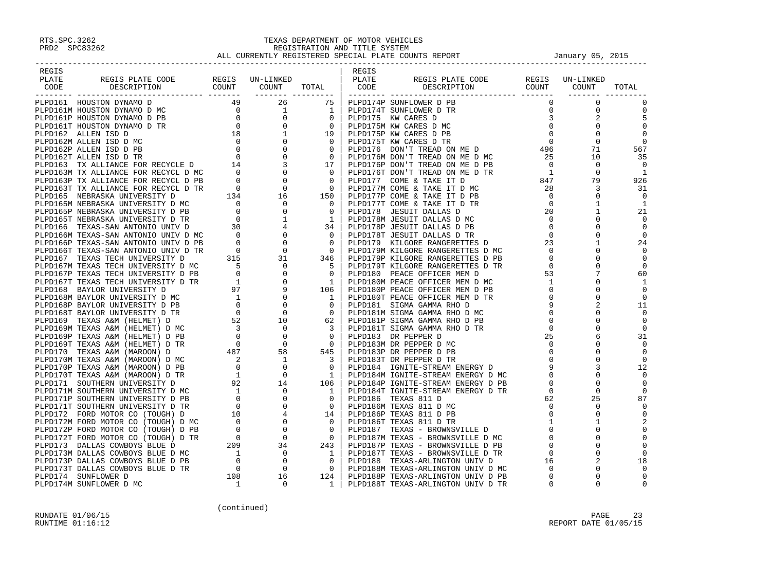RTS.SPC.3262
PRD2 SPC83262

# TEXAS DEPARTMENT OF MOTOR VEHICLES
## REGISTRATION AND TITLE SYSTEM
## ALL CURRENTLY REGISTERED SPECIAL PLATE COUNTS REPORT

January 05, 2015

| REGIS PLATE CODE | REGIS PLATE CODE DESCRIPTION | REGIS COUNT | UN-LINKED COUNT | TOTAL |
|---|---|---|---|---|
| PLPD161 | HOUSTON DYNAMO D | 49 | 26 | 75 |
| PLPD161M | HOUSTON DYNAMO D MC | 0 | 1 | 1 |
| PLPD161P | HOUSTON DYNAMO D PB | 0 | 0 | 0 |
| PLPD161T | HOUSTON DYNAMO D TR | 0 | 0 | 0 |
| PLPD162 | ALLEN ISD D | 18 | 1 | 19 |
| PLPD162M | ALLEN ISD D MC | 0 | 0 | 0 |
| PLPD162P | ALLEN ISD D PB | 0 | 0 | 0 |
| PLPD162T | ALLEN ISD D TR | 0 | 0 | 0 |
| PLPD163 | TX ALLIANCE FOR RECYCLE D | 14 | 3 | 17 |
| PLPD163M | TX ALLIANCE FOR RECYCL D MC | 0 | 0 | 0 |
| PLPD163P | TX ALLIANCE FOR RECYCL D PB | 0 | 0 | 0 |
| PLPD163T | TX ALLIANCE FOR RECYCL D TR | 0 | 0 | 0 |
| PLPD165 | NEBRASKA UNIVERSITY D | 134 | 16 | 150 |
| PLPD165M | NEBRASKA UNIVERSITY D MC | 0 | 0 | 0 |
| PLPD165P | NEBRASKA UNIVERSITY D PB | 0 | 0 | 0 |
| PLPD165T | NEBRASKA UNIVERSITY D TR | 0 | 1 | 1 |
| PLPD166 | TEXAS-SAN ANTONIO UNIV D | 30 | 4 | 34 |
| PLPD166M | TEXAS-SAN ANTONIO UNIV D MC | 0 | 0 | 0 |
| PLPD166P | TEXAS-SAN ANTONIO UNIV D PB | 0 | 0 | 0 |
| PLPD166T | TEXAS-SAN ANTONIO UNIV D TR | 0 | 0 | 0 |
| PLPD167 | TEXAS TECH UNIVERSITY D | 315 | 31 | 346 |
| PLPD167M | TEXAS TECH UNIVERSITY D MC | 5 | 0 | 5 |
| PLPD167P | TEXAS TECH UNIVERSITY D PB | 0 | 0 | 0 |
| PLPD167T | TEXAS TECH UNIVERSITY D TR | 1 | 0 | 1 |
| PLPD168 | BAYLOR UNIVERSITY D | 97 | 9 | 106 |
| PLPD168M | BAYLOR UNIVERSITY D MC | 1 | 0 | 1 |
| PLPD168P | BAYLOR UNIVERSITY D PB | 0 | 0 | 0 |
| PLPD168T | BAYLOR UNIVERSITY D TR | 0 | 0 | 0 |
| PLPD169 | TEXAS A&M (HELMET) D | 52 | 10 | 62 |
| PLPD169M | TEXAS A&M (HELMET) D MC | 3 | 0 | 3 |
| PLPD169P | TEXAS A&M (HELMET) D PB | 0 | 0 | 0 |
| PLPD169T | TEXAS A&M (HELMET) D TR | 0 | 0 | 0 |
| PLPD170 | TEXAS A&M (MAROON) D | 487 | 58 | 545 |
| PLPD170M | TEXAS A&M (MAROON) D MC | 2 | 1 | 3 |
| PLPD170P | TEXAS A&M (MAROON) D PB | 0 | 0 | 0 |
| PLPD170T | TEXAS A&M (MAROON) D TR | 1 | 0 | 1 |
| PLPD171 | SOUTHERN UNIVERSITY D | 92 | 14 | 106 |
| PLPD171M | SOUTHERN UNIVERSITY D MC | 1 | 0 | 1 |
| PLPD171P | SOUTHERN UNIVERSITY D PB | 0 | 0 | 0 |
| PLPD171T | SOUTHERN UNIVERSITY D TR | 0 | 0 | 0 |
| PLPD172 | FORD MOTOR CO (TOUGH) D | 10 | 4 | 14 |
| PLPD172M | FORD MOTOR CO (TOUGH) D MC | 0 | 0 | 0 |
| PLPD172P | FORD MOTOR CO (TOUGH) D PB | 0 | 0 | 0 |
| PLPD172T | FORD MOTOR CO (TOUGH) D TR | 0 | 0 | 0 |
| PLPD173 | DALLAS COWBOYS BLUE D | 209 | 34 | 243 |
| PLPD173M | DALLAS COWBOYS BLUE D MC | 1 | 0 | 1 |
| PLPD173P | DALLAS COWBOYS BLUE D PB | 0 | 0 | 0 |
| PLPD173T | DALLAS COWBOYS BLUE D TR | 0 | 0 | 0 |
| PLPD174 | SUNFLOWER D | 108 | 16 | 124 |
| PLPD174M | SUNFLOWER D MC | 1 | 0 | 1 |
| PLPD174P | SUNFLOWER D PB | 0 | 0 | 0 |
| PLPD174T | SUNFLOWER D TR | 0 | 0 | 0 |
| PLPD175 | KW CARES D | 3 | 2 | 5 |
| PLPD175M | KW CARES D MC | 0 | 0 | 0 |
| PLPD175P | KW CARES D PB | 0 | 0 | 0 |
| PLPD175T | KW CARES D TR | 0 | 0 | 0 |
| PLPD176 | DON'T TREAD ON ME D | 496 | 71 | 567 |
| PLPD176M | DON'T TREAD ON ME D MC | 25 | 10 | 35 |
| PLPD176P | DON'T TREAD ON ME D PB | 0 | 0 | 0 |
| PLPD176T | DON'T TREAD ON ME D TR | 1 | 0 | 1 |
| PLPD177 | COME & TAKE IT D | 847 | 79 | 926 |
| PLPD177M | COME & TAKE IT D MC | 28 | 3 | 31 |
| PLPD177P | COME & TAKE IT D PB | 0 | 0 | 0 |
| PLPD177T | COME & TAKE IT D TR | 0 | 1 | 1 |
| PLPD178 | JESUIT DALLAS D | 20 | 1 | 21 |
| PLPD178M | JESUIT DALLAS D MC | 0 | 0 | 0 |
| PLPD178P | JESUIT DALLAS D PB | 0 | 0 | 0 |
| PLPD178T | JESUIT DALLAS D TR | 0 | 0 | 0 |
| PLPD179 | KILGORE RANGERETTES D | 23 | 1 | 24 |
| PLPD179M | KILGORE RANGERETTES D MC | 0 | 0 | 0 |
| PLPD179P | KILGORE RANGERETTES D PB | 0 | 0 | 0 |
| PLPD179T | KILGORE RANGERETTES D TR | 0 | 0 | 0 |
| PLPD180 | PEACE OFFICER MEM D | 53 | 7 | 60 |
| PLPD180M | PEACE OFFICER MEM D MC | 1 | 0 | 1 |
| PLPD180P | PEACE OFFICER MEM D PB | 0 | 0 | 0 |
| PLPD180T | PEACE OFFICER MEM D TR | 0 | 0 | 0 |
| PLPD181 | SIGMA GAMMA RHO D | 9 | 2 | 11 |
| PLPD181M | SIGMA GAMMA RHO D MC | 0 | 0 | 0 |
| PLPD181P | SIGMA GAMMA RHO D PB | 0 | 0 | 0 |
| PLPD181T | SIGMA GAMMA RHO D TR | 0 | 0 | 0 |
| PLPD183 | DR PEPPER D | 25 | 6 | 31 |
| PLPD183M | DR PEPPER D MC | 0 | 0 | 0 |
| PLPD183P | DR PEPPER D PB | 0 | 0 | 0 |
| PLPD183T | DR PEPPER D TR | 0 | 0 | 0 |
| PLPD184 | IGNITE-STREAM ENERGY D | 9 | 3 | 12 |
| PLPD184M | IGNITE-STREAM ENERGY D MC | 0 | 0 | 0 |
| PLPD184P | IGNITE-STREAM ENERGY D PB | 0 | 0 | 0 |
| PLPD184T | IGNITE-STREAM ENERGY D TR | 0 | 0 | 0 |
| PLPD186 | TEXAS 811 D | 62 | 25 | 87 |
| PLPD186M | TEXAS 811 D MC | 0 | 0 | 0 |
| PLPD186P | TEXAS 811 D PB | 0 | 0 | 0 |
| PLPD186T | TEXAS 811 D TR | 1 | 1 | 2 |
| PLPD187 | TEXAS - BROWNSVILLE D | 0 | 0 | 0 |
| PLPD187M | TEXAS - BROWNSVILLE D MC | 0 | 0 | 0 |
| PLPD187P | TEXAS - BROWNSVILLE D PB | 0 | 0 | 0 |
| PLPD187T | TEXAS - BROWNSVILLE D TR | 0 | 0 | 0 |
| PLPD188 | TEXAS-ARLINGTON UNIV D | 16 | 2 | 18 |
| PLPD188M | TEXAS-ARLINGTON UNIV D MC | 0 | 0 | 0 |
| PLPD188P | TEXAS-ARLINGTON UNIV D PB | 0 | 0 | 0 |
| PLPD188T | TEXAS-ARLINGTON UNIV D TR | 0 | 0 | 0 |

(continued)

RUNDATE 01/06/15
RUNTIME 01:16:12

REPORT DATE 01/05/15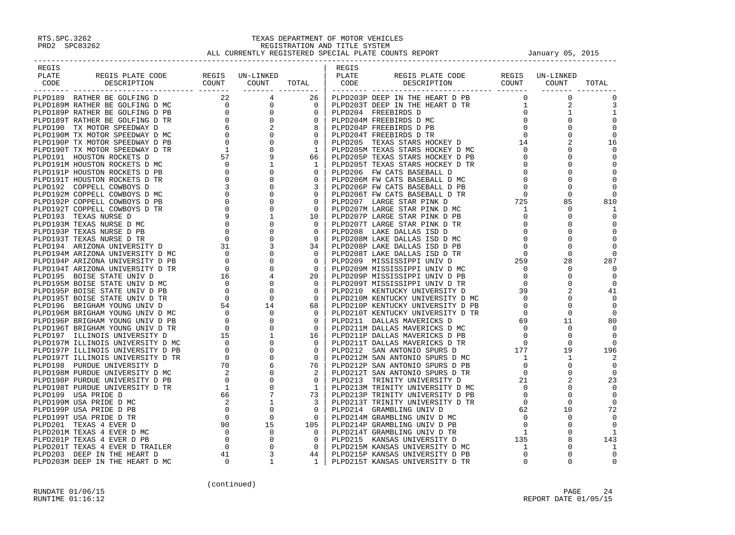RTS.SPC.3262
PRD2 SPC83262

# TEXAS DEPARTMENT OF MOTOR VEHICLES
## REGISTRATION AND TITLE SYSTEM
### ALL CURRENTLY REGISTERED SPECIAL PLATE COUNTS REPORT

January 05, 2015

| REGIS PLATE CODE | REGIS PLATE CODE DESCRIPTION | REGIS COUNT | UN-LINKED COUNT | TOTAL |
|---|---|---|---|---|
| PLPD189 | RATHER BE GOLFING D | 22 | 4 | 26 |
| PLPD189M | RATHER BE GOLFING D MC | 0 | 0 | 0 |
| PLPD189P | RATHER BE GOLFING D PB | 0 | 0 | 0 |
| PLPD189T | RATHER BE GOLFING D TR | 0 | 0 | 0 |
| PLPD190 | TX MOTOR SPEEDWAY D | 6 | 2 | 8 |
| PLPD190M | TX MOTOR SPEEDWAY D MC | 0 | 0 | 0 |
| PLPD190P | TX MOTOR SPEEDWAY D PB | 0 | 0 | 0 |
| PLPD190T | TX MOTOR SPEEDWAY D TR | 1 | 0 | 1 |
| PLPD191 | HOUSTON ROCKETS D | 57 | 9 | 66 |
| PLPD191M | HOUSTON ROCKETS D MC | 0 | 1 | 1 |
| PLPD191P | HOUSTON ROCKETS D PB | 0 | 0 | 0 |
| PLPD191T | HOUSTON ROCKETS D TR | 0 | 0 | 0 |
| PLPD192 | COPPELL COWBOYS D | 3 | 0 | 3 |
| PLPD192M | COPPELL COWBOYS D MC | 0 | 0 | 0 |
| PLPD192P | COPPELL COWBOYS D PB | 0 | 0 | 0 |
| PLPD192T | COPPELL COWBOYS D TR | 0 | 0 | 0 |
| PLPD193 | TEXAS NURSE D | 9 | 1 | 10 |
| PLPD193M | TEXAS NURSE D MC | 0 | 0 | 0 |
| PLPD193P | TEXAS NURSE D PB | 0 | 0 | 0 |
| PLPD193T | TEXAS NURSE D TR | 0 | 0 | 0 |
| PLPD194 | ARIZONA UNIVERSITY D | 31 | 3 | 34 |
| PLPD194M | ARIZONA UNIVERSITY D MC | 0 | 0 | 0 |
| PLPD194P | ARIZONA UNIVERSITY D PB | 0 | 0 | 0 |
| PLPD194T | ARIZONA UNIVERSITY D TR | 0 | 0 | 0 |
| PLPD195 | BOISE STATE UNIV D | 16 | 4 | 20 |
| PLPD195M | BOISE STATE UNIV D MC | 0 | 0 | 0 |
| PLPD195P | BOISE STATE UNIV D PB | 0 | 0 | 0 |
| PLPD195T | BOISE STATE UNIV D TR | 0 | 0 | 0 |
| PLPD196 | BRIGHAM YOUNG UNIV D | 54 | 14 | 68 |
| PLPD196M | BRIGHAM YOUNG UNIV D MC | 0 | 0 | 0 |
| PLPD196P | BRIGHAM YOUNG UNIV D PB | 0 | 0 | 0 |
| PLPD196T | BRIGHAM YOUNG UNIV D TR | 0 | 0 | 0 |
| PLPD197 | ILLINOIS UNIVERSITY D | 15 | 1 | 16 |
| PLPD197M | ILLINOIS UNIVERSITY D MC | 0 | 0 | 0 |
| PLPD197P | ILLINOIS UNIVERSITY D PB | 0 | 0 | 0 |
| PLPD197T | ILLINOIS UNIVERSITY D TR | 0 | 0 | 0 |
| PLPD198 | PURDUE UNIVERSITY D | 70 | 6 | 76 |
| PLPD198M | PURDUE UNIVERSITY D MC | 2 | 0 | 2 |
| PLPD198P | PURDUE UNIVERSITY D PB | 0 | 0 | 0 |
| PLPD198T | PURDUE UNIVERSITY D TR | 1 | 0 | 1 |
| PLPD199 | USA PRIDE D | 66 | 7 | 73 |
| PLPD199M | USA PRIDE D MC | 2 | 1 | 3 |
| PLPD199P | USA PRIDE D PB | 0 | 0 | 0 |
| PLPD199T | USA PRIDE D TR | 0 | 0 | 0 |
| PLPD201 | TEXAS 4 EVER D | 90 | 15 | 105 |
| PLPD201M | TEXAS 4 EVER D MC | 0 | 0 | 0 |
| PLPD201P | TEXAS 4 EVER D PB | 0 | 0 | 0 |
| PLPD201T | TEXAS 4 EVER D TRAILER | 0 | 0 | 0 |
| PLPD203 | DEEP IN THE HEART D | 41 | 3 | 44 |
| PLPD203M | DEEP IN THE HEART D MC | 0 | 1 | 1 |
| PLPD203P | DEEP IN THE HEART D PB | 0 | 0 | 0 |
| PLPD203T | DEEP IN THE HEART D TR | 1 | 2 | 3 |
| PLPD204 | FREEBIRDS D | 0 | 1 | 1 |
| PLPD204M | FREEBIRDS D MC | 0 | 0 | 0 |
| PLPD204P | FREEBIRDS D PB | 0 | 0 | 0 |
| PLPD204T | FREEBIRDS D TR | 0 | 0 | 0 |
| PLPD205 | TEXAS STARS HOCKEY D | 14 | 2 | 16 |
| PLPD205M | TEXAS STARS HOCKEY D MC | 0 | 0 | 0 |
| PLPD205P | TEXAS STARS HOCKEY D PB | 0 | 0 | 0 |
| PLPD205T | TEXAS STARS HOCKEY D TR | 0 | 0 | 0 |
| PLPD206 | FW CATS BASEBALL D | 0 | 0 | 0 |
| PLPD206M | FW CATS BASEBALL D MC | 0 | 0 | 0 |
| PLPD206P | FW CATS BASEBALL D PB | 0 | 0 | 0 |
| PLPD206T | FW CATS BASEBALL D TR | 0 | 0 | 0 |
| PLPD207 | LARGE STAR PINK D | 725 | 85 | 810 |
| PLPD207M | LARGE STAR PINK D MC | 1 | 0 | 1 |
| PLPD207P | LARGE STAR PINK D PB | 0 | 0 | 0 |
| PLPD207T | LARGE STAR PINK D TR | 0 | 0 | 0 |
| PLPD208 | LAKE DALLAS ISD D | 0 | 0 | 0 |
| PLPD208M | LAKE DALLAS ISD D MC | 0 | 0 | 0 |
| PLPD208P | LAKE DALLAS ISD D PB | 0 | 0 | 0 |
| PLPD208T | LAKE DALLAS ISD D TR | 0 | 0 | 0 |
| PLPD209 | MISSISSIPPI UNIV D | 259 | 28 | 287 |
| PLPD209M | MISSISSIPPI UNIV D MC | 0 | 0 | 0 |
| PLPD209P | MISSISSIPPI UNIV D PB | 0 | 0 | 0 |
| PLPD209T | MISSISSIPPI UNIV D TR | 0 | 0 | 0 |
| PLPD210 | KENTUCKY UNIVERSITY D | 39 | 2 | 41 |
| PLPD210M | KENTUCKY UNIVERSITY D MC | 0 | 0 | 0 |
| PLPD210P | KENTUCKY UNIVERSITY D PB | 0 | 0 | 0 |
| PLPD210T | KENTUCKY UNIVERSITY D TR | 0 | 0 | 0 |
| PLPD211 | DALLAS MAVERICKS D | 69 | 11 | 80 |
| PLPD211M | DALLAS MAVERICKS D MC | 0 | 0 | 0 |
| PLPD211P | DALLAS MAVERICKS D PB | 0 | 0 | 0 |
| PLPD211T | DALLAS MAVERICKS D TR | 0 | 0 | 0 |
| PLPD212 | SAN ANTONIO SPURS D | 177 | 19 | 196 |
| PLPD212M | SAN ANTONIO SPURS D MC | 1 | 1 | 2 |
| PLPD212P | SAN ANTONIO SPURS D PB | 0 | 0 | 0 |
| PLPD212T | SAN ANTONIO SPURS D TR | 0 | 0 | 0 |
| PLPD213 | TRINITY UNIVERSITY D | 21 | 2 | 23 |
| PLPD213M | TRINITY UNIVERSITY D MC | 0 | 0 | 0 |
| PLPD213P | TRINITY UNIVERSITY D PB | 0 | 0 | 0 |
| PLPD213T | TRINITY UNIVERSITY D TR | 0 | 0 | 0 |
| PLPD214 | GRAMBLING UNIV D | 62 | 10 | 72 |
| PLPD214M | GRAMBLING UNIV D MC | 0 | 0 | 0 |
| PLPD214P | GRAMBLING UNIV D PB | 0 | 0 | 0 |
| PLPD214T | GRAMBLING UNIV D TR | 1 | 0 | 1 |
| PLPD215 | KANSAS UNIVERSITY D | 135 | 8 | 143 |
| PLPD215M | KANSAS UNIVERSITY D MC | 1 | 0 | 1 |
| PLPD215P | KANSAS UNIVERSITY D PB | 0 | 0 | 0 |
| PLPD215T | KANSAS UNIVERSITY D TR | 0 | 0 | 0 |

(continued)

RUNDATE 01/06/15
RUNTIME 01:16:12

REPORT DATE 01/05/15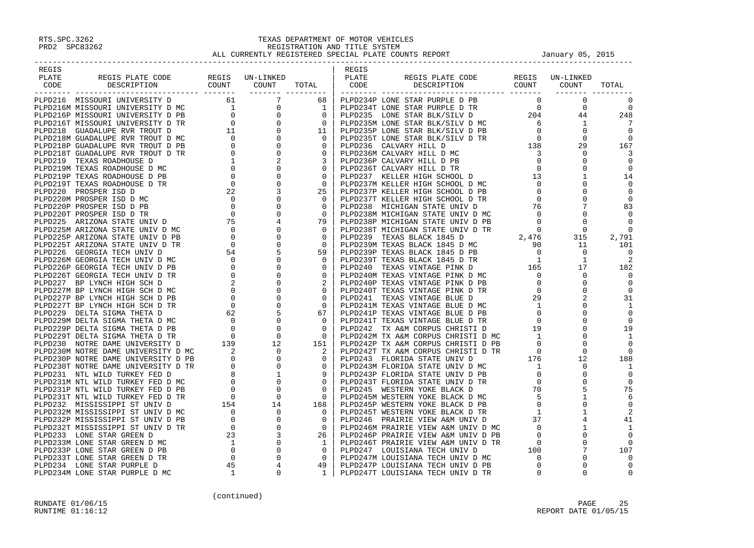RTS.SPC.3262
PRD2 SPC83262

# TEXAS DEPARTMENT OF MOTOR VEHICLES
## REGISTRATION AND TITLE SYSTEM
### ALL CURRENTLY REGISTERED SPECIAL PLATE COUNTS REPORT

January 05, 2015

| REGIS PLATE CODE | REGIS PLATE CODE DESCRIPTION | REGIS COUNT | UN-LINKED COUNT | TOTAL |
|---|---|---|---|---|
| PLPD216 | MISSOURI UNIVERSITY D | 61 | 7 | 68 |
| PLPD216M | MISSOURI UNIVERSITY D MC | 1 | 0 | 1 |
| PLPD216P | MISSOURI UNIVERSITY D PB | 0 | 0 | 0 |
| PLPD216T | MISSOURI UNIVERSITY D TR | 0 | 0 | 0 |
| PLPD218 | GUADALUPE RVR TROUT D | 11 | 0 | 11 |
| PLPD218M | GUADALUPE RVR TROUT D MC | 0 | 0 | 0 |
| PLPD218P | GUADALUPE RVR TROUT D PB | 0 | 0 | 0 |
| PLPD218T | GUADALUPE RVR TROUT D TR | 0 | 0 | 0 |
| PLPD219 | TEXAS ROADHOUSE D | 1 | 2 | 3 |
| PLPD219M | TEXAS ROADHOUSE D MC | 0 | 0 | 0 |
| PLPD219P | TEXAS ROADHOUSE D PB | 0 | 0 | 0 |
| PLPD219T | TEXAS ROADHOUSE D TR | 0 | 0 | 0 |
| PLPD220 | PROSPER ISD D | 22 | 3 | 25 |
| PLPD220M | PROSPER ISD D MC | 0 | 0 | 0 |
| PLPD220P | PROSPER ISD D PB | 0 | 0 | 0 |
| PLPD220T | PROSPER ISD D TR | 0 | 0 | 0 |
| PLPD225 | ARIZONA STATE UNIV D | 75 | 4 | 79 |
| PLPD225M | ARIZONA STATE UNIV D MC | 0 | 0 | 0 |
| PLPD225P | ARIZONA STATE UNIV D PB | 0 | 0 | 0 |
| PLPD225T | ARIZONA STATE UNIV D TR | 0 | 0 | 0 |
| PLPD226 | GEORGIA TECH UNIV D | 54 | 5 | 59 |
| PLPD226M | GEORGIA TECH UNIV D MC | 0 | 0 | 0 |
| PLPD226P | GEORGIA TECH UNIV D PB | 0 | 0 | 0 |
| PLPD226T | GEORGIA TECH UNIV D TR | 0 | 0 | 0 |
| PLPD227 | BP LYNCH HIGH SCH D | 2 | 0 | 2 |
| PLPD227M | BP LYNCH HIGH SCH D MC | 0 | 0 | 0 |
| PLPD227P | BP LYNCH HIGH SCH D PB | 0 | 0 | 0 |
| PLPD227T | BP LYNCH HIGH SCH D TR | 0 | 0 | 0 |
| PLPD229 | DELTA SIGMA THETA D | 62 | 5 | 67 |
| PLPD229M | DELTA SIGMA THETA D MC | 0 | 0 | 0 |
| PLPD229P | DELTA SIGMA THETA D PB | 0 | 0 | 0 |
| PLPD229T | DELTA SIGMA THETA D TR | 0 | 0 | 0 |
| PLPD230 | NOTRE DAME UNIVERSITY D | 139 | 12 | 151 |
| PLPD230M | NOTRE DAME UNIVERSITY D MC | 2 | 0 | 2 |
| PLPD230P | NOTRE DAME UNIVERSITY D PB | 0 | 0 | 0 |
| PLPD230T | NOTRE DAME UNIVERSITY D TR | 0 | 0 | 0 |
| PLPD231 | NTL WILD TURKEY FED D | 8 | 1 | 9 |
| PLPD231M | NTL WILD TURKEY FED D MC | 0 | 0 | 0 |
| PLPD231P | NTL WILD TURKEY FED D PB | 0 | 0 | 0 |
| PLPD231T | NTL WILD TURKEY FED D TR | 0 | 0 | 0 |
| PLPD232 | MISSISSIPPI ST UNIV D | 154 | 14 | 168 |
| PLPD232M | MISSISSIPPI ST UNIV D MC | 0 | 0 | 0 |
| PLPD232P | MISSISSIPPI ST UNIV D PB | 0 | 0 | 0 |
| PLPD232T | MISSISSIPPI ST UNIV D TR | 0 | 0 | 0 |
| PLPD233 | LONE STAR GREEN D | 23 | 3 | 26 |
| PLPD233M | LONE STAR GREEN D MC | 1 | 0 | 1 |
| PLPD233P | LONE STAR GREEN D PB | 0 | 0 | 0 |
| PLPD233T | LONE STAR GREEN D TR | 0 | 0 | 0 |
| PLPD234 | LONE STAR PURPLE D | 45 | 4 | 49 |
| PLPD234M | LONE STAR PURPLE D MC | 1 | 0 | 1 |
| PLPD234P | LONE STAR PURPLE D PB | 0 | 0 | 0 |
| PLPD234T | LONE STAR PURPLE D TR | 0 | 0 | 0 |
| PLPD235 | LONE STAR BLK/SILV D | 204 | 44 | 248 |
| PLPD235M | LONE STAR BLK/SILV D MC | 6 | 1 | 7 |
| PLPD235P | LONE STAR BLK/SILV D PB | 0 | 0 | 0 |
| PLPD235T | LONE STAR BLK/SILV D TR | 0 | 0 | 0 |
| PLPD236 | CALVARY HILL D | 138 | 29 | 167 |
| PLPD236M | CALVARY HILL D MC | 3 | 0 | 3 |
| PLPD236P | CALVARY HILL D PB | 0 | 0 | 0 |
| PLPD236T | CALVARY HILL D TR | 0 | 0 | 0 |
| PLPD237 | KELLER HIGH SCHOOL D | 13 | 1 | 14 |
| PLPD237M | KELLER HIGH SCHOOL D MC | 0 | 0 | 0 |
| PLPD237P | KELLER HIGH SCHOOL D PB | 0 | 0 | 0 |
| PLPD237T | KELLER HIGH SCHOOL D TR | 0 | 0 | 0 |
| PLPD238 | MICHIGAN STATE UNIV D | 76 | 7 | 83 |
| PLPD238M | MICHIGAN STATE UNIV D MC | 0 | 0 | 0 |
| PLPD238P | MICHIGAN STATE UNIV D PB | 0 | 0 | 0 |
| PLPD238T | MICHIGAN STATE UNIV D TR | 0 | 0 | 0 |
| PLPD239 | TEXAS BLACK 1845 D | 2,476 | 315 | 2,791 |
| PLPD239M | TEXAS BLACK 1845 D MC | 90 | 11 | 101 |
| PLPD239P | TEXAS BLACK 1845 D PB | 0 | 0 | 0 |
| PLPD239T | TEXAS BLACK 1845 D TR | 1 | 1 | 2 |
| PLPD240 | TEXAS VINTAGE PINK D | 165 | 17 | 182 |
| PLPD240M | TEXAS VINTAGE PINK D MC | 0 | 0 | 0 |
| PLPD240P | TEXAS VINTAGE PINK D PB | 0 | 0 | 0 |
| PLPD240T | TEXAS VINTAGE PINK D TR | 0 | 0 | 0 |
| PLPD241 | TEXAS VINTAGE BLUE D | 29 | 2 | 31 |
| PLPD241M | TEXAS VINTAGE BLUE D MC | 1 | 0 | 1 |
| PLPD241P | TEXAS VINTAGE BLUE D PB | 0 | 0 | 0 |
| PLPD241T | TEXAS VINTAGE BLUE D TR | 0 | 0 | 0 |
| PLPD242 | TX A&M CORPUS CHRISTI D | 19 | 0 | 19 |
| PLPD242M | TX A&M CORPUS CHRISTI D MC | 1 | 0 | 1 |
| PLPD242P | TX A&M CORPUS CHRISTI D PB | 0 | 0 | 0 |
| PLPD242T | TX A&M CORPUS CHRISTI D TR | 0 | 0 | 0 |
| PLPD243 | FLORIDA STATE UNIV D | 176 | 12 | 188 |
| PLPD243M | FLORIDA STATE UNIV D MC | 1 | 0 | 1 |
| PLPD243P | FLORIDA STATE UNIV D PB | 0 | 0 | 0 |
| PLPD243T | FLORIDA STATE UNIV D TR | 0 | 0 | 0 |
| PLPD245 | WESTERN YOKE BLACK D | 70 | 5 | 75 |
| PLPD245M | WESTERN YOKE BLACK D MC | 5 | 1 | 6 |
| PLPD245P | WESTERN YOKE BLACK D PB | 0 | 0 | 0 |
| PLPD245T | WESTERN YOKE BLACK D TR | 1 | 1 | 2 |
| PLPD246 | PRAIRIE VIEW A&M UNIV D | 37 | 4 | 41 |
| PLPD246M | PRAIRIE VIEW A&M UNIV D MC | 0 | 1 | 1 |
| PLPD246P | PRAIRIE VIEW A&M UNIV D PB | 0 | 0 | 0 |
| PLPD246T | PRAIRIE VIEW A&M UNIV D TR | 0 | 0 | 0 |
| PLPD247 | LOUISIANA TECH UNIV D | 100 | 7 | 107 |
| PLPD247M | LOUISIANA TECH UNIV D MC | 0 | 0 | 0 |
| PLPD247P | LOUISIANA TECH UNIV D PB | 0 | 0 | 0 |
| PLPD247T | LOUISIANA TECH UNIV D TR | 0 | 0 | 0 |

(continued)

RUNDATE 01/06/15
RUNTIME 01:16:12

REPORT DATE 01/05/15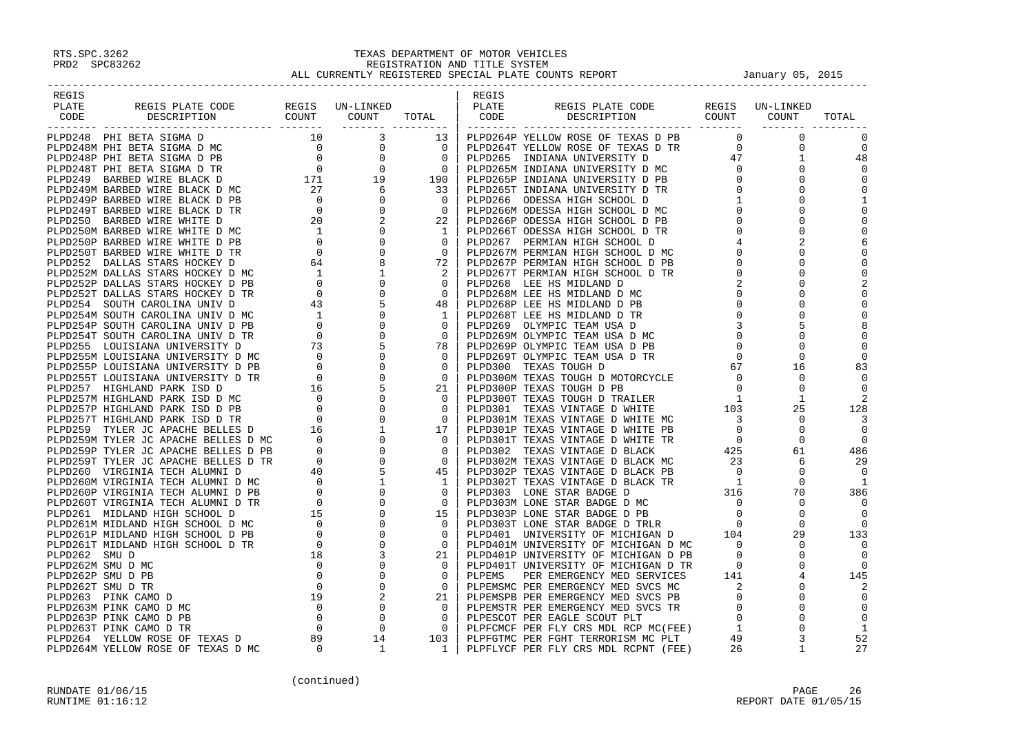RTS.SPC.3262
PRD2 SPC83262

# TEXAS DEPARTMENT OF MOTOR VEHICLES
## REGISTRATION AND TITLE SYSTEM
### ALL CURRENTLY REGISTERED SPECIAL PLATE COUNTS REPORT

January 05, 2015

| REGIS PLATE CODE | REGIS PLATE CODE DESCRIPTION | REGIS COUNT | UN-LINKED COUNT | TOTAL |
|---|---|---|---|---|
| PLPD248 | PHI BETA SIGMA D | 10 | 3 | 13 |
| PLPD248M | PHI BETA SIGMA D MC | 0 | 0 | 0 |
| PLPD248P | PHI BETA SIGMA D PB | 0 | 0 | 0 |
| PLPD248T | PHI BETA SIGMA D TR | 0 | 0 | 0 |
| PLPD249 | BARBED WIRE BLACK D | 171 | 19 | 190 |
| PLPD249M | BARBED WIRE BLACK D MC | 27 | 6 | 33 |
| PLPD249P | BARBED WIRE BLACK D PB | 0 | 0 | 0 |
| PLPD249T | BARBED WIRE BLACK D TR | 0 | 0 | 0 |
| PLPD250 | BARBED WIRE WHITE D | 20 | 2 | 22 |
| PLPD250M | BARBED WIRE WHITE D MC | 1 | 0 | 1 |
| PLPD250P | BARBED WIRE WHITE D PB | 0 | 0 | 0 |
| PLPD250T | BARBED WIRE WHITE D TR | 0 | 0 | 0 |
| PLPD252 | DALLAS STARS HOCKEY D | 64 | 8 | 72 |
| PLPD252M | DALLAS STARS HOCKEY D MC | 1 | 1 | 2 |
| PLPD252P | DALLAS STARS HOCKEY D PB | 0 | 0 | 0 |
| PLPD252T | DALLAS STARS HOCKEY D TR | 0 | 0 | 0 |
| PLPD254 | SOUTH CAROLINA UNIV D | 43 | 5 | 48 |
| PLPD254M | SOUTH CAROLINA UNIV D MC | 1 | 0 | 1 |
| PLPD254P | SOUTH CAROLINA UNIV D PB | 0 | 0 | 0 |
| PLPD254T | SOUTH CAROLINA UNIV D TR | 0 | 0 | 0 |
| PLPD255 | LOUISIANA UNIVERSITY D | 73 | 5 | 78 |
| PLPD255M | LOUISIANA UNIVERSITY D MC | 0 | 0 | 0 |
| PLPD255P | LOUISIANA UNIVERSITY D PB | 0 | 0 | 0 |
| PLPD255T | LOUISIANA UNIVERSITY D TR | 0 | 0 | 0 |
| PLPD257 | HIGHLAND PARK ISD D | 16 | 5 | 21 |
| PLPD257M | HIGHLAND PARK ISD D MC | 0 | 0 | 0 |
| PLPD257P | HIGHLAND PARK ISD D PB | 0 | 0 | 0 |
| PLPD257T | HIGHLAND PARK ISD D TR | 0 | 0 | 0 |
| PLPD259 | TYLER JC APACHE BELLES D | 16 | 1 | 17 |
| PLPD259M | TYLER JC APACHE BELLES D MC | 0 | 0 | 0 |
| PLPD259P | TYLER JC APACHE BELLES D PB | 0 | 0 | 0 |
| PLPD259T | TYLER JC APACHE BELLES D TR | 0 | 0 | 0 |
| PLPD260 | VIRGINIA TECH ALUMNI D | 40 | 5 | 45 |
| PLPD260M | VIRGINIA TECH ALUMNI D MC | 0 | 1 | 1 |
| PLPD260P | VIRGINIA TECH ALUMNI D PB | 0 | 0 | 0 |
| PLPD260T | VIRGINIA TECH ALUMNI D TR | 0 | 0 | 0 |
| PLPD261 | MIDLAND HIGH SCHOOL D | 15 | 0 | 15 |
| PLPD261M | MIDLAND HIGH SCHOOL D MC | 0 | 0 | 0 |
| PLPD261P | MIDLAND HIGH SCHOOL D PB | 0 | 0 | 0 |
| PLPD261T | MIDLAND HIGH SCHOOL D TR | 0 | 0 | 0 |
| PLPD262 | SMU D | 18 | 3 | 21 |
| PLPD262M | SMU D MC | 0 | 0 | 0 |
| PLPD262P | SMU D PB | 0 | 0 | 0 |
| PLPD262T | SMU D TR | 0 | 0 | 0 |
| PLPD263 | PINK CAMO D | 19 | 2 | 21 |
| PLPD263M | PINK CAMO D MC | 0 | 0 | 0 |
| PLPD263P | PINK CAMO D PB | 0 | 0 | 0 |
| PLPD263T | PINK CAMO D TR | 0 | 0 | 0 |
| PLPD264 | YELLOW ROSE OF TEXAS D | 89 | 14 | 103 |
| PLPD264M | YELLOW ROSE OF TEXAS D MC | 0 | 1 | 1 |
| PLPD264P | YELLOW ROSE OF TEXAS D PB | 0 | 0 | 0 |
| PLPD264T | YELLOW ROSE OF TEXAS D TR | 0 | 0 | 0 |
| PLPD265 | INDIANA UNIVERSITY D | 47 | 1 | 48 |
| PLPD265M | INDIANA UNIVERSITY D MC | 0 | 0 | 0 |
| PLPD265P | INDIANA UNIVERSITY D PB | 0 | 0 | 0 |
| PLPD265T | INDIANA UNIVERSITY D TR | 0 | 0 | 0 |
| PLPD266 | ODESSA HIGH SCHOOL D | 1 | 0 | 1 |
| PLPD266M | ODESSA HIGH SCHOOL D MC | 0 | 0 | 0 |
| PLPD266P | ODESSA HIGH SCHOOL D PB | 0 | 0 | 0 |
| PLPD266T | ODESSA HIGH SCHOOL D TR | 0 | 0 | 0 |
| PLPD267 | PERMIAN HIGH SCHOOL D | 4 | 2 | 6 |
| PLPD267M | PERMIAN HIGH SCHOOL D MC | 0 | 0 | 0 |
| PLPD267P | PERMIAN HIGH SCHOOL D PB | 0 | 0 | 0 |
| PLPD267T | PERMIAN HIGH SCHOOL D TR | 0 | 0 | 0 |
| PLPD268 | LEE HS MIDLAND D | 2 | 0 | 2 |
| PLPD268M | LEE HS MIDLAND D MC | 0 | 0 | 0 |
| PLPD268P | LEE HS MIDLAND D PB | 0 | 0 | 0 |
| PLPD268T | LEE HS MIDLAND D TR | 0 | 0 | 0 |
| PLPD269 | OLYMPIC TEAM USA D | 3 | 5 | 8 |
| PLPD269M | OLYMPIC TEAM USA D MC | 0 | 0 | 0 |
| PLPD269P | OLYMPIC TEAM USA D PB | 0 | 0 | 0 |
| PLPD269T | OLYMPIC TEAM USA D TR | 0 | 0 | 0 |
| PLPD300 | TEXAS TOUGH D | 67 | 16 | 83 |
| PLPD300M | TEXAS TOUGH D MOTORCYCLE | 0 | 0 | 0 |
| PLPD300P | TEXAS TOUGH D PB | 0 | 0 | 0 |
| PLPD300T | TEXAS TOUGH D TRAILER | 1 | 1 | 2 |
| PLPD301 | TEXAS VINTAGE D WHITE | 103 | 25 | 128 |
| PLPD301M | TEXAS VINTAGE D WHITE MC | 3 | 0 | 3 |
| PLPD301P | TEXAS VINTAGE D WHITE PB | 0 | 0 | 0 |
| PLPD301T | TEXAS VINTAGE D WHITE TR | 0 | 0 | 0 |
| PLPD302 | TEXAS VINTAGE D BLACK | 425 | 61 | 486 |
| PLPD302M | TEXAS VINTAGE D BLACK MC | 23 | 6 | 29 |
| PLPD302P | TEXAS VINTAGE D BLACK PB | 0 | 0 | 0 |
| PLPD302T | TEXAS VINTAGE D BLACK TR | 1 | 0 | 1 |
| PLPD303 | LONE STAR BADGE D | 316 | 70 | 386 |
| PLPD303M | LONE STAR BADGE D MC | 0 | 0 | 0 |
| PLPD303P | LONE STAR BADGE D PB | 0 | 0 | 0 |
| PLPD303T | LONE STAR BADGE D TRLR | 0 | 0 | 0 |
| PLPD401 | UNIVERSITY OF MICHIGAN D | 104 | 29 | 133 |
| PLPD401M | UNIVERSITY OF MICHIGAN D MC | 0 | 0 | 0 |
| PLPD401P | UNIVERSITY OF MICHIGAN D PB | 0 | 0 | 0 |
| PLPD401T | UNIVERSITY OF MICHIGAN D TR | 0 | 0 | 0 |
| PLPEMS | PER EMERGENCY MED SERVICES | 141 | 4 | 145 |
| PLPEMSMC | PER EMERGENCY MED SVCS MC | 2 | 0 | 2 |
| PLPEMSPB | PER EMERGENCY MED SVCS PB | 0 | 0 | 0 |
| PLPEMSTR | PER EMERGENCY MED SVCS TR | 0 | 0 | 0 |
| PLPESCOT | PER EAGLE SCOUT PLT | 0 | 0 | 0 |
| PLPFCMCF | PER FLY CRS MDL RCP MC(FEE) | 1 | 0 | 1 |
| PLPFGTMC | PER FGHT TERRORISM MC PLT | 49 | 3 | 52 |
| PLPFLYCF | PER FLY CRS MDL RCPNT (FEE) | 26 | 1 | 27 |

(continued)

RUNDATE 01/06/15
RUNTIME 01:16:12

REPORT DATE 01/05/15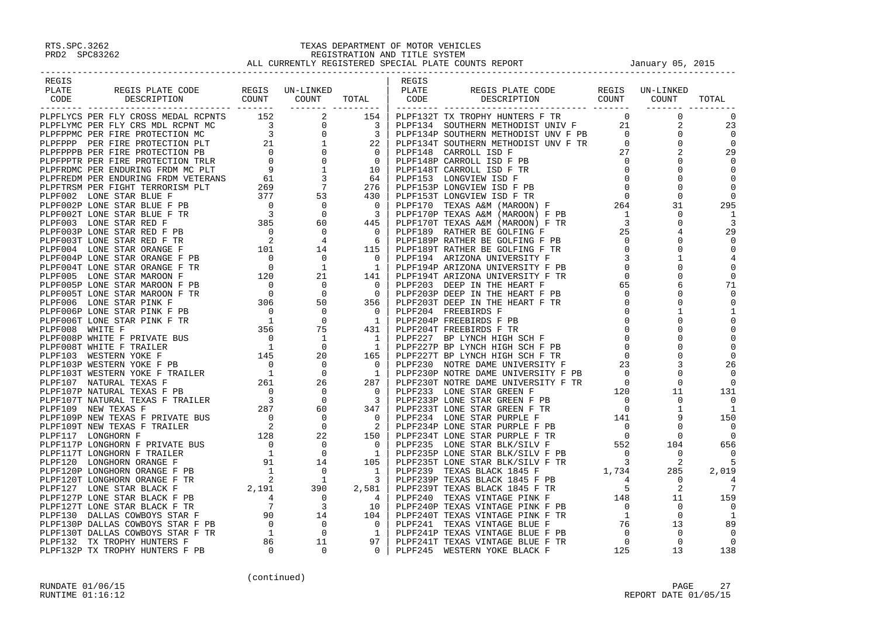RTS.SPC.3262
PRD2 SPC83262

# TEXAS DEPARTMENT OF MOTOR VEHICLES
## REGISTRATION AND TITLE SYSTEM
## ALL CURRENTLY REGISTERED SPECIAL PLATE COUNTS REPORT

January 05, 2015

| REGIS PLATE CODE | REGIS PLATE CODE DESCRIPTION | REGIS COUNT | UN-LINKED COUNT | TOTAL |
|---|---|---|---|---|
| PLPFLYCS | PER FLY CROSS MEDAL RCPNTS | 152 | 2 | 154 |
| PLPFLYMC | PER FLY CRS MDL RCPNT MC | 3 | 0 | 3 |
| PLPFPPMC | PER FIRE PROTECTION MC | 3 | 0 | 3 |
| PLPFPPP | PER FIRE PROTECTION PLT | 21 | 1 | 22 |
| PLPFPPPB | PER FIRE PROTECTION PB | 0 | 0 | 0 |
| PLPFPPTR | PER FIRE PROTECTION TRLR | 0 | 0 | 0 |
| PLPFRDMC | PER ENDURING FRDM MC PLT | 9 | 1 | 10 |
| PLPFREDM | PER ENDURING FRDM VETERANS | 61 | 3 | 64 |
| PLPFTRSM | PER FIGHT TERRORISM PLT | 269 | 7 | 276 |
| PLPF002 | LONE STAR BLUE F | 377 | 53 | 430 |
| PLPF002P | LONE STAR BLUE F PB | 0 | 0 | 0 |
| PLPF002T | LONE STAR BLUE F TR | 3 | 0 | 3 |
| PLPF003 | LONE STAR RED F | 385 | 60 | 445 |
| PLPF003P | LONE STAR RED F PB | 0 | 0 | 0 |
| PLPF003T | LONE STAR RED F TR | 2 | 4 | 6 |
| PLPF004 | LONE STAR ORANGE F | 101 | 14 | 115 |
| PLPF004P | LONE STAR ORANGE F PB | 0 | 0 | 0 |
| PLPF004T | LONE STAR ORANGE F TR | 0 | 1 | 1 |
| PLPF005 | LONE STAR MAROON F | 120 | 21 | 141 |
| PLPF005P | LONE STAR MAROON F PB | 0 | 0 | 0 |
| PLPF005T | LONE STAR MAROON F TR | 0 | 0 | 0 |
| PLPF006 | LONE STAR PINK F | 306 | 50 | 356 |
| PLPF006P | LONE STAR PINK F PB | 0 | 0 | 0 |
| PLPF006T | LONE STAR PINK F TR | 1 | 0 | 1 |
| PLPF008 | WHITE F | 356 | 75 | 431 |
| PLPF008P | WHITE F PRIVATE BUS | 0 | 1 | 1 |
| PLPF008T | WHITE F TRAILER | 1 | 0 | 1 |
| PLPF103 | WESTERN YOKE F | 145 | 20 | 165 |
| PLPF103P | WESTERN YOKE F PB | 0 | 0 | 0 |
| PLPF103T | WESTERN YOKE F TRAILER | 1 | 0 | 1 |
| PLPF107 | NATURAL TEXAS F | 261 | 26 | 287 |
| PLPF107P | NATURAL TEXAS F PB | 0 | 0 | 0 |
| PLPF107T | NATURAL TEXAS F TRAILER | 3 | 0 | 3 |
| PLPF109 | NEW TEXAS F | 287 | 60 | 347 |
| PLPF109P | NEW TEXAS F PRIVATE BUS | 0 | 0 | 0 |
| PLPF109T | NEW TEXAS F TRAILER | 2 | 0 | 2 |
| PLPF117 | LONGHORN F | 128 | 22 | 150 |
| PLPF117P | LONGHORN F PRIVATE BUS | 0 | 0 | 0 |
| PLPF117T | LONGHORN F TRAILER | 1 | 0 | 1 |
| PLPF120 | LONGHORN ORANGE F | 91 | 14 | 105 |
| PLPF120P | LONGHORN ORANGE F PB | 1 | 0 | 1 |
| PLPF120T | LONGHORN ORANGE F TR | 2 | 1 | 3 |
| PLPF127 | LONE STAR BLACK F | 2,191 | 390 | 2,581 |
| PLPF127P | LONE STAR BLACK F PB | 4 | 0 | 4 |
| PLPF127T | LONE STAR BLACK F TR | 7 | 3 | 10 |
| PLPF130 | DALLAS COWBOYS STAR F | 90 | 14 | 104 |
| PLPF130P | DALLAS COWBOYS STAR F PB | 0 | 0 | 0 |
| PLPF130T | DALLAS COWBOYS STAR F TR | 1 | 0 | 1 |
| PLPF132 | TX TROPHY HUNTERS F | 86 | 11 | 97 |
| PLPF132P | TX TROPHY HUNTERS F PB | 0 | 0 | 0 |
| PLPF132T | TX TROPHY HUNTERS F TR | 0 | 0 | 0 |
| PLPF134 | SOUTHERN METHODIST UNIV F | 21 | 2 | 23 |
| PLPF134P | SOUTHERN METHODIST UNV F PB | 0 | 0 | 0 |
| PLPF134T | SOUTHERN METHODIST UNV F TR | 0 | 0 | 0 |
| PLPF148 | CARROLL ISD F | 27 | 2 | 29 |
| PLPF148P | CARROLL ISD F PB | 0 | 0 | 0 |
| PLPF148T | CARROLL ISD F TR | 0 | 0 | 0 |
| PLPF153 | LONGVIEW ISD F | 0 | 0 | 0 |
| PLPF153P | LONGVIEW ISD F PB | 0 | 0 | 0 |
| PLPF153T | LONGVIEW ISD F TR | 0 | 0 | 0 |
| PLPF170 | TEXAS A&M (MAROON) F | 264 | 31 | 295 |
| PLPF170P | TEXAS A&M (MAROON) F PB | 1 | 0 | 1 |
| PLPF170T | TEXAS A&M (MAROON) F TR | 3 | 0 | 3 |
| PLPF189 | RATHER BE GOLFING F | 25 | 4 | 29 |
| PLPF189P | RATHER BE GOLFING F PB | 0 | 0 | 0 |
| PLPF189T | RATHER BE GOLFING F TR | 0 | 0 | 0 |
| PLPF194 | ARIZONA UNIVERSITY F | 3 | 1 | 4 |
| PLPF194P | ARIZONA UNIVERSITY F PB | 0 | 0 | 0 |
| PLPF194T | ARIZONA UNIVERSITY F TR | 0 | 0 | 0 |
| PLPF203 | DEEP IN THE HEART F | 65 | 6 | 71 |
| PLPF203P | DEEP IN THE HEART F PB | 0 | 0 | 0 |
| PLPF203T | DEEP IN THE HEART F TR | 0 | 0 | 0 |
| PLPF204 | FREEBIRDS F | 0 | 1 | 1 |
| PLPF204P | FREEBIRDS F PB | 0 | 0 | 0 |
| PLPF204T | FREEBIRDS F TR | 0 | 0 | 0 |
| PLPF227 | BP LYNCH HIGH SCH F | 0 | 0 | 0 |
| PLPF227P | BP LYNCH HIGH SCH F PB | 0 | 0 | 0 |
| PLPF227T | BP LYNCH HIGH SCH F TR | 0 | 0 | 0 |
| PLPF230 | NOTRE DAME UNIVERSITY F | 23 | 3 | 26 |
| PLPF230P | NOTRE DAME UNIVERSITY F PB | 0 | 0 | 0 |
| PLPF230T | NOTRE DAME UNIVERSITY F TR | 0 | 0 | 0 |
| PLPF233 | LONE STAR GREEN F | 120 | 11 | 131 |
| PLPF233P | LONE STAR GREEN F PB | 0 | 0 | 0 |
| PLPF233T | LONE STAR GREEN F TR | 0 | 1 | 1 |
| PLPF234 | LONE STAR PURPLE F | 141 | 9 | 150 |
| PLPF234P | LONE STAR PURPLE F PB | 0 | 0 | 0 |
| PLPF234T | LONE STAR PURPLE F TR | 0 | 0 | 0 |
| PLPF235 | LONE STAR BLK/SILV F | 552 | 104 | 656 |
| PLPF235P | LONE STAR BLK/SILV F PB | 0 | 0 | 0 |
| PLPF235T | LONE STAR BLK/SILV F TR | 3 | 2 | 5 |
| PLPF239 | TEXAS BLACK 1845 F | 1,734 | 285 | 2,019 |
| PLPF239P | TEXAS BLACK 1845 F PB | 4 | 0 | 4 |
| PLPF239T | TEXAS BLACK 1845 F TR | 5 | 2 | 7 |
| PLPF240 | TEXAS VINTAGE PINK F | 148 | 11 | 159 |
| PLPF240P | TEXAS VINTAGE PINK F PB | 0 | 0 | 0 |
| PLPF240T | TEXAS VINTAGE PINK F TR | 1 | 0 | 1 |
| PLPF241 | TEXAS VINTAGE BLUE F | 76 | 13 | 89 |
| PLPF241P | TEXAS VINTAGE BLUE F PB | 0 | 0 | 0 |
| PLPF241T | TEXAS VINTAGE BLUE F TR | 0 | 0 | 0 |
| PLPF245 | WESTERN YOKE BLACK F | 125 | 13 | 138 |

(continued)

RUNDATE 01/06/15
RUNTIME 01:16:12

REPORT DATE 01/05/15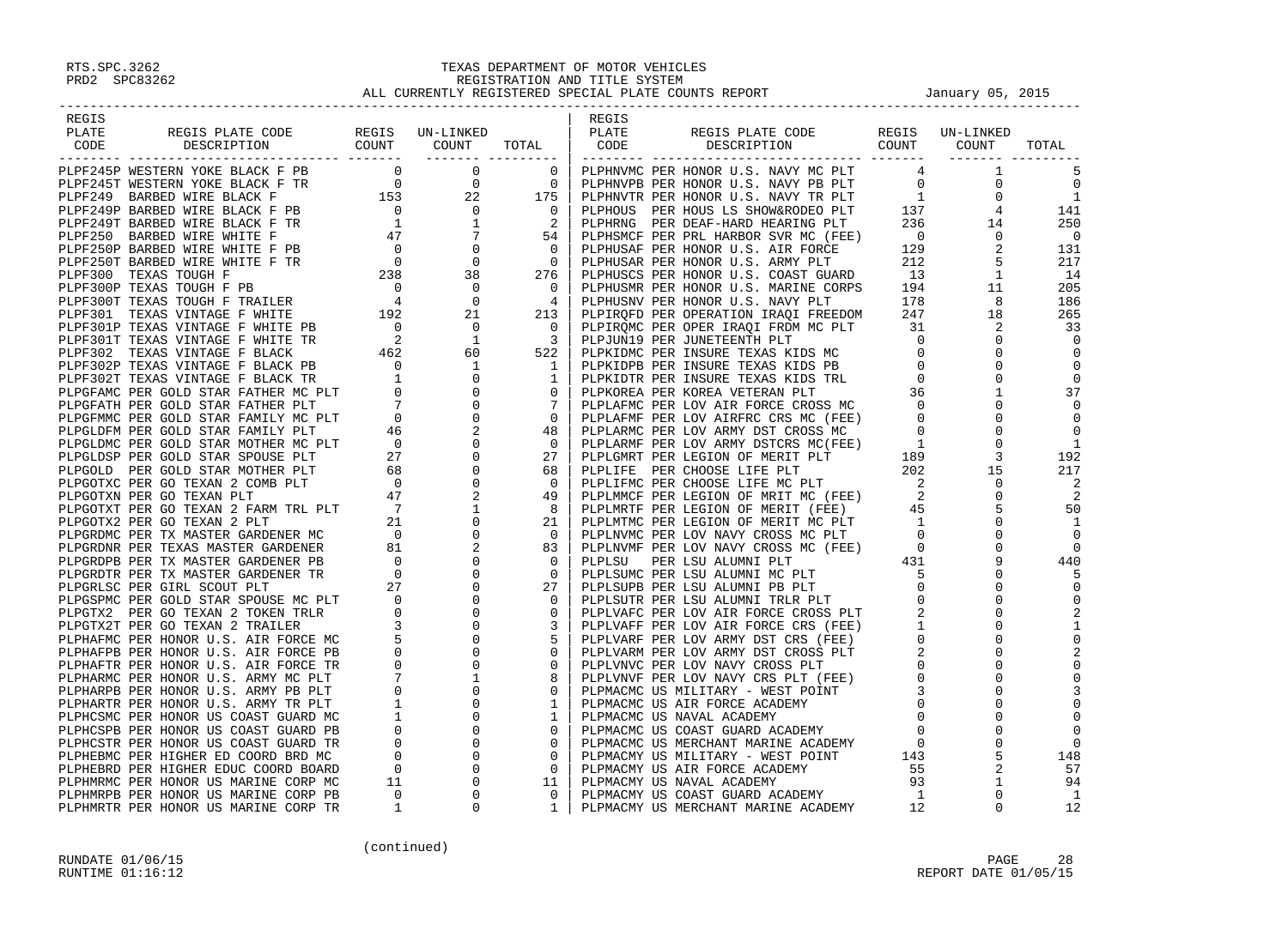RTS.SPC.3262
PRD2 SPC83262

# TEXAS DEPARTMENT OF MOTOR VEHICLES
## REGISTRATION AND TITLE SYSTEM
### ALL CURRENTLY REGISTERED SPECIAL PLATE COUNTS REPORT — January 05, 2015

| REGIS PLATE CODE | REGIS PLATE CODE DESCRIPTION | REGIS COUNT | UN-LINKED COUNT | TOTAL | REGIS PLATE CODE | REGIS PLATE CODE DESCRIPTION | REGIS COUNT | UN-LINKED COUNT | TOTAL |
|---|---|---|---|---|---|---|---|---|---|
| PLPF245P | WESTERN YOKE BLACK F PB | 0 | 0 | 0 | PLPHNVMC | PER HONOR U.S. NAVY MC PLT | 4 | 1 | 5 |
| PLPF245T | WESTERN YOKE BLACK F TR | 0 | 0 | 0 | PLPHNVPB | PER HONOR U.S. NAVY PB PLT | 0 | 0 | 0 |
| PLPF249 | BARBED WIRE BLACK F | 153 | 22 | 175 | PLPHNVTR | PER HONOR U.S. NAVY TR PLT | 1 | 0 | 1 |
| PLPF249P | BARBED WIRE BLACK F PB | 0 | 0 | 0 | PLPHOUS | PER HOUS LS SHOW&RODEO PLT | 137 | 4 | 141 |
| PLPF249T | BARBED WIRE BLACK F TR | 1 | 1 | 2 | PLPHRNG | PER DEAF-HARD HEARING PLT | 236 | 14 | 250 |
| PLPF250 | BARBED WIRE WHITE F | 47 | 7 | 54 | PLPHSMCF | PER PRL HARBOR SVR MC (FEE) | 0 | 0 | 0 |
| PLPF250P | BARBED WIRE WHITE F PB | 0 | 0 | 0 | PLPHUSAF | PER HONOR U.S. AIR FORCE | 129 | 2 | 131 |
| PLPF250T | BARBED WIRE WHITE F TR | 0 | 0 | 0 | PLPHUSAR | PER HONOR U.S. ARMY PLT | 212 | 5 | 217 |
| PLPF300 | TEXAS TOUGH F | 238 | 38 | 276 | PLPHUSCS | PER HONOR U.S. COAST GUARD | 13 | 1 | 14 |
| PLPF300P | TEXAS TOUGH F PB | 0 | 0 | 0 | PLPHUSMR | PER HONOR U.S. MARINE CORPS | 194 | 11 | 205 |
| PLPF300T | TEXAS TOUGH F TRAILER | 4 | 0 | 4 | PLPHUSNV | PER HONOR U.S. NAVY PLT | 178 | 8 | 186 |
| PLPF301 | TEXAS VINTAGE F WHITE | 192 | 21 | 213 | PLPIRQFD | PER OPERATION IRAQI FREEDOM | 247 | 18 | 265 |
| PLPF301P | TEXAS VINTAGE F WHITE PB | 0 | 0 | 0 | PLPIRQMC | PER OPER IRAQI FRDM MC PLT | 31 | 2 | 33 |
| PLPF301T | TEXAS VINTAGE F WHITE TR | 2 | 1 | 3 | PLPJUN19 | PER JUNETEENTH PLT | 0 | 0 | 0 |
| PLPF302 | TEXAS VINTAGE F BLACK | 462 | 60 | 522 | PLPKIDMC | PER INSURE TEXAS KIDS MC | 0 | 0 | 0 |
| PLPF302P | TEXAS VINTAGE F BLACK PB | 0 | 1 | 1 | PLPKIDPB | PER INSURE TEXAS KIDS PB | 0 | 0 | 0 |
| PLPF302T | TEXAS VINTAGE F BLACK TR | 1 | 0 | 1 | PLPKIDTR | PER INSURE TEXAS KIDS TRL | 0 | 0 | 0 |
| PLPGFAMC | PER GOLD STAR FATHER MC PLT | 0 | 0 | 0 | PLPKOREA | PER KOREA VETERAN PLT | 36 | 1 | 37 |
| PLPGFATH | PER GOLD STAR FATHER PLT | 7 | 0 | 7 | PLPLAFMC | PER LOV AIR FORCE CROSS MC | 0 | 0 | 0 |
| PLPGFMMC | PER GOLD STAR FAMILY MC PLT | 0 | 0 | 0 | PLPLAFMF | PER LOV AIRFRC CRS MC (FEE) | 0 | 0 | 0 |
| PLPGLDFM | PER GOLD STAR FAMILY PLT | 46 | 2 | 48 | PLPLARMC | PER LOV ARMY DST CROSS MC | 0 | 0 | 0 |
| PLPGLDMC | PER GOLD STAR MOTHER MC PLT | 0 | 0 | 0 | PLPLARMF | PER LOV ARMY DSTCRS MC(FEE) | 1 | 0 | 1 |
| PLPGLDSP | PER GOLD STAR SPOUSE PLT | 27 | 0 | 27 | PLPLGMRT | PER LEGION OF MERIT PLT | 189 | 3 | 192 |
| PLPGOLD | PER GOLD STAR MOTHER PLT | 68 | 0 | 68 | PLPLIFE | PER CHOOSE LIFE PLT | 202 | 15 | 217 |
| PLPGOTXC | PER GO TEXAN 2 COMB PLT | 0 | 0 | 0 | PLPLIFMC | PER CHOOSE LIFE MC PLT | 2 | 0 | 2 |
| PLPGOTXN | PER GO TEXAN PLT | 47 | 2 | 49 | PLPLMMCF | PER LEGION OF MRIT MC (FEE) | 2 | 0 | 2 |
| PLPGOTXT | PER GO TEXAN 2 FARM TRL PLT | 7 | 1 | 8 | PLPLMRTF | PER LEGION OF MERIT (FEE) | 45 | 5 | 50 |
| PLPGOTX2 | PER GO TEXAN 2 PLT | 21 | 0 | 21 | PLPLMTMC | PER LEGION OF MERIT MC PLT | 1 | 0 | 1 |
| PLPGRDMC | PER TX MASTER GARDENER MC | 0 | 0 | 0 | PLPLNVMC | PER LOV NAVY CROSS MC PLT | 0 | 0 | 0 |
| PLPGRDNR | PER TEXAS MASTER GARDENER | 81 | 2 | 83 | PLPLNVMF | PER LOV NAVY CROSS MC (FEE) | 0 | 0 | 0 |
| PLPGRDPB | PER TX MASTER GARDENER PB | 0 | 0 | 0 | PLPLSU | PER LSU ALUMNI PLT | 431 | 9 | 440 |
| PLPGRDTR | PER TX MASTER GARDENER TR | 0 | 0 | 0 | PLPLSUMC | PER LSU ALUMNI MC PLT | 5 | 0 | 5 |
| PLPGRLSC | PER GIRL SCOUT PLT | 27 | 0 | 27 | PLPLSUPB | PER LSU ALUMNI PB PLT | 0 | 0 | 0 |
| PLPGSPMC | PER GOLD STAR SPOUSE MC PLT | 0 | 0 | 0 | PLPLSUTR | PER LSU ALUMNI TRLR PLT | 0 | 0 | 0 |
| PLPGTX2 | PER GO TEXAN 2 TOKEN TRLR | 0 | 0 | 0 | PLPLVAFC | PER LOV AIR FORCE CROSS PLT | 2 | 0 | 2 |
| PLPGTX2T | PER GO TEXAN 2 TRAILER | 3 | 0 | 3 | PLPLVAFF | PER LOV AIR FORCE CRS (FEE) | 1 | 0 | 1 |
| PLPHAFMC | PER HONOR U.S. AIR FORCE MC | 5 | 0 | 5 | PLPLVARF | PER LOV ARMY DST CRS (FEE) | 0 | 0 | 0 |
| PLPHAFPB | PER HONOR U.S. AIR FORCE PB | 0 | 0 | 0 | PLPLVARM | PER LOV ARMY DST CROSS PLT | 2 | 0 | 2 |
| PLPHAFTR | PER HONOR U.S. AIR FORCE TR | 0 | 0 | 0 | PLPLVNVC | PER LOV NAVY CROSS PLT | 0 | 0 | 0 |
| PLPHARMC | PER HONOR U.S. ARMY MC PLT | 7 | 1 | 8 | PLPLVNVF | PER LOV NAVY CRS PLT (FEE) | 0 | 0 | 0 |
| PLPHARPB | PER HONOR U.S. ARMY PB PLT | 0 | 0 | 0 | PLPMACMC | US MILITARY - WEST POINT | 3 | 0 | 3 |
| PLPHARTR | PER HONOR U.S. ARMY TR PLT | 1 | 0 | 1 | PLPMACMC | US AIR FORCE ACADEMY | 0 | 0 | 0 |
| PLPHCSMC | PER HONOR US COAST GUARD MC | 1 | 0 | 1 | PLPMACMC | US NAVAL ACADEMY | 0 | 0 | 0 |
| PLPHCSPB | PER HONOR US COAST GUARD PB | 0 | 0 | 0 | PLPMACMC | US COAST GUARD ACADEMY | 0 | 0 | 0 |
| PLPHCSTR | PER HONOR US COAST GUARD TR | 0 | 0 | 0 | PLPMACMC | US MERCHANT MARINE ACADEMY | 0 | 0 | 0 |
| PLPHEBMC | PER HIGHER ED COORD BRD MC | 0 | 0 | 0 | PLPMACMY | US MILITARY - WEST POINT | 143 | 5 | 148 |
| PLPHEBRD | PER HIGHER EDUC COORD BOARD | 0 | 0 | 0 | PLPMACMY | US AIR FORCE ACADEMY | 55 | 2 | 57 |
| PLPHMRMC | PER HONOR US MARINE CORP MC | 11 | 0 | 11 | PLPMACMY | US NAVAL ACADEMY | 93 | 1 | 94 |
| PLPHMRPB | PER HONOR US MARINE CORP PB | 0 | 0 | 0 | PLPMACMY | US COAST GUARD ACADEMY | 1 | 0 | 1 |
| PLPHMRTR | PER HONOR US MARINE CORP TR | 1 | 0 | 1 | PLPMACMY | US MERCHANT MARINE ACADEMY | 12 | 0 | 12 |

(continued)

RUNDATE 01/06/15
RUNTIME 01:16:12

REPORT DATE 01/05/15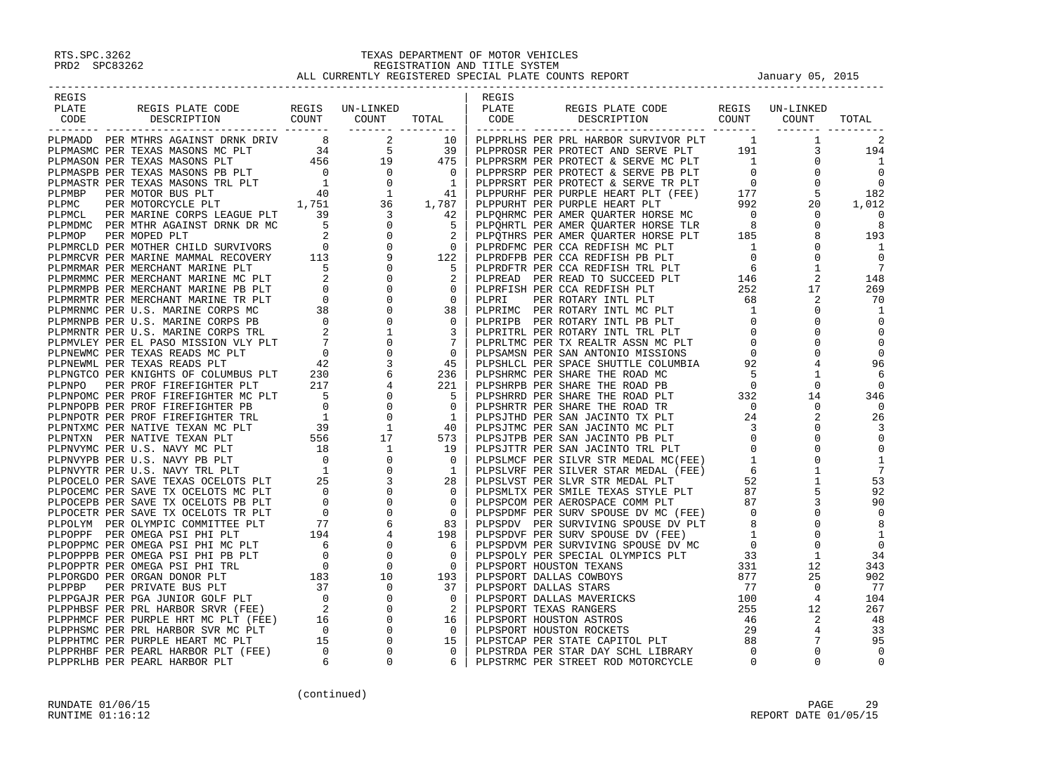RTS.SPC.3262
PRD2 SPC83262

# TEXAS DEPARTMENT OF MOTOR VEHICLES
## REGISTRATION AND TITLE SYSTEM
### ALL CURRENTLY REGISTERED SPECIAL PLATE COUNTS REPORT

January 05, 2015

| REGIS PLATE CODE | REGIS PLATE CODE DESCRIPTION | REGIS COUNT | UN-LINKED COUNT | TOTAL |
|---|---|---|---|---|
| PLPMADD | PER MTHRS AGAINST DRNK DRIV | 8 | 2 | 10 |
| PLPMASMC | PER TEXAS MASONS MC PLT | 34 | 5 | 39 |
| PLPMASON | PER TEXAS MASONS PLT | 456 | 19 | 475 |
| PLPMASPB | PER TEXAS MASONS PB PLT | 0 | 0 | 0 |
| PLPMASTR | PER TEXAS MASONS TRL PLT | 1 | 0 | 1 |
| PLPMBP | PER MOTOR BUS PLT | 40 | 1 | 41 |
| PLPMC | PER MOTORCYCLE PLT | 1,751 | 36 | 1,787 |
| PLPMCL | PER MARINE CORPS LEAGUE PLT | 39 | 3 | 42 |
| PLPMDMC | PER MTHR AGAINST DRNK DR MC | 5 | 0 | 5 |
| PLPMOP | PER MOPED PLT | 2 | 0 | 2 |
| PLPMRCLD | PER MOTHER CHILD SURVIVORS | 0 | 0 | 0 |
| PLPMRCVR | PER MARINE MAMMAL RECOVERY | 113 | 9 | 122 |
| PLPMRMAR | PER MERCHANT MARINE PLT | 5 | 0 | 5 |
| PLPMRMMC | PER MERCHANT MARINE MC PLT | 2 | 0 | 2 |
| PLPMRMPB | PER MERCHANT MARINE PB PLT | 0 | 0 | 0 |
| PLPMRMTR | PER MERCHANT MARINE TR PLT | 0 | 0 | 0 |
| PLPMRNMC | PER U.S. MARINE CORPS MC | 38 | 0 | 38 |
| PLPMRNPB | PER U.S. MARINE CORPS PB | 0 | 0 | 0 |
| PLPMRNTR | PER U.S. MARINE CORPS TRL | 2 | 1 | 3 |
| PLPMVLEY | PER EL PASO MISSION VLY PLT | 7 | 0 | 7 |
| PLPNEWMC | PER TEXAS READS MC PLT | 0 | 0 | 0 |
| PLPNEWML | PER TEXAS READS PLT | 42 | 3 | 45 |
| PLPNGTCO | PER KNIGHTS OF COLUMBUS PLT | 230 | 6 | 236 |
| PLPNPO | PER PROF FIREFIGHTER PLT | 217 | 4 | 221 |
| PLPNPOMC | PER PROF FIREFIGHTER MC PLT | 5 | 0 | 5 |
| PLPNPOPB | PER PROF FIREFIGHTER PB | 0 | 0 | 0 |
| PLPNPOTR | PER PROF FIREFIGHTER TRL | 1 | 0 | 1 |
| PLPNTXMC | PER NATIVE TEXAN MC PLT | 39 | 1 | 40 |
| PLPNTXN | PER NATIVE TEXAN PLT | 556 | 17 | 573 |
| PLPNVYMC | PER U.S. NAVY MC PLT | 18 | 1 | 19 |
| PLPNVYPB | PER U.S. NAVY PB PLT | 0 | 0 | 0 |
| PLPNVYTR | PER U.S. NAVY TRL PLT | 1 | 0 | 1 |
| PLPOCELO | PER SAVE TEXAS OCELOTS PLT | 25 | 3 | 28 |
| PLPOCEMC | PER SAVE TX OCELOTS MC PLT | 0 | 0 | 0 |
| PLPOCEPB | PER SAVE TX OCELOTS PB PLT | 0 | 0 | 0 |
| PLPOCETR | PER SAVE TX OCELOTS TR PLT | 0 | 0 | 0 |
| PLPOLYM | PER OLYMPIC COMMITTEE PLT | 77 | 6 | 83 |
| PLPOPPF | PER OMEGA PSI PHI PLT | 194 | 4 | 198 |
| PLPOPPMC | PER OMEGA PSI PHI MC PLT | 6 | 0 | 6 |
| PLPOPPPB | PER OMEGA PSI PHI PB PLT | 0 | 0 | 0 |
| PLPOPPTR | PER OMEGA PSI PHI TRL | 0 | 0 | 0 |
| PLPORGDO | PER ORGAN DONOR PLT | 183 | 10 | 193 |
| PLPPBP | PER PRIVATE BUS PLT | 37 | 0 | 37 |
| PLPPGAJR | PER PGA JUNIOR GOLF PLT | 0 | 0 | 0 |
| PLPPHBSF | PER PRL HARBOR SRVR (FEE) | 2 | 0 | 2 |
| PLPPHMCF | PER PURPLE HRT MC PLT (FEE) | 16 | 0 | 16 |
| PLPPHSMC | PER PRL HARBOR SVR MC PLT | 0 | 0 | 0 |
| PLPPHTMC | PER PURPLE HEART MC PLT | 15 | 0 | 15 |
| PLPPRHBF | PER PEARL HARBOR PLT (FEE) | 0 | 0 | 0 |
| PLPPRLHB | PER PEARL HARBOR PLT | 6 | 0 | 6 |
| PLPPRLHS | PER PRL HARBOR SURVIVOR PLT | 1 | 1 | 2 |
| PLPPROSR | PER PROTECT AND SERVE PLT | 191 | 3 | 194 |
| PLPPRSRM | PER PROTECT & SERVE MC PLT | 1 | 0 | 1 |
| PLPPRSRP | PER PROTECT & SERVE PB PLT | 0 | 0 | 0 |
| PLPPRSRT | PER PROTECT & SERVE TR PLT | 0 | 0 | 0 |
| PLPPURHF | PER PURPLE HEART PLT (FEE) | 177 | 5 | 182 |
| PLPPURHT | PER PURPLE HEART PLT | 992 | 20 | 1,012 |
| PLPQHRMC | PER AMER QUARTER HORSE MC | 0 | 0 | 0 |
| PLPQHRTL | PER AMER QUARTER HORSE TLR | 8 | 0 | 8 |
| PLPQTHRS | PER AMER QUARTER HORSE PLT | 185 | 8 | 193 |
| PLPRDFMC | PER CCA REDFISH MC PLT | 1 | 0 | 1 |
| PLPRDFPB | PER CCA REDFISH PB PLT | 0 | 0 | 0 |
| PLPRDFTR | PER CCA REDFISH TRL PLT | 6 | 1 | 7 |
| PLPREAD | PER READ TO SUCCEED PLT | 146 | 2 | 148 |
| PLPRFISH | PER CCA REDFISH PLT | 252 | 17 | 269 |
| PLPRI | PER ROTARY INTL PLT | 68 | 2 | 70 |
| PLPRIMC | PER ROTARY INTL MC PLT | 1 | 0 | 1 |
| PLPRIPB | PER ROTARY INTL PB PLT | 0 | 0 | 0 |
| PLPRITRL | PER ROTARY INTL TRL PLT | 0 | 0 | 0 |
| PLPRLTMC | PER TX REALTR ASSN MC PLT | 0 | 0 | 0 |
| PLPSAMSN | PER SAN ANTONIO MISSIONS | 0 | 0 | 0 |
| PLPSHLCL | PER SPACE SHUTTLE COLUMBIA | 92 | 4 | 96 |
| PLPSHRMC | PER SHARE THE ROAD MC | 5 | 1 | 6 |
| PLPSHRPB | PER SHARE THE ROAD PB | 0 | 0 | 0 |
| PLPSHRRD | PER SHARE THE ROAD PLT | 332 | 14 | 346 |
| PLPSHRTR | PER SHARE THE ROAD TR | 0 | 0 | 0 |
| PLPSJTHD | PER SAN JACINTO TX PLT | 24 | 2 | 26 |
| PLPSJTMC | PER SAN JACINTO MC PLT | 3 | 0 | 3 |
| PLPSJTPB | PER SAN JACINTO PB PLT | 0 | 0 | 0 |
| PLPSJTTR | PER SAN JACINTO TRL PLT | 0 | 0 | 0 |
| PLPSLMCF | PER SILVR STR MEDAL MC(FEE) | 1 | 0 | 1 |
| PLPSLVRF | PER SILVER STAR MEDAL (FEE) | 6 | 1 | 7 |
| PLPSLVST | PER SLVR STR MEDAL PLT | 52 | 1 | 53 |
| PLPSMLTX | PER SMILE TEXAS STYLE PLT | 87 | 5 | 92 |
| PLPSPCOM | PER AEROSPACE COMM PLT | 87 | 3 | 90 |
| PLPSPDMF | PER SURV SPOUSE DV MC (FEE) | 0 | 0 | 0 |
| PLPSPDV | PER SURVIVING SPOUSE DV PLT | 8 | 0 | 8 |
| PLPSPDVF | PER SURV SPOUSE DV (FEE) | 1 | 0 | 1 |
| PLPSPDVM | PER SURVIVING SPOUSE DV MC | 0 | 0 | 0 |
| PLPSPOLY | PER SPECIAL OLYMPICS PLT | 33 | 1 | 34 |
| PLPSPORT | HOUSTON TEXANS | 331 | 12 | 343 |
| PLPSPORT | DALLAS COWBOYS | 877 | 25 | 902 |
| PLPSPORT | DALLAS STARS | 77 | 0 | 77 |
| PLPSPORT | DALLAS MAVERICKS | 100 | 4 | 104 |
| PLPSPORT | TEXAS RANGERS | 255 | 12 | 267 |
| PLPSPORT | HOUSTON ASTROS | 46 | 2 | 48 |
| PLPSPORT | HOUSTON ROCKETS | 29 | 4 | 33 |
| PLPSTCAP | PER STATE CAPITOL PLT | 88 | 7 | 95 |
| PLPSTRDA | PER STAR DAY SCHL LIBRARY | 0 | 0 | 0 |
| PLPSTRMC | PER STREET ROD MOTORCYCLE | 0 | 0 | 0 |

(continued)

RUNDATE 01/06/15
RUNTIME 01:16:12

REPORT DATE 01/05/15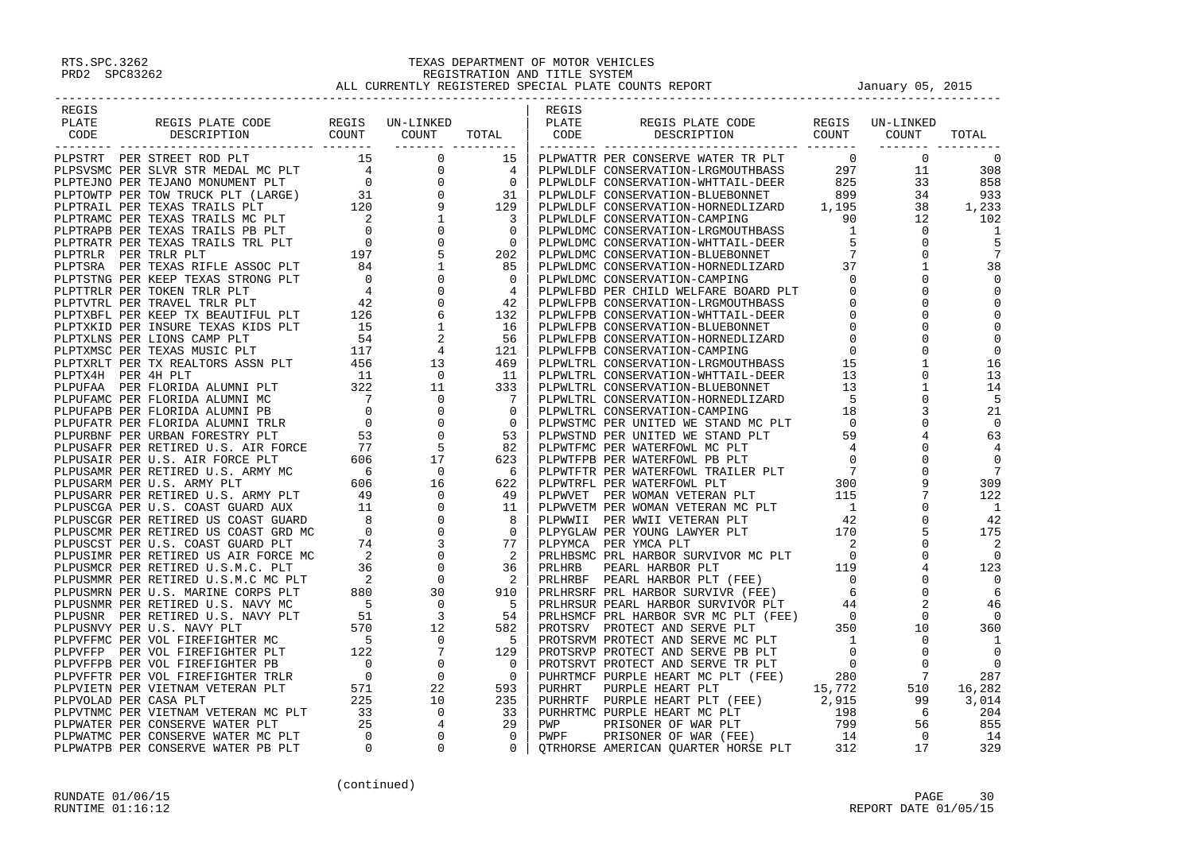RTS.SPC.3262
PRD2 SPC83262

# TEXAS DEPARTMENT OF MOTOR VEHICLES
## REGISTRATION AND TITLE SYSTEM
## ALL CURRENTLY REGISTERED SPECIAL PLATE COUNTS REPORT — January 05, 2015

| REGIS PLATE CODE | REGIS PLATE CODE DESCRIPTION | REGIS COUNT | UN-LINKED COUNT | TOTAL |
|---|---|---|---|---|
| PLPSTRT | PER STREET ROD PLT | 15 | 0 | 15 |
| PLPSVSMC | PER SLVR STR MEDAL MC PLT | 4 | 0 | 4 |
| PLPTEJNO | PER TEJANO MONUMENT PLT | 0 | 0 | 0 |
| PLPTOWTP | PER TOW TRUCK PLT (LARGE) | 31 | 0 | 31 |
| PLPTRAIL | PER TEXAS TRAILS PLT | 120 | 9 | 129 |
| PLPTRAMC | PER TEXAS TRAILS MC PLT | 2 | 1 | 3 |
| PLPTRAPB | PER TEXAS TRAILS PB PLT | 0 | 0 | 0 |
| PLPTRATR | PER TEXAS TRAILS TRL PLT | 0 | 0 | 0 |
| PLPTRLR | PER TRLR PLT | 197 | 5 | 202 |
| PLPTSRA | PER TEXAS RIFLE ASSOC PLT | 84 | 1 | 85 |
| PLPTSTNG | PER KEEP TEXAS STRONG PLT | 0 | 0 | 0 |
| PLPTTRLR | PER TOKEN TRLR PLT | 4 | 0 | 4 |
| PLPTVTRL | PER TRAVEL TRLR PLT | 42 | 0 | 42 |
| PLPTXBFL | PER KEEP TX BEAUTIFUL PLT | 126 | 6 | 132 |
| PLPTXKID | PER INSURE TEXAS KIDS PLT | 15 | 1 | 16 |
| PLPTXLNS | PER LIONS CAMP PLT | 54 | 2 | 56 |
| PLPTXMSC | PER TEXAS MUSIC PLT | 117 | 4 | 121 |
| PLPTXRLT | PER TX REALTORS ASSN PLT | 456 | 13 | 469 |
| PLPTX4H | PER 4H PLT | 11 | 0 | 11 |
| PLPUFAA | PER FLORIDA ALUMNI PLT | 322 | 11 | 333 |
| PLPUFAMC | PER FLORIDA ALUMNI MC | 7 | 0 | 7 |
| PLPUFAPB | PER FLORIDA ALUMNI PB | 0 | 0 | 0 |
| PLPUFATR | PER FLORIDA ALUMNI TRLR | 0 | 0 | 0 |
| PLPURBNF | PER URBAN FORESTRY PLT | 53 | 0 | 53 |
| PLPUSAFR | PER RETIRED U.S. AIR FORCE | 77 | 5 | 82 |
| PLPUSAIR | PER U.S. AIR FORCE PLT | 606 | 17 | 623 |
| PLPUSAMR | PER RETIRED U.S. ARMY MC | 6 | 0 | 6 |
| PLPUSARM | PER U.S. ARMY PLT | 606 | 16 | 622 |
| PLPUSARR | PER RETIRED U.S. ARMY PLT | 49 | 0 | 49 |
| PLPUSCGA | PER U.S. COAST GUARD AUX | 11 | 0 | 11 |
| PLPUSCGR | PER RETIRED US COAST GUARD | 8 | 0 | 8 |
| PLPUSCMR | PER RETIRED US COAST GRD MC | 0 | 0 | 0 |
| PLPUSCST | PER U.S. COAST GUARD PLT | 74 | 3 | 77 |
| PLPUSIMR | PER RETIRED US AIR FORCE MC | 2 | 0 | 2 |
| PLPUSMCR | PER RETIRED U.S.M.C. PLT | 36 | 0 | 36 |
| PLPUSMMR | PER RETIRED U.S.M.C MC PLT | 2 | 0 | 2 |
| PLPUSMRN | PER U.S. MARINE CORPS PLT | 880 | 30 | 910 |
| PLPUSNMR | PER RETIRED U.S. NAVY MC | 5 | 0 | 5 |
| PLPUSNR | PER RETIRED U.S. NAVY PLT | 51 | 3 | 54 |
| PLPUSNVY | PER U.S. NAVY PLT | 570 | 12 | 582 |
| PLPVFFMC | PER VOL FIREFIGHTER MC | 5 | 0 | 5 |
| PLPVFFP | PER VOL FIREFIGHTER PLT | 122 | 7 | 129 |
| PLPVFFPB | PER VOL FIREFIGHTER PB | 0 | 0 | 0 |
| PLPVFFTR | PER VOL FIREFIGHTER TRLR | 0 | 0 | 0 |
| PLPVIETN | PER VIETNAM VETERAN PLT | 571 | 22 | 593 |
| PLPVOLAD | PER CASA PLT | 225 | 10 | 235 |
| PLPVTNMC | PER VIETNAM VETERAN MC PLT | 33 | 0 | 33 |
| PLPWATER | PER CONSERVE WATER PLT | 25 | 4 | 29 |
| PLPWATMC | PER CONSERVE WATER MC PLT | 0 | 0 | 0 |
| PLPWATPB | PER CONSERVE WATER PB PLT | 0 | 0 | 0 |
| PLPWATTR | PER CONSERVE WATER TR PLT | 0 | 0 | 0 |
| PLPWLDLF | CONSERVATION-LRGMOUTHBASS | 297 | 11 | 308 |
| PLPWLDLF | CONSERVATION-WHTTAIL-DEER | 825 | 33 | 858 |
| PLPWLDLF | CONSERVATION-BLUEBONNET | 899 | 34 | 933 |
| PLPWLDLF | CONSERVATION-HORNEDLIZARD | 1,195 | 38 | 1,233 |
| PLPWLDLF | CONSERVATION-CAMPING | 90 | 12 | 102 |
| PLPWLDMC | CONSERVATION-LRGMOUTHBASS | 1 | 0 | 1 |
| PLPWLDMC | CONSERVATION-WHTTAIL-DEER | 5 | 0 | 5 |
| PLPWLDMC | CONSERVATION-BLUEBONNET | 7 | 0 | 7 |
| PLPWLDMC | CONSERVATION-HORNEDLIZARD | 37 | 1 | 38 |
| PLPWLDMC | CONSERVATION-CAMPING | 0 | 0 | 0 |
| PLPWLFBD | PER CHILD WELFARE BOARD PLT | 0 | 0 | 0 |
| PLPWLFPB | CONSERVATION-LRGMOUTHBASS | 0 | 0 | 0 |
| PLPWLFPB | CONSERVATION-WHTTAIL-DEER | 0 | 0 | 0 |
| PLPWLFPB | CONSERVATION-BLUEBONNET | 0 | 0 | 0 |
| PLPWLFPB | CONSERVATION-HORNEDLIZARD | 0 | 0 | 0 |
| PLPWLFPB | CONSERVATION-CAMPING | 0 | 0 | 0 |
| PLPWLTRL | CONSERVATION-LRGMOUTHBASS | 15 | 1 | 16 |
| PLPWLTRL | CONSERVATION-WHTTAIL-DEER | 13 | 0 | 13 |
| PLPWLTRL | CONSERVATION-BLUEBONNET | 13 | 1 | 14 |
| PLPWLTRL | CONSERVATION-HORNEDLIZARD | 5 | 0 | 5 |
| PLPWLTRL | CONSERVATION-CAMPING | 18 | 3 | 21 |
| PLPWSTMC | PER UNITED WE STAND MC PLT | 0 | 0 | 0 |
| PLPWSTND | PER UNITED WE STAND PLT | 59 | 4 | 63 |
| PLPWTFMC | PER WATERFOWL MC PLT | 4 | 0 | 4 |
| PLPWTFPB | PER WATERFOWL PB PLT | 0 | 0 | 0 |
| PLPWTFTR | PER WATERFOWL TRAILER PLT | 7 | 0 | 7 |
| PLPWTRFL | PER WATERFOWL PLT | 300 | 9 | 309 |
| PLPWVET | PER WOMAN VETERAN PLT | 115 | 7 | 122 |
| PLPWVETM | PER WOMAN VETERAN MC PLT | 1 | 0 | 1 |
| PLPWWII | PER WWII VETERAN PLT | 42 | 0 | 42 |
| PLPYGLAW | PER YOUNG LAWYER PLT | 170 | 5 | 175 |
| PLPYMCA | PER YMCA PLT | 2 | 0 | 2 |
| PRLHBSMC | PRL HARBOR SURVIVOR MC PLT | 0 | 0 | 0 |
| PRLHRB | PEARL HARBOR PLT | 119 | 4 | 123 |
| PRLHRBF | PEARL HARBOR PLT (FEE) | 0 | 0 | 0 |
| PRLHRSRF | PRL HARBOR SURVIVR (FEE) | 6 | 0 | 6 |
| PRLHRSUR | PEARL HARBOR SURVIVOR PLT | 44 | 2 | 46 |
| PRLHSMCF | PRL HARBOR SVR MC PLT (FEE) | 0 | 0 | 0 |
| PROTSRV | PROTECT AND SERVE PLT | 350 | 10 | 360 |
| PROTSRVM | PROTECT AND SERVE MC PLT | 1 | 0 | 1 |
| PROTSRVP | PROTECT AND SERVE PB PLT | 0 | 0 | 0 |
| PROTSRVT | PROTECT AND SERVE TR PLT | 0 | 0 | 0 |
| PUHRTMCF | PURPLE HEART MC PLT (FEE) | 280 | 7 | 287 |
| PURHRT | PURPLE HEART PLT | 15,772 | 510 | 16,282 |
| PURHRTF | PURPLE HEART PLT (FEE) | 2,915 | 99 | 3,014 |
| PURHRTMC | PURPLE HEART MC PLT | 198 | 6 | 204 |
| PWP | PRISONER OF WAR PLT | 799 | 56 | 855 |
| PWPF | PRISONER OF WAR (FEE) | 14 | 0 | 14 |
| QTRHORSE | AMERICAN QUARTER HORSE PLT | 312 | 17 | 329 |

(continued)

RUNDATE 01/06/15
RUNTIME 01:16:12
REPORT DATE 01/05/15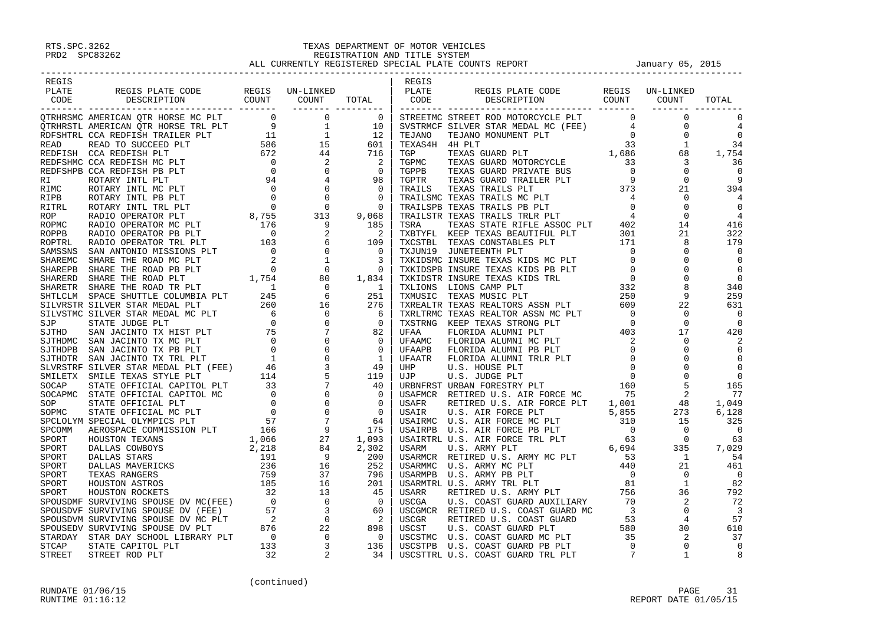RTS.SPC.3262
PRD2 SPC83262

TEXAS DEPARTMENT OF MOTOR VEHICLES
REGISTRATION AND TITLE SYSTEM
ALL CURRENTLY REGISTERED SPECIAL PLATE COUNTS REPORT — January 05, 2015

| REGIS PLATE CODE | REGIS PLATE CODE DESCRIPTION | REGIS COUNT | UN-LINKED COUNT | TOTAL |
|---|---|---|---|---|
| QTRHRSMC | AMERICAN QTR HORSE MC PLT | 0 | 0 | 0 |
| QTRHRSTL | AMERICAN QTR HORSE TRL PLT | 9 | 1 | 10 |
| RDFSHTRL | CCA REDFISH TRAILER PLT | 11 | 1 | 12 |
| READ | READ TO SUCCEED PLT | 586 | 15 | 601 |
| REDFISH | CCA REDFISH PLT | 672 | 44 | 716 |
| REDFSHMC | CCA REDFISH MC PLT | 0 | 2 | 2 |
| REDFSHPB | CCA REDFISH PB PLT | 0 | 0 | 0 |
| RI | ROTARY INTL PLT | 94 | 4 | 98 |
| RIMC | ROTARY INTL MC PLT | 0 | 0 | 0 |
| RIPB | ROTARY INTL PB PLT | 0 | 0 | 0 |
| RITRL | ROTARY INTL TRL PLT | 0 | 0 | 0 |
| ROP | RADIO OPERATOR PLT | 8,755 | 313 | 9,068 |
| ROPMC | RADIO OPERATOR MC PLT | 176 | 9 | 185 |
| ROPPB | RADIO OPERATOR PB PLT | 0 | 2 | 2 |
| ROPTRL | RADIO OPERATOR TRL PLT | 103 | 6 | 109 |
| SAMSSNS | SAN ANTONIO MISSIONS PLT | 0 | 0 | 0 |
| SHAREMC | SHARE THE ROAD MC PLT | 2 | 1 | 3 |
| SHAREPB | SHARE THE ROAD PB PLT | 0 | 0 | 0 |
| SHARERD | SHARE THE ROAD PLT | 1,754 | 80 | 1,834 |
| SHARETR | SHARE THE ROAD TR PLT | 1 | 0 | 1 |
| SHTLCLM | SPACE SHUTTLE COLUMBIA PLT | 245 | 6 | 251 |
| SILVRSTR | SILVER STAR MEDAL PLT | 260 | 16 | 276 |
| SILVSTMC | SILVER STAR MEDAL MC PLT | 6 | 0 | 6 |
| SJP | STATE JUDGE PLT | 0 | 0 | 0 |
| SJTHD | SAN JACINTO TX HIST PLT | 75 | 7 | 82 |
| SJTHDMC | SAN JACINTO TX MC PLT | 0 | 0 | 0 |
| SJTHDPB | SAN JACINTO TX PB PLT | 0 | 0 | 0 |
| SJTHDTR | SAN JACINTO TX TRL PLT | 1 | 0 | 1 |
| SLVRSTRF | SILVER STAR MEDAL PLT (FEE) | 46 | 3 | 49 |
| SMILETX | SMILE TEXAS STYLE PLT | 114 | 5 | 119 |
| SOCAP | STATE OFFICIAL CAPITOL PLT | 33 | 7 | 40 |
| SOCAPMC | STATE OFFICIAL CAPITOL MC | 0 | 0 | 0 |
| SOP | STATE OFFICIAL PLT | 0 | 0 | 0 |
| SOPMC | STATE OFFICIAL MC PLT | 0 | 0 | 0 |
| SPCLOLYM | SPECIAL OLYMPICS PLT | 57 | 7 | 64 |
| SPCOMM | AEROSPACE COMMISSION PLT | 166 | 9 | 175 |
| SPORT | HOUSTON TEXANS | 1,066 | 27 | 1,093 |
| SPORT | DALLAS COWBOYS | 2,218 | 84 | 2,302 |
| SPORT | DALLAS STARS | 191 | 9 | 200 |
| SPORT | DALLAS MAVERICKS | 236 | 16 | 252 |
| SPORT | TEXAS RANGERS | 759 | 37 | 796 |
| SPORT | HOUSTON ASTROS | 185 | 16 | 201 |
| SPORT | HOUSTON ROCKETS | 32 | 13 | 45 |
| SPOUSDMF | SURVIVING SPOUSE DV MC(FEE) | 0 | 0 | 0 |
| SPOUSDVF | SURVIVING SPOUSE DV (FEE) | 57 | 3 | 60 |
| SPOUSDVM | SURVIVING SPOUSE DV MC PLT | 2 | 0 | 2 |
| SPOUSEDV | SURVIVING SPOUSE DV PLT | 876 | 22 | 898 |
| STARDAY | STAR DAY SCHOOL LIBRARY PLT | 0 | 0 | 0 |
| STCAP | STATE CAPITOL PLT | 133 | 3 | 136 |
| STREET | STREET ROD PLT | 32 | 2 | 34 |
| STREETMC | STREET ROD MOTORCYCLE PLT | 0 | 0 | 0 |
| SVSTRMCF | SILVER STAR MEDAL MC (FEE) | 4 | 0 | 4 |
| TEJANO | TEJANO MONUMENT PLT | 0 | 0 | 0 |
| TEXAS4H | 4H PLT | 33 | 1 | 34 |
| TGP | TEXAS GUARD PLT | 1,686 | 68 | 1,754 |
| TGPMC | TEXAS GUARD MOTORCYCLE | 33 | 3 | 36 |
| TGPPB | TEXAS GUARD PRIVATE BUS | 0 | 0 | 0 |
| TGPTR | TEXAS GUARD TRAILER PLT | 9 | 0 | 9 |
| TRAILS | TEXAS TRAILS PLT | 373 | 21 | 394 |
| TRAILSMC | TEXAS TRAILS MC PLT | 4 | 0 | 4 |
| TRAILSPB | TEXAS TRAILS PB PLT | 0 | 0 | 0 |
| TRAILSTR | TEXAS TRAILS TRLR PLT | 4 | 0 | 4 |
| TSRA | TEXAS STATE RIFLE ASSOC PLT | 402 | 14 | 416 |
| TXBTYFL | KEEP TEXAS BEAUTIFUL PLT | 301 | 21 | 322 |
| TXCSTBL | TEXAS CONSTABLES PLT | 171 | 8 | 179 |
| TXJUN19 | JUNETEENTH PLT | 0 | 0 | 0 |
| TXKIDSMC | INSURE TEXAS KIDS MC PLT | 0 | 0 | 0 |
| TXKIDSPB | INSURE TEXAS KIDS PB PLT | 0 | 0 | 0 |
| TXKIDSTR | INSURE TEXAS KIDS TRL | 0 | 0 | 0 |
| TXLIONS | LIONS CAMP PLT | 332 | 8 | 340 |
| TXMUSIC | TEXAS MUSIC PLT | 250 | 9 | 259 |
| TXREALTR | TEXAS REALTORS ASSN PLT | 609 | 22 | 631 |
| TXRLTRMC | TEXAS REALTOR ASSN MC PLT | 0 | 0 | 0 |
| TXSTRNG | KEEP TEXAS STRONG PLT | 0 | 0 | 0 |
| UFAA | FLORIDA ALUMNI PLT | 403 | 17 | 420 |
| UFAAMC | FLORIDA ALUMNI MC PLT | 2 | 0 | 2 |
| UFAAPB | FLORIDA ALUMNI PB PLT | 0 | 0 | 0 |
| UFAATR | FLORIDA ALUMNI TRLR PLT | 0 | 0 | 0 |
| UHP | U.S. HOUSE PLT | 0 | 0 | 0 |
| UJP | U.S. JUDGE PLT | 0 | 0 | 0 |
| URBNFRST | URBAN FORESTRY PLT | 160 | 5 | 165 |
| USAFMCR | RETIRED U.S. AIR FORCE MC | 75 | 2 | 77 |
| USAFR | RETIRED U.S. AIR FORCE PLT | 1,001 | 48 | 1,049 |
| USAIR | U.S. AIR FORCE PLT | 5,855 | 273 | 6,128 |
| USAIRMC | U.S. AIR FORCE MC PLT | 310 | 15 | 325 |
| USAIRPB | U.S. AIR FORCE PB PLT | 0 | 0 | 0 |
| USAIRTRL | U.S. AIR FORCE TRL PLT | 63 | 0 | 63 |
| USARM | U.S. ARMY PLT | 6,694 | 335 | 7,029 |
| USARMCR | RETIRED U.S. ARMY MC PLT | 53 | 1 | 54 |
| USARMMC | U.S. ARMY MC PLT | 440 | 21 | 461 |
| USARMPB | U.S. ARMY PB PLT | 0 | 0 | 0 |
| USARMTRL | U.S. ARMY TRL PLT | 81 | 1 | 82 |
| USARR | RETIRED U.S. ARMY PLT | 756 | 36 | 792 |
| USCGA | U.S. COAST GUARD AUXILIARY | 70 | 2 | 72 |
| USCGMCR | RETIRED U.S. COAST GUARD MC | 3 | 0 | 3 |
| USCGR | RETIRED U.S. COAST GUARD | 53 | 4 | 57 |
| USCST | U.S. COAST GUARD PLT | 580 | 30 | 610 |
| USCSTMC | U.S. COAST GUARD MC PLT | 35 | 2 | 37 |
| USCSTPB | U.S. COAST GUARD PB PLT | 0 | 0 | 0 |
| USCSTTRL | U.S. COAST GUARD TRL PLT | 7 | 1 | 8 |

(continued)

RUNDATE 01/06/15
RUNTIME 01:16:12
REPORT DATE 01/05/15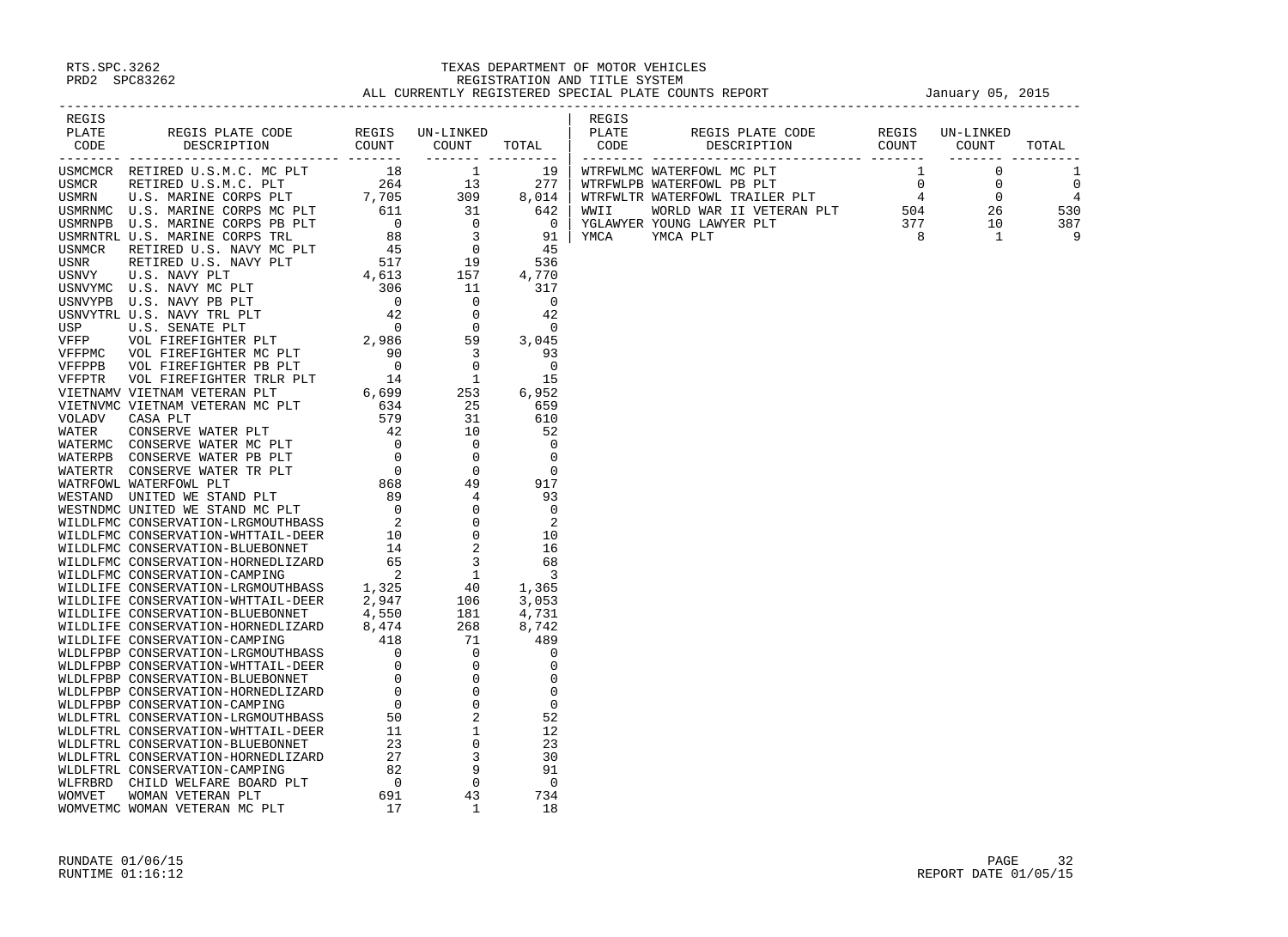RTS.SPC.3262
PRD2 SPC83262

TEXAS DEPARTMENT OF MOTOR VEHICLES
REGISTRATION AND TITLE SYSTEM
ALL CURRENTLY REGISTERED SPECIAL PLATE COUNTS REPORT — January 05, 2015

| REGIS PLATE CODE | REGIS PLATE CODE DESCRIPTION | REGIS COUNT | UN-LINKED COUNT | TOTAL |
|---|---|---|---|---|
| USMCMCR | RETIRED U.S.M.C. MC PLT | 18 | 1 | 19 |
| USMCR | RETIRED U.S.M.C. PLT | 264 | 13 | 277 |
| USMRN | U.S. MARINE CORPS PLT | 7,705 | 309 | 8,014 |
| USMRNMC | U.S. MARINE CORPS MC PLT | 611 | 31 | 642 |
| USMRNPB | U.S. MARINE CORPS PB PLT | 0 | 0 | 0 |
| USMRNTRL | U.S. MARINE CORPS TRL | 88 | 3 | 91 |
| USNMCR | RETIRED U.S. NAVY MC PLT | 45 | 0 | 45 |
| USNR | RETIRED U.S. NAVY PLT | 517 | 19 | 536 |
| USNVY | U.S. NAVY PLT | 4,613 | 157 | 4,770 |
| USNVYMC | U.S. NAVY MC PLT | 306 | 11 | 317 |
| USNVYPB | U.S. NAVY PB PLT | 0 | 0 | 0 |
| USNVYTRL | U.S. NAVY TRL PLT | 42 | 0 | 42 |
| USP | U.S. SENATE PLT | 0 | 0 | 0 |
| VFFP | VOL FIREFIGHTER PLT | 2,986 | 59 | 3,045 |
| VFFPMC | VOL FIREFIGHTER MC PLT | 90 | 3 | 93 |
| VFFPPB | VOL FIREFIGHTER PB PLT | 0 | 0 | 0 |
| VFFPTR | VOL FIREFIGHTER TRLR PLT | 14 | 1 | 15 |
| VIETNAMV | VIETNAM VETERAN PLT | 6,699 | 253 | 6,952 |
| VIETNVMC | VIETNAM VETERAN MC PLT | 634 | 25 | 659 |
| VOLADV | CASA PLT | 579 | 31 | 610 |
| WATER | CONSERVE WATER PLT | 42 | 10 | 52 |
| WATERMC | CONSERVE WATER MC PLT | 0 | 0 | 0 |
| WATERPB | CONSERVE WATER PB PLT | 0 | 0 | 0 |
| WATERTR | CONSERVE WATER TR PLT | 0 | 0 | 0 |
| WATRFOWL | WATERFOWL PLT | 868 | 49 | 917 |
| WESTAND | UNITED WE STAND PLT | 89 | 4 | 93 |
| WESTNDMC | UNITED WE STAND MC PLT | 0 | 0 | 0 |
| WILDLFMC | CONSERVATION-LRGMOUTHBASS | 2 | 0 | 2 |
| WILDLFMC | CONSERVATION-WHTTAIL-DEER | 10 | 0 | 10 |
| WILDLFMC | CONSERVATION-BLUEBONNET | 14 | 2 | 16 |
| WILDLFMC | CONSERVATION-HORNEDLIZARD | 65 | 3 | 68 |
| WILDLFMC | CONSERVATION-CAMPING | 2 | 1 | 3 |
| WILDLIFE | CONSERVATION-LRGMOUTHBASS | 1,325 | 40 | 1,365 |
| WILDLIFE | CONSERVATION-WHTTAIL-DEER | 2,947 | 106 | 3,053 |
| WILDLIFE | CONSERVATION-BLUEBONNET | 4,550 | 181 | 4,731 |
| WILDLIFE | CONSERVATION-HORNEDLIZARD | 8,474 | 268 | 8,742 |
| WILDLIFE | CONSERVATION-CAMPING | 418 | 71 | 489 |
| WLDLFPBP | CONSERVATION-LRGMOUTHBASS | 0 | 0 | 0 |
| WLDLFPBP | CONSERVATION-WHTTAIL-DEER | 0 | 0 | 0 |
| WLDLFPBP | CONSERVATION-BLUEBONNET | 0 | 0 | 0 |
| WLDLFPBP | CONSERVATION-HORNEDLIZARD | 0 | 0 | 0 |
| WLDLFPBP | CONSERVATION-CAMPING | 0 | 0 | 0 |
| WLDLFTRL | CONSERVATION-LRGMOUTHBASS | 50 | 2 | 52 |
| WLDLFTRL | CONSERVATION-WHTTAIL-DEER | 11 | 1 | 12 |
| WLDLFTRL | CONSERVATION-BLUEBONNET | 23 | 0 | 23 |
| WLDLFTRL | CONSERVATION-HORNEDLIZARD | 27 | 3 | 30 |
| WLDLFTRL | CONSERVATION-CAMPING | 82 | 9 | 91 |
| WLFRBRD | CHILD WELFARE BOARD PLT | 0 | 0 | 0 |
| WOMVET | WOMAN VETERAN PLT | 691 | 43 | 734 |
| WOMVETMC | WOMAN VETERAN MC PLT | 17 | 1 | 18 |
| WTRFWLMC | WATERFOWL MC PLT | 1 | 0 | 1 |
| WTRFWLPB | WATERFOWL PB PLT | 0 | 0 | 0 |
| WTRFWLTR | WATERFOWL TRAILER PLT | 4 | 0 | 4 |
| WWII | WORLD WAR II VETERAN PLT | 504 | 26 | 530 |
| YGLAWYER | YOUNG LAWYER PLT | 377 | 10 | 387 |
| YMCA | YMCA PLT | 8 | 1 | 9 |

RUNDATE 01/06/15
RUNTIME 01:16:12

REPORT DATE 01/05/15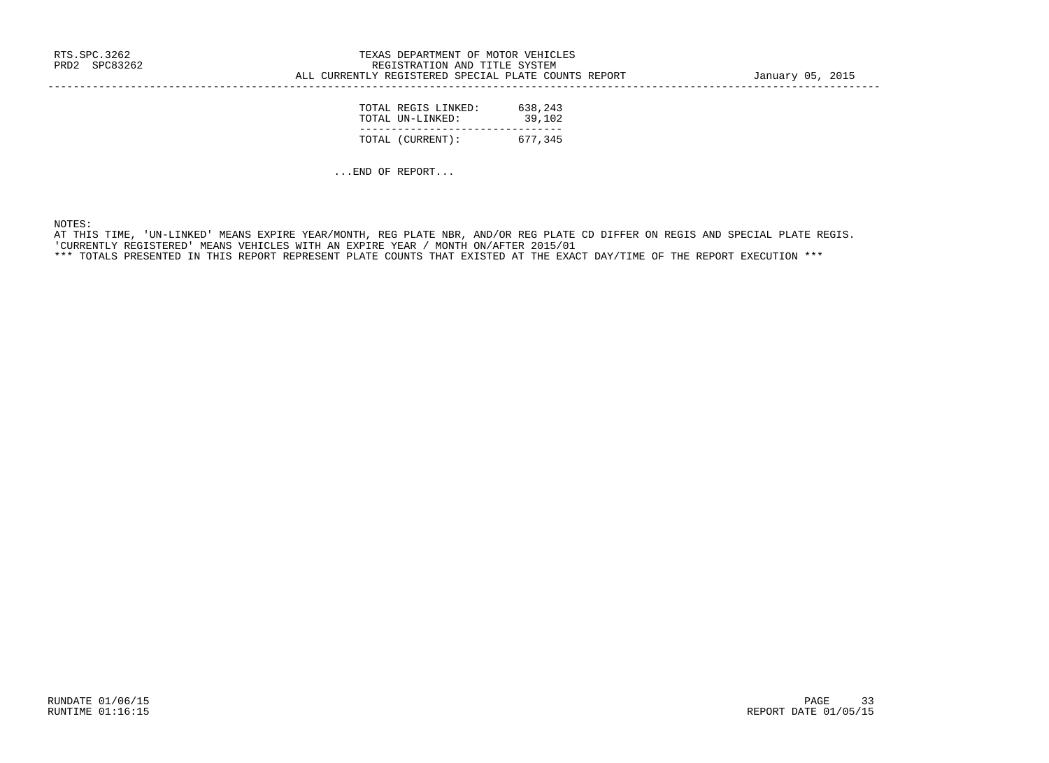| | |
|---|---|
| TOTAL REGIS LINKED: | 638,243 |
| TOTAL UN-LINKED: | 39,102 |
| TOTAL (CURRENT): | 677,345 |

...END OF REPORT...

NOTES:

AT THIS TIME, 'UN-LINKED' MEANS EXPIRE YEAR/MONTH, REG PLATE NBR, AND/OR REG PLATE CD DIFFER ON REGIS AND SPECIAL PLATE REGIS.

'CURRENTLY REGISTERED' MEANS VEHICLES WITH AN EXPIRE YEAR / MONTH ON/AFTER 2015/01

*** TOTALS PRESENTED IN THIS REPORT REPRESENT PLATE COUNTS THAT EXISTED AT THE EXACT DAY/TIME OF THE REPORT EXECUTION ***